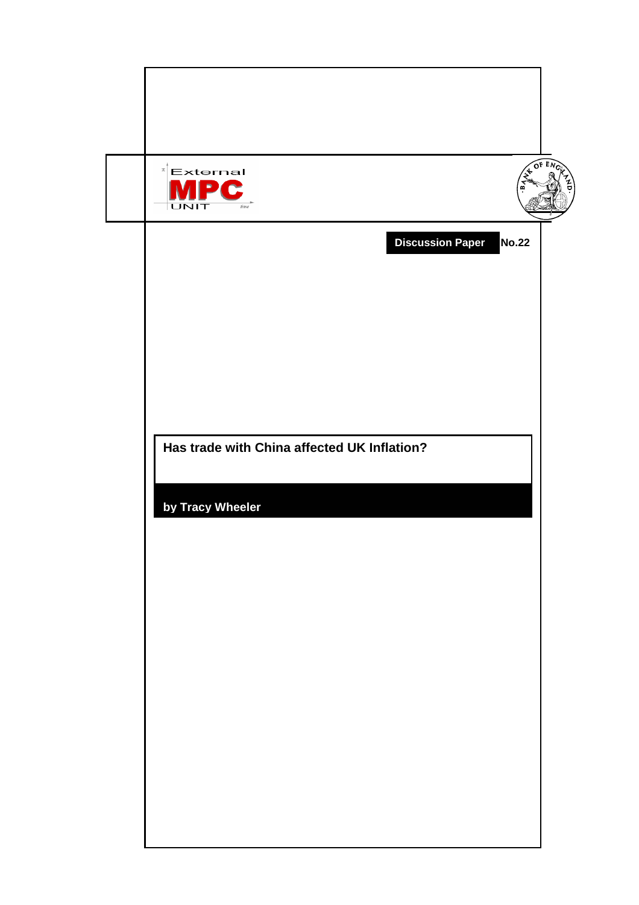External MPC Unit

**Discussion Paper No.22**

# Has trade with China affected UK Inflation?

**by Tracy Wheeler**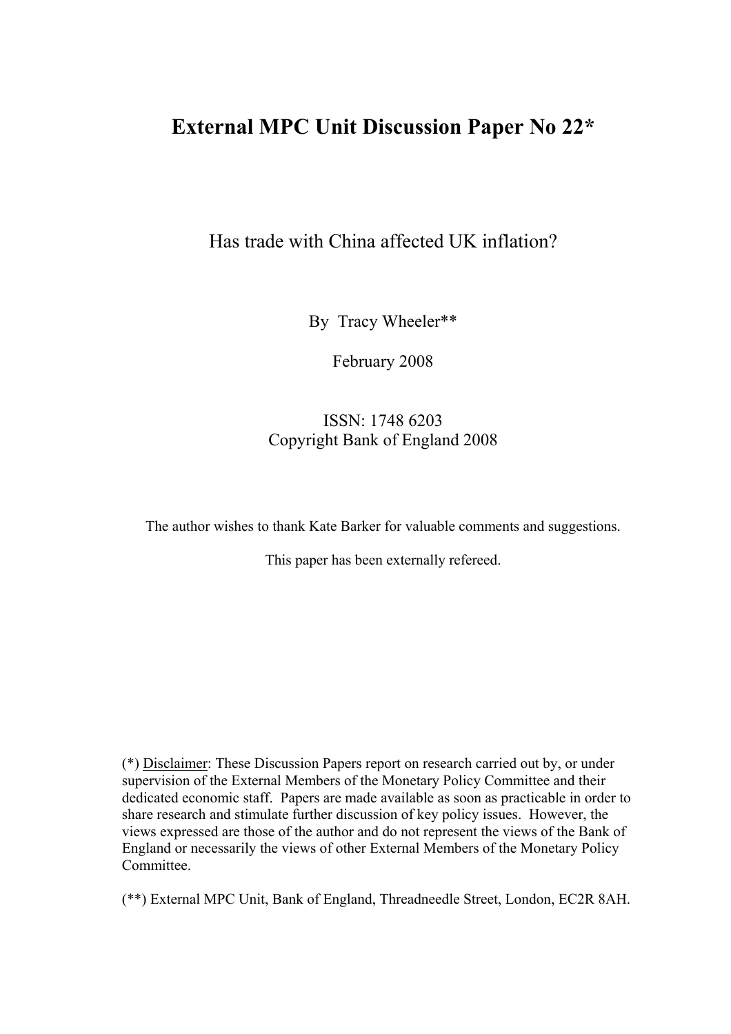# External MPC Unit Discussion Paper No 22*

Has trade with China affected UK inflation?

By Tracy Wheeler**

February 2008

ISSN: 1748 6203
Copyright Bank of England 2008

The author wishes to thank Kate Barker for valuable comments and suggestions.

This paper has been externally refereed.

(*) Disclaimer: These Discussion Papers report on research carried out by, or under supervision of the External Members of the Monetary Policy Committee and their dedicated economic staff. Papers are made available as soon as practicable in order to share research and stimulate further discussion of key policy issues. However, the views expressed are those of the author and do not represent the views of the Bank of England or necessarily the views of other External Members of the Monetary Policy Committee.

(**) External MPC Unit, Bank of England, Threadneedle Street, London, EC2R 8AH.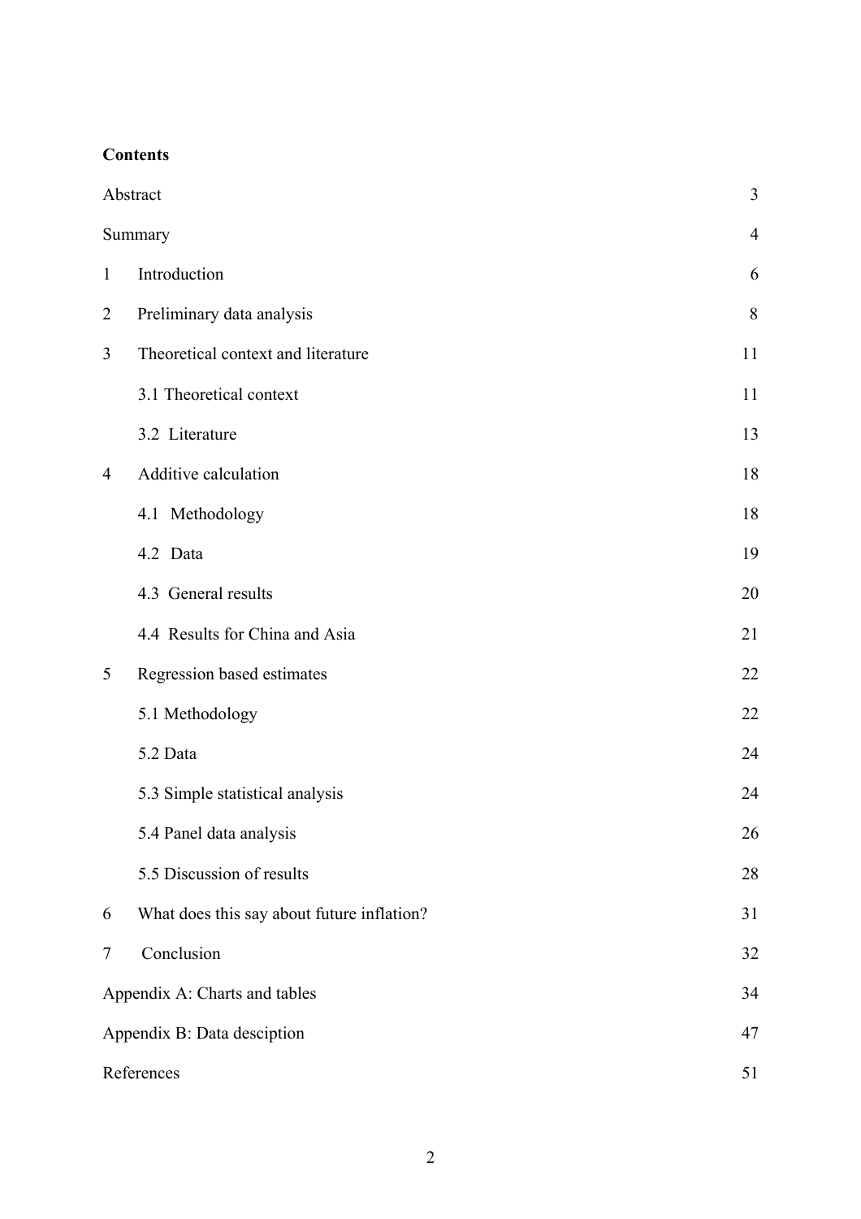**Contents**

| | | |
|---|---|---|
| Abstract | | 3 |
| Summary | | 4 |
| 1 | Introduction | 6 |
| 2 | Preliminary data analysis | 8 |
| 3 | Theoretical context and literature | 11 |
| | 3.1 Theoretical context | 11 |
| | 3.2 Literature | 13 |
| 4 | Additive calculation | 18 |
| | 4.1 Methodology | 18 |
| | 4.2 Data | 19 |
| | 4.3 General results | 20 |
| | 4.4 Results for China and Asia | 21 |
| 5 | Regression based estimates | 22 |
| | 5.1 Methodology | 22 |
| | 5.2 Data | 24 |
| | 5.3 Simple statistical analysis | 24 |
| | 5.4 Panel data analysis | 26 |
| | 5.5 Discussion of results | 28 |
| 6 | What does this say about future inflation? | 31 |
| 7 | Conclusion | 32 |
| Appendix A: Charts and tables | | 34 |
| Appendix B: Data desciption | | 47 |
| References | | 51 |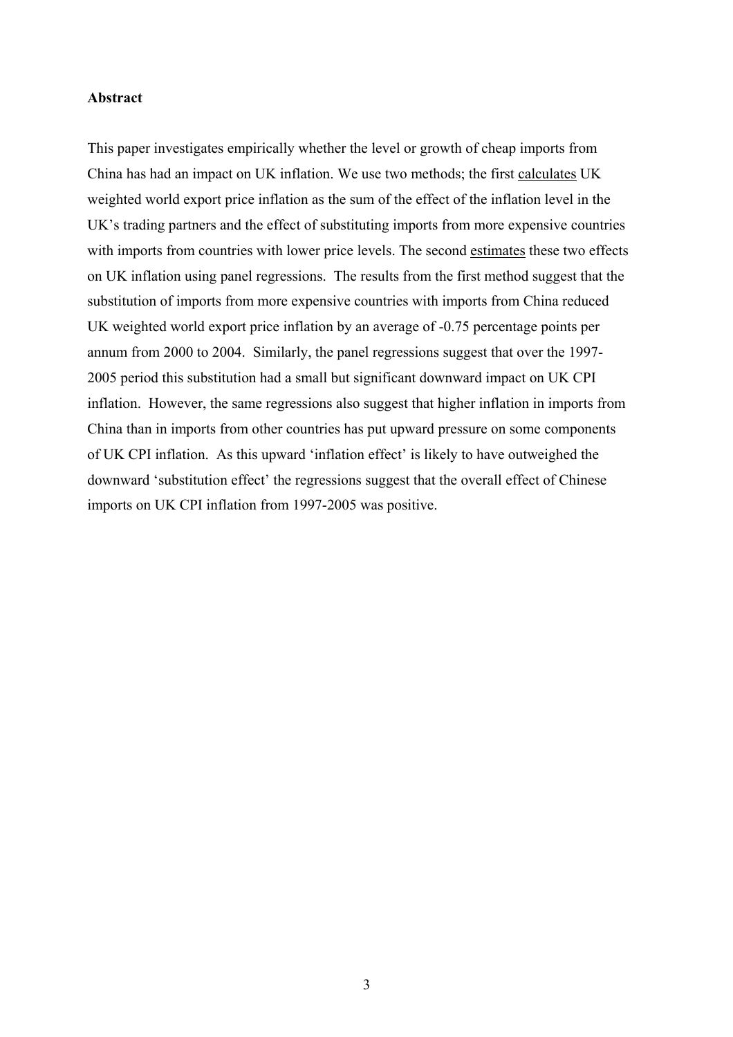**Abstract**

This paper investigates empirically whether the level or growth of cheap imports from China has had an impact on UK inflation. We use two methods; the first <u>calculates</u> UK weighted world export price inflation as the sum of the effect of the inflation level in the UK's trading partners and the effect of substituting imports from more expensive countries with imports from countries with lower price levels. The second <u>estimates</u> these two effects on UK inflation using panel regressions. The results from the first method suggest that the substitution of imports from more expensive countries with imports from China reduced UK weighted world export price inflation by an average of -0.75 percentage points per annum from 2000 to 2004. Similarly, the panel regressions suggest that over the 1997-2005 period this substitution had a small but significant downward impact on UK CPI inflation. However, the same regressions also suggest that higher inflation in imports from China than in imports from other countries has put upward pressure on some components of UK CPI inflation. As this upward 'inflation effect' is likely to have outweighed the downward 'substitution effect' the regressions suggest that the overall effect of Chinese imports on UK CPI inflation from 1997-2005 was positive.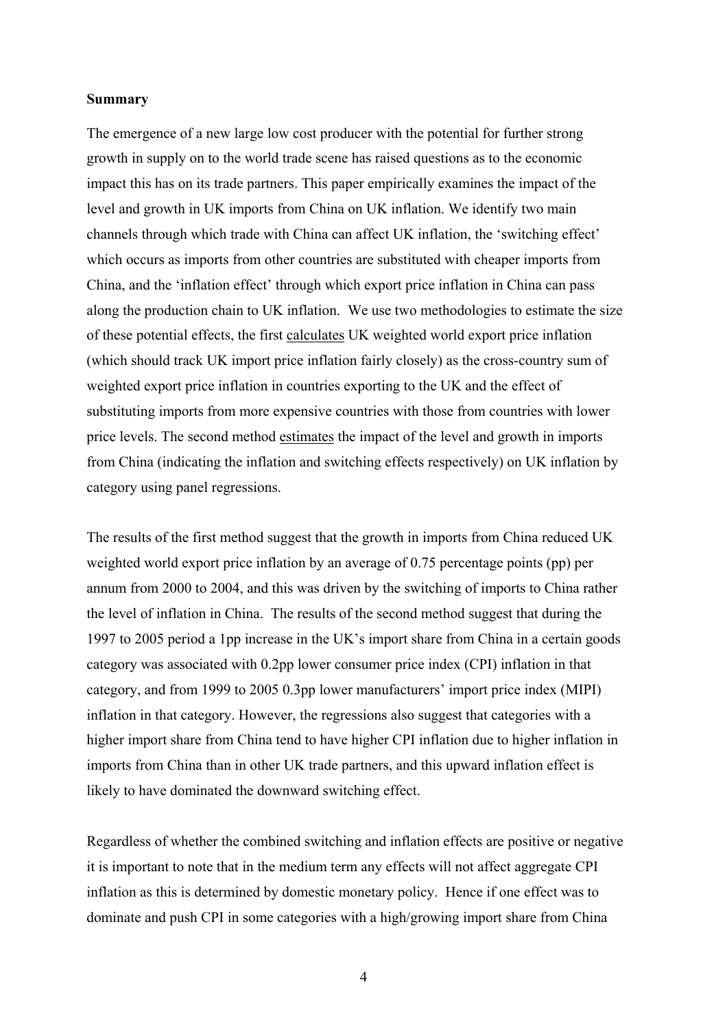**Summary**

The emergence of a new large low cost producer with the potential for further strong growth in supply on to the world trade scene has raised questions as to the economic impact this has on its trade partners. This paper empirically examines the impact of the level and growth in UK imports from China on UK inflation. We identify two main channels through which trade with China can affect UK inflation, the 'switching effect' which occurs as imports from other countries are substituted with cheaper imports from China, and the 'inflation effect' through which export price inflation in China can pass along the production chain to UK inflation. We use two methodologies to estimate the size of these potential effects, the first <u>calculates</u> UK weighted world export price inflation (which should track UK import price inflation fairly closely) as the cross-country sum of weighted export price inflation in countries exporting to the UK and the effect of substituting imports from more expensive countries with those from countries with lower price levels. The second method <u>estimates</u> the impact of the level and growth in imports from China (indicating the inflation and switching effects respectively) on UK inflation by category using panel regressions.

The results of the first method suggest that the growth in imports from China reduced UK weighted world export price inflation by an average of 0.75 percentage points (pp) per annum from 2000 to 2004, and this was driven by the switching of imports to China rather the level of inflation in China. The results of the second method suggest that during the 1997 to 2005 period a 1pp increase in the UK's import share from China in a certain goods category was associated with 0.2pp lower consumer price index (CPI) inflation in that category, and from 1999 to 2005 0.3pp lower manufacturers' import price index (MIPI) inflation in that category. However, the regressions also suggest that categories with a higher import share from China tend to have higher CPI inflation due to higher inflation in imports from China than in other UK trade partners, and this upward inflation effect is likely to have dominated the downward switching effect.

Regardless of whether the combined switching and inflation effects are positive or negative it is important to note that in the medium term any effects will not affect aggregate CPI inflation as this is determined by domestic monetary policy. Hence if one effect was to dominate and push CPI in some categories with a high/growing import share from China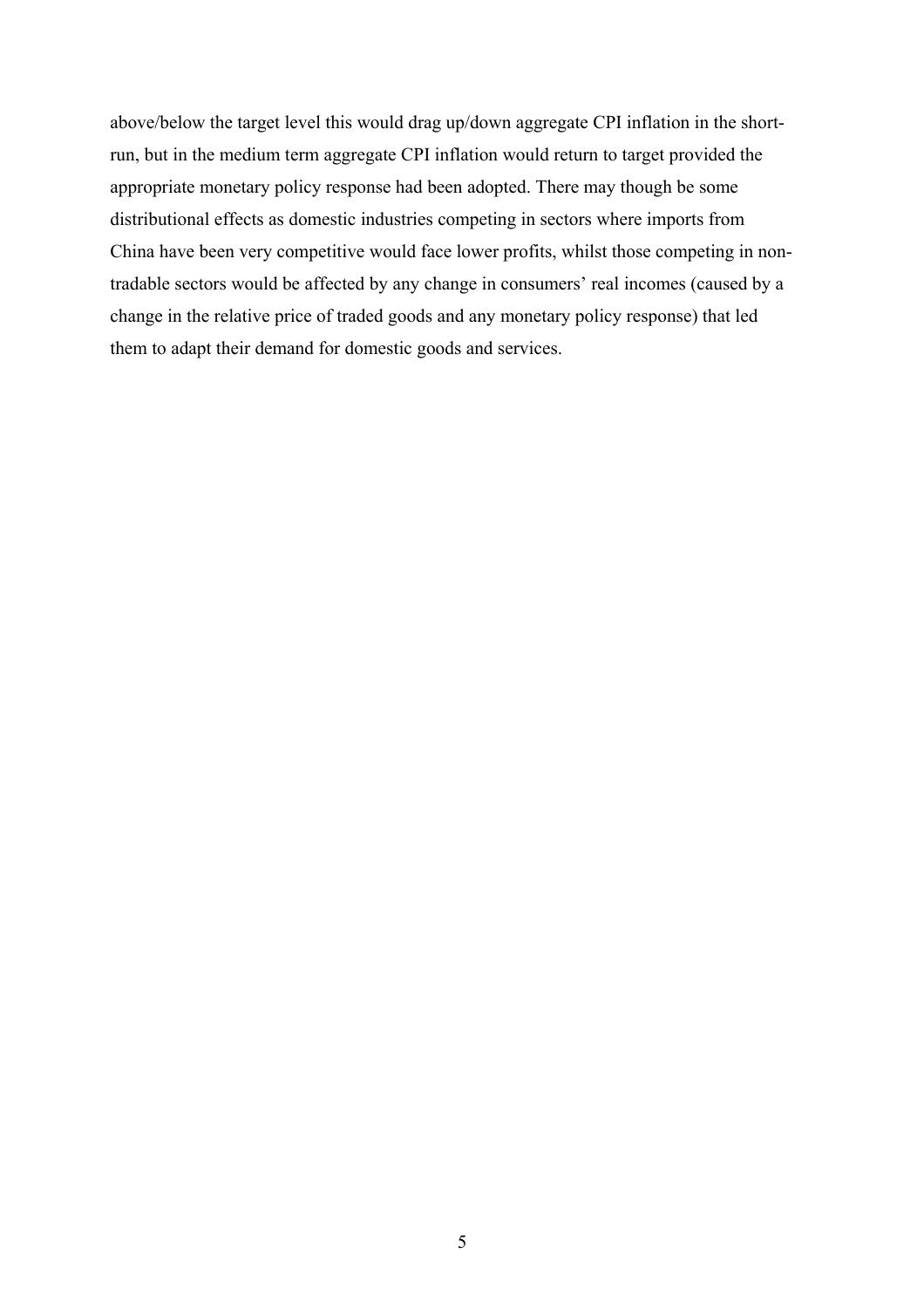above/below the target level this would drag up/down aggregate CPI inflation in the short-run, but in the medium term aggregate CPI inflation would return to target provided the appropriate monetary policy response had been adopted. There may though be some distributional effects as domestic industries competing in sectors where imports from China have been very competitive would face lower profits, whilst those competing in non-tradable sectors would be affected by any change in consumers' real incomes (caused by a change in the relative price of traded goods and any monetary policy response) that led them to adapt their demand for domestic goods and services.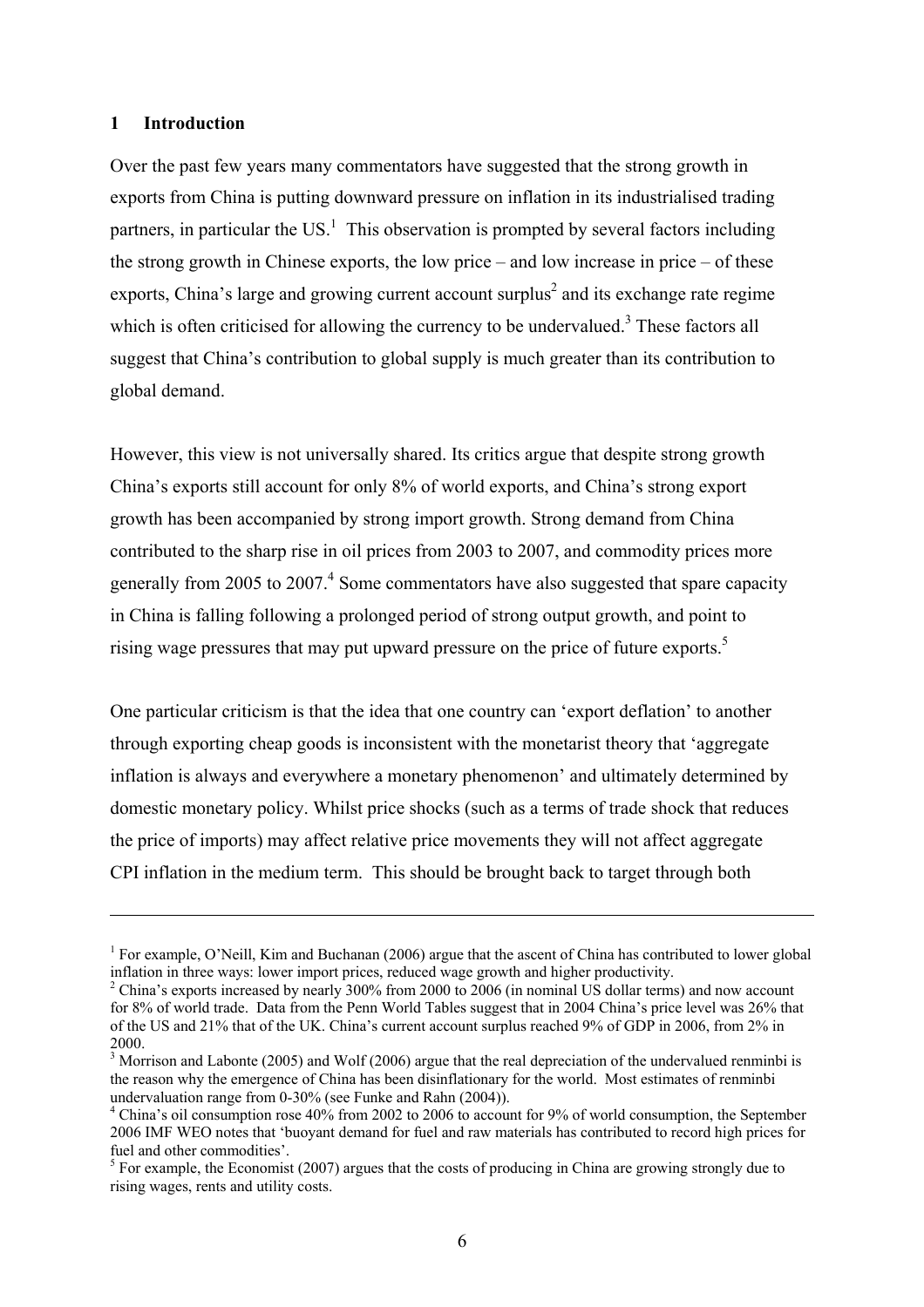## 1 Introduction

Over the past few years many commentators have suggested that the strong growth in exports from China is putting downward pressure on inflation in its industrialised trading partners, in particular the US.[1] This observation is prompted by several factors including the strong growth in Chinese exports, the low price – and low increase in price – of these exports, China's large and growing current account surplus[2] and its exchange rate regime which is often criticised for allowing the currency to be undervalued.[3] These factors all suggest that China's contribution to global supply is much greater than its contribution to global demand.

However, this view is not universally shared. Its critics argue that despite strong growth China's exports still account for only 8% of world exports, and China's strong export growth has been accompanied by strong import growth. Strong demand from China contributed to the sharp rise in oil prices from 2003 to 2007, and commodity prices more generally from 2005 to 2007.[4] Some commentators have also suggested that spare capacity in China is falling following a prolonged period of strong output growth, and point to rising wage pressures that may put upward pressure on the price of future exports.[5]

One particular criticism is that the idea that one country can 'export deflation' to another through exporting cheap goods is inconsistent with the monetarist theory that 'aggregate inflation is always and everywhere a monetary phenomenon' and ultimately determined by domestic monetary policy. Whilst price shocks (such as a terms of trade shock that reduces the price of imports) may affect relative price movements they will not affect aggregate CPI inflation in the medium term. This should be brought back to target through both

---

[1] For example, O'Neill, Kim and Buchanan (2006) argue that the ascent of China has contributed to lower global inflation in three ways: lower import prices, reduced wage growth and higher productivity.

[2] China's exports increased by nearly 300% from 2000 to 2006 (in nominal US dollar terms) and now account for 8% of world trade. Data from the Penn World Tables suggest that in 2004 China's price level was 26% that of the US and 21% that of the UK. China's current account surplus reached 9% of GDP in 2006, from 2% in 2000.

[3] Morrison and Labonte (2005) and Wolf (2006) argue that the real depreciation of the undervalued renminbi is the reason why the emergence of China has been disinflationary for the world. Most estimates of renminbi undervaluation range from 0-30% (see Funke and Rahn (2004)).

[4] China's oil consumption rose 40% from 2002 to 2006 to account for 9% of world consumption, the September 2006 IMF WEO notes that 'buoyant demand for fuel and raw materials has contributed to record high prices for fuel and other commodities'.

[5] For example, the Economist (2007) argues that the costs of producing in China are growing strongly due to rising wages, rents and utility costs.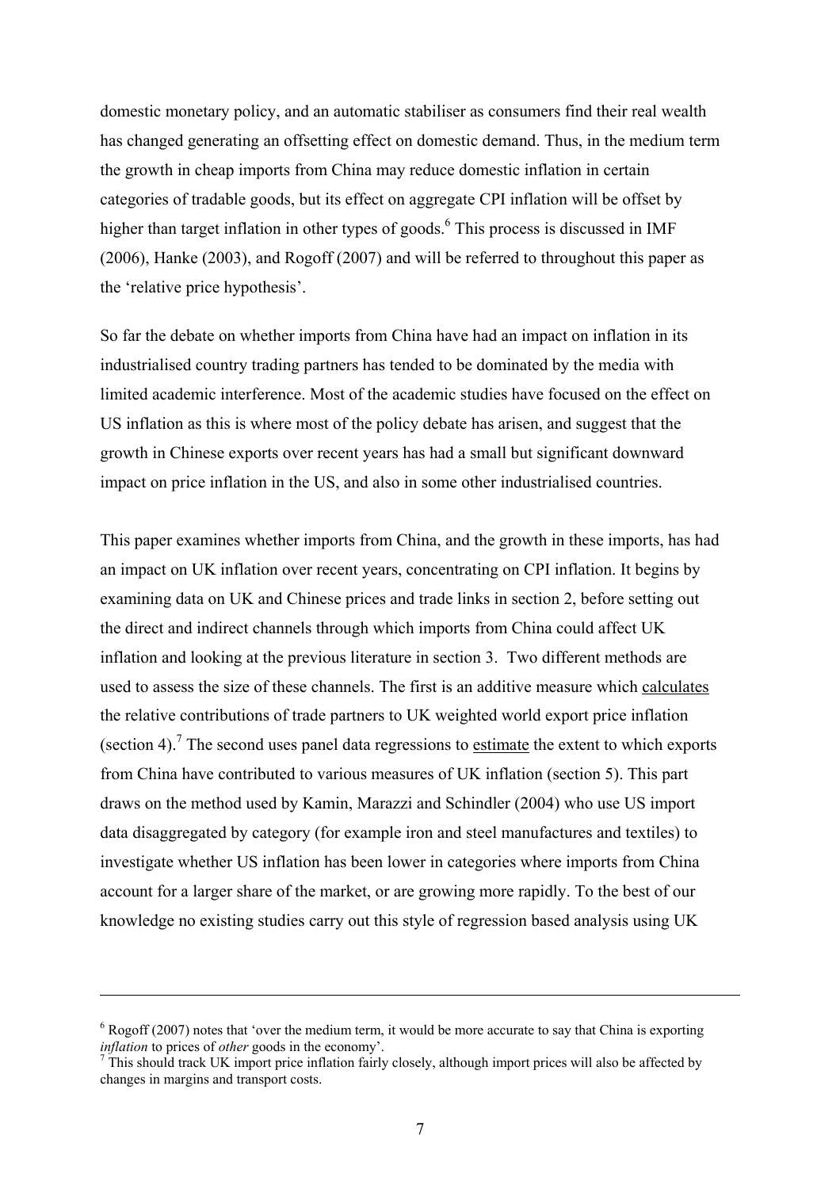domestic monetary policy, and an automatic stabiliser as consumers find their real wealth has changed generating an offsetting effect on domestic demand. Thus, in the medium term the growth in cheap imports from China may reduce domestic inflation in certain categories of tradable goods, but its effect on aggregate CPI inflation will be offset by higher than target inflation in other types of goods.[6] This process is discussed in IMF (2006), Hanke (2003), and Rogoff (2007) and will be referred to throughout this paper as the 'relative price hypothesis'.

So far the debate on whether imports from China have had an impact on inflation in its industrialised country trading partners has tended to be dominated by the media with limited academic interference. Most of the academic studies have focused on the effect on US inflation as this is where most of the policy debate has arisen, and suggest that the growth in Chinese exports over recent years has had a small but significant downward impact on price inflation in the US, and also in some other industrialised countries.

This paper examines whether imports from China, and the growth in these imports, has had an impact on UK inflation over recent years, concentrating on CPI inflation. It begins by examining data on UK and Chinese prices and trade links in section 2, before setting out the direct and indirect channels through which imports from China could affect UK inflation and looking at the previous literature in section 3. Two different methods are used to assess the size of these channels. The first is an additive measure which <u>calculates</u> the relative contributions of trade partners to UK weighted world export price inflation (section 4).[7] The second uses panel data regressions to <u>estimate</u> the extent to which exports from China have contributed to various measures of UK inflation (section 5). This part draws on the method used by Kamin, Marazzi and Schindler (2004) who use US import data disaggregated by category (for example iron and steel manufactures and textiles) to investigate whether US inflation has been lower in categories where imports from China account for a larger share of the market, or are growing more rapidly. To the best of our knowledge no existing studies carry out this style of regression based analysis using UK

---

[6] Rogoff (2007) notes that 'over the medium term, it would be more accurate to say that China is exporting *inflation* to prices of *other* goods in the economy'.

[7] This should track UK import price inflation fairly closely, although import prices will also be affected by changes in margins and transport costs.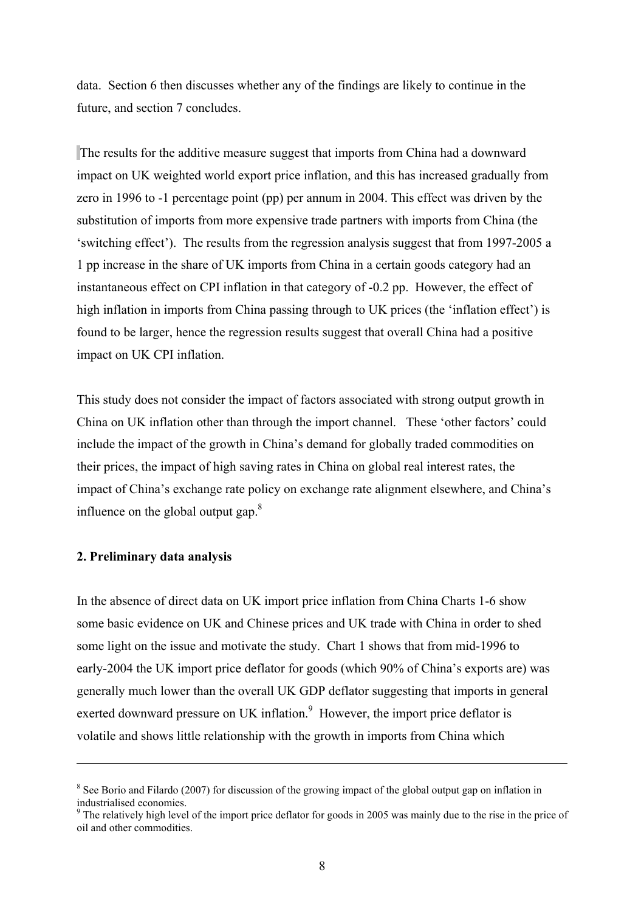data. Section 6 then discusses whether any of the findings are likely to continue in the future, and section 7 concludes.

The results for the additive measure suggest that imports from China had a downward impact on UK weighted world export price inflation, and this has increased gradually from zero in 1996 to -1 percentage point (pp) per annum in 2004. This effect was driven by the substitution of imports from more expensive trade partners with imports from China (the 'switching effect'). The results from the regression analysis suggest that from 1997-2005 a 1 pp increase in the share of UK imports from China in a certain goods category had an instantaneous effect on CPI inflation in that category of -0.2 pp. However, the effect of high inflation in imports from China passing through to UK prices (the 'inflation effect') is found to be larger, hence the regression results suggest that overall China had a positive impact on UK CPI inflation.

This study does not consider the impact of factors associated with strong output growth in China on UK inflation other than through the import channel. These 'other factors' could include the impact of the growth in China's demand for globally traded commodities on their prices, the impact of high saving rates in China on global real interest rates, the impact of China's exchange rate policy on exchange rate alignment elsewhere, and China's influence on the global output gap.[8]

## 2. Preliminary data analysis

In the absence of direct data on UK import price inflation from China Charts 1-6 show some basic evidence on UK and Chinese prices and UK trade with China in order to shed some light on the issue and motivate the study. Chart 1 shows that from mid-1996 to early-2004 the UK import price deflator for goods (which 90% of China's exports are) was generally much lower than the overall UK GDP deflator suggesting that imports in general exerted downward pressure on UK inflation.[9] However, the import price deflator is volatile and shows little relationship with the growth in imports from China which

---

[8] See Borio and Filardo (2007) for discussion of the growing impact of the global output gap on inflation in industrialised economies.

[9] The relatively high level of the import price deflator for goods in 2005 was mainly due to the rise in the price of oil and other commodities.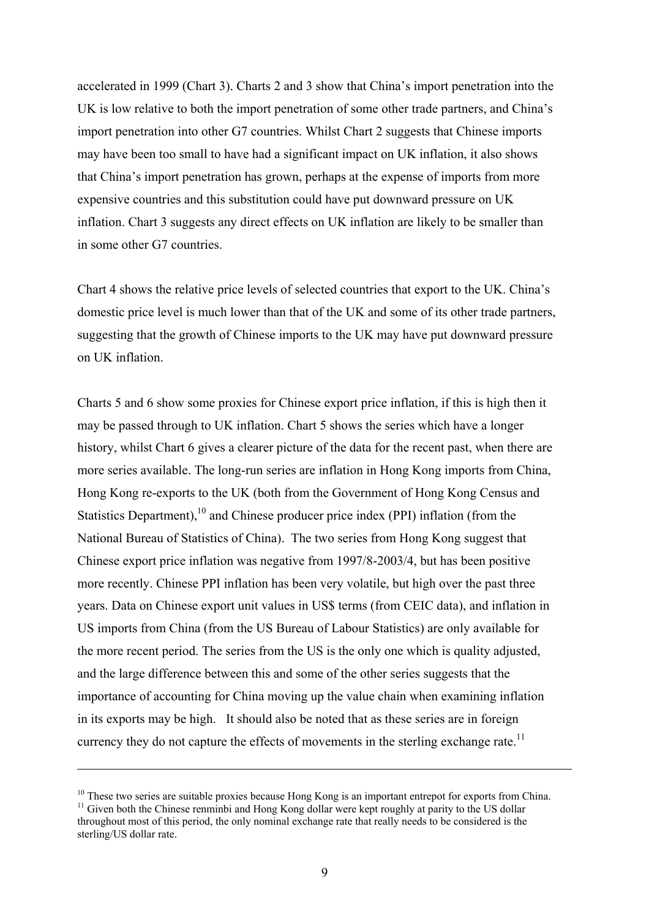accelerated in 1999 (Chart 3). Charts 2 and 3 show that China's import penetration into the UK is low relative to both the import penetration of some other trade partners, and China's import penetration into other G7 countries. Whilst Chart 2 suggests that Chinese imports may have been too small to have had a significant impact on UK inflation, it also shows that China's import penetration has grown, perhaps at the expense of imports from more expensive countries and this substitution could have put downward pressure on UK inflation. Chart 3 suggests any direct effects on UK inflation are likely to be smaller than in some other G7 countries.

Chart 4 shows the relative price levels of selected countries that export to the UK. China's domestic price level is much lower than that of the UK and some of its other trade partners, suggesting that the growth of Chinese imports to the UK may have put downward pressure on UK inflation.

Charts 5 and 6 show some proxies for Chinese export price inflation, if this is high then it may be passed through to UK inflation. Chart 5 shows the series which have a longer history, whilst Chart 6 gives a clearer picture of the data for the recent past, when there are more series available. The long-run series are inflation in Hong Kong imports from China, Hong Kong re-exports to the UK (both from the Government of Hong Kong Census and Statistics Department),[10] and Chinese producer price index (PPI) inflation (from the National Bureau of Statistics of China). The two series from Hong Kong suggest that Chinese export price inflation was negative from 1997/8-2003/4, but has been positive more recently. Chinese PPI inflation has been very volatile, but high over the past three years. Data on Chinese export unit values in US$ terms (from CEIC data), and inflation in US imports from China (from the US Bureau of Labour Statistics) are only available for the more recent period. The series from the US is the only one which is quality adjusted, and the large difference between this and some of the other series suggests that the importance of accounting for China moving up the value chain when examining inflation in its exports may be high. It should also be noted that as these series are in foreign currency they do not capture the effects of movements in the sterling exchange rate.[11]

---

[10] These two series are suitable proxies because Hong Kong is an important entrepot for exports from China.

[11] Given both the Chinese renminbi and Hong Kong dollar were kept roughly at parity to the US dollar throughout most of this period, the only nominal exchange rate that really needs to be considered is the sterling/US dollar rate.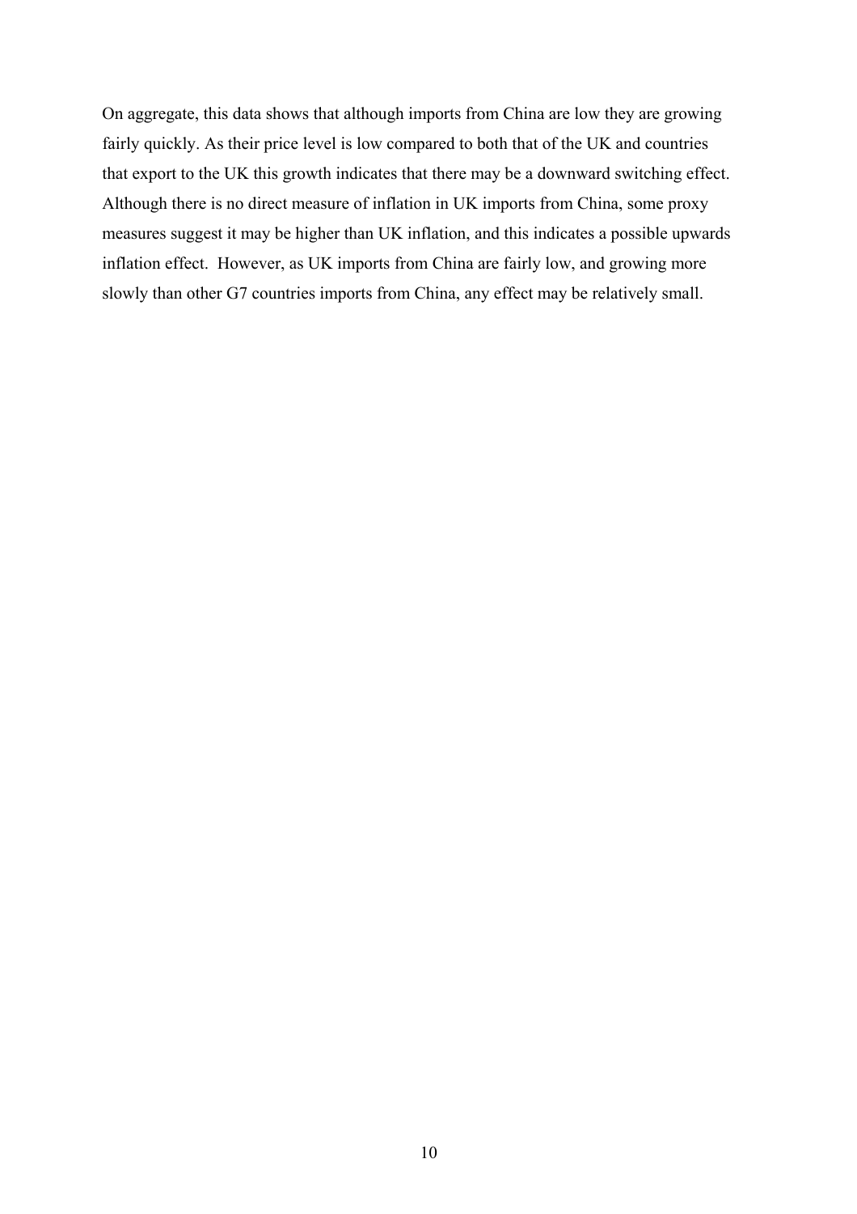On aggregate, this data shows that although imports from China are low they are growing fairly quickly. As their price level is low compared to both that of the UK and countries that export to the UK this growth indicates that there may be a downward switching effect. Although there is no direct measure of inflation in UK imports from China, some proxy measures suggest it may be higher than UK inflation, and this indicates a possible upwards inflation effect. However, as UK imports from China are fairly low, and growing more slowly than other G7 countries imports from China, any effect may be relatively small.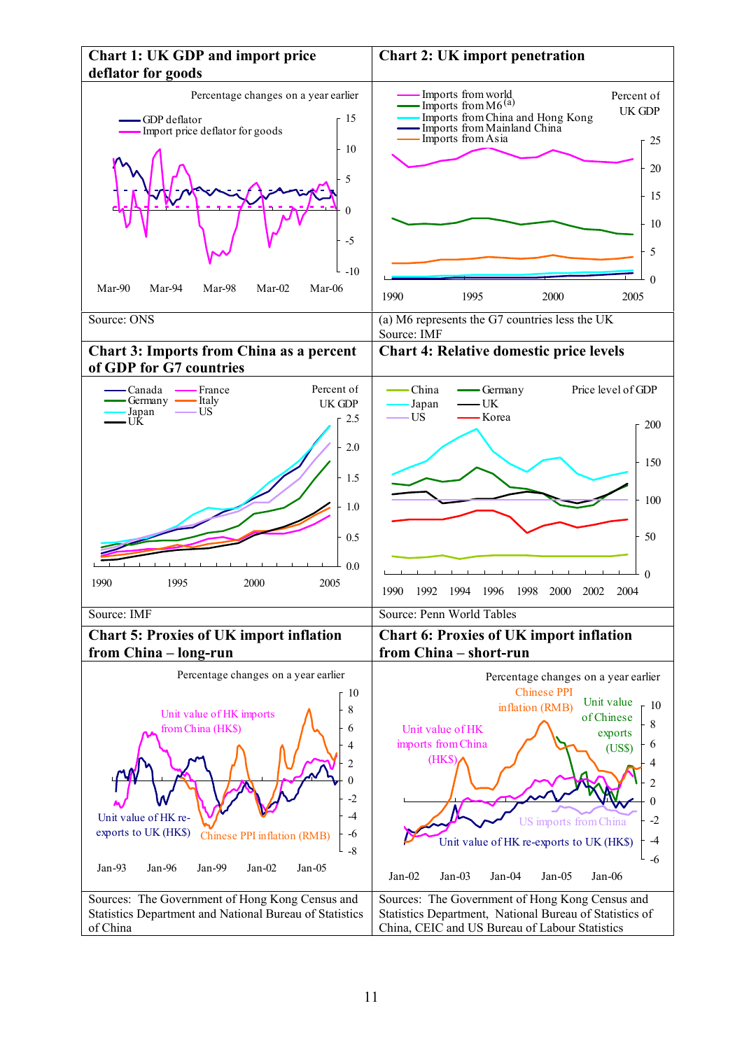**Chart 1: UK GDP and import price deflator for goods**

Percentage changes on a year earlier

Source: ONS

**Chart 2: UK import penetration**

Percent of UK GDP

(a) M6 represents the G7 countries less the UK

Source: IMF

**Chart 3: Imports from China as a percent of GDP for G7 countries**

Percent of UK GDP

Source: IMF

**Chart 4: Relative domestic price levels**

Price level of GDP

Source: Penn World Tables

**Chart 5: Proxies of UK import inflation from China – long-run**

Percentage changes on a year earlier

Sources: The Government of Hong Kong Census and Statistics Department and National Bureau of Statistics of China

**Chart 6: Proxies of UK import inflation from China – short-run**

Percentage changes on a year earlier

Sources: The Government of Hong Kong Census and Statistics Department, National Bureau of Statistics of China, CEIC and US Bureau of Labour Statistics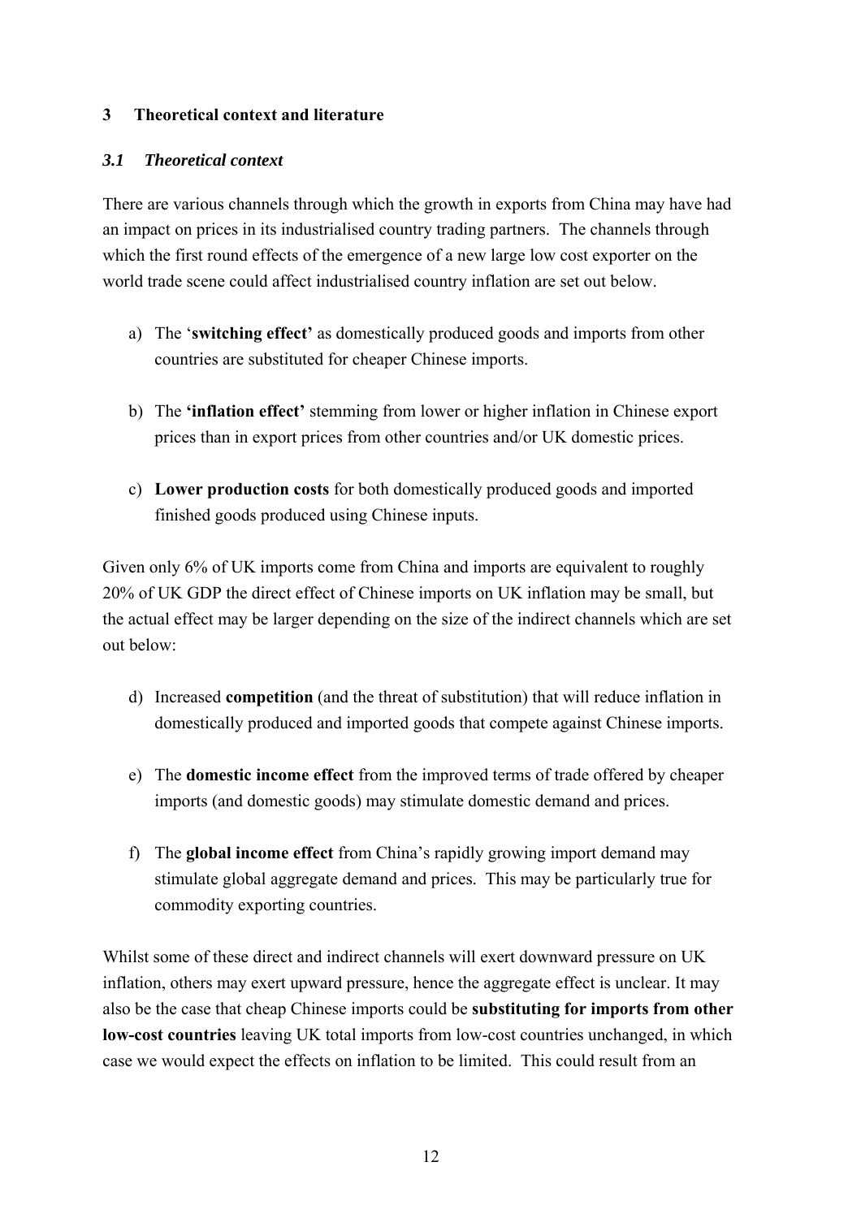## 3 Theoretical context and literature

### *3.1 Theoretical context*

There are various channels through which the growth in exports from China may have had an impact on prices in its industrialised country trading partners. The channels through which the first round effects of the emergence of a new large low cost exporter on the world trade scene could affect industrialised country inflation are set out below.

a) The '**switching effect**' as domestically produced goods and imports from other countries are substituted for cheaper Chinese imports.

b) The **'inflation effect'** stemming from lower or higher inflation in Chinese export prices than in export prices from other countries and/or UK domestic prices.

c) **Lower production costs** for both domestically produced goods and imported finished goods produced using Chinese inputs.

Given only 6% of UK imports come from China and imports are equivalent to roughly 20% of UK GDP the direct effect of Chinese imports on UK inflation may be small, but the actual effect may be larger depending on the size of the indirect channels which are set out below:

d) Increased **competition** (and the threat of substitution) that will reduce inflation in domestically produced and imported goods that compete against Chinese imports.

e) The **domestic income effect** from the improved terms of trade offered by cheaper imports (and domestic goods) may stimulate domestic demand and prices.

f) The **global income effect** from China's rapidly growing import demand may stimulate global aggregate demand and prices. This may be particularly true for commodity exporting countries.

Whilst some of these direct and indirect channels will exert downward pressure on UK inflation, others may exert upward pressure, hence the aggregate effect is unclear. It may also be the case that cheap Chinese imports could be **substituting for imports from other low-cost countries** leaving UK total imports from low-cost countries unchanged, in which case we would expect the effects on inflation to be limited. This could result from an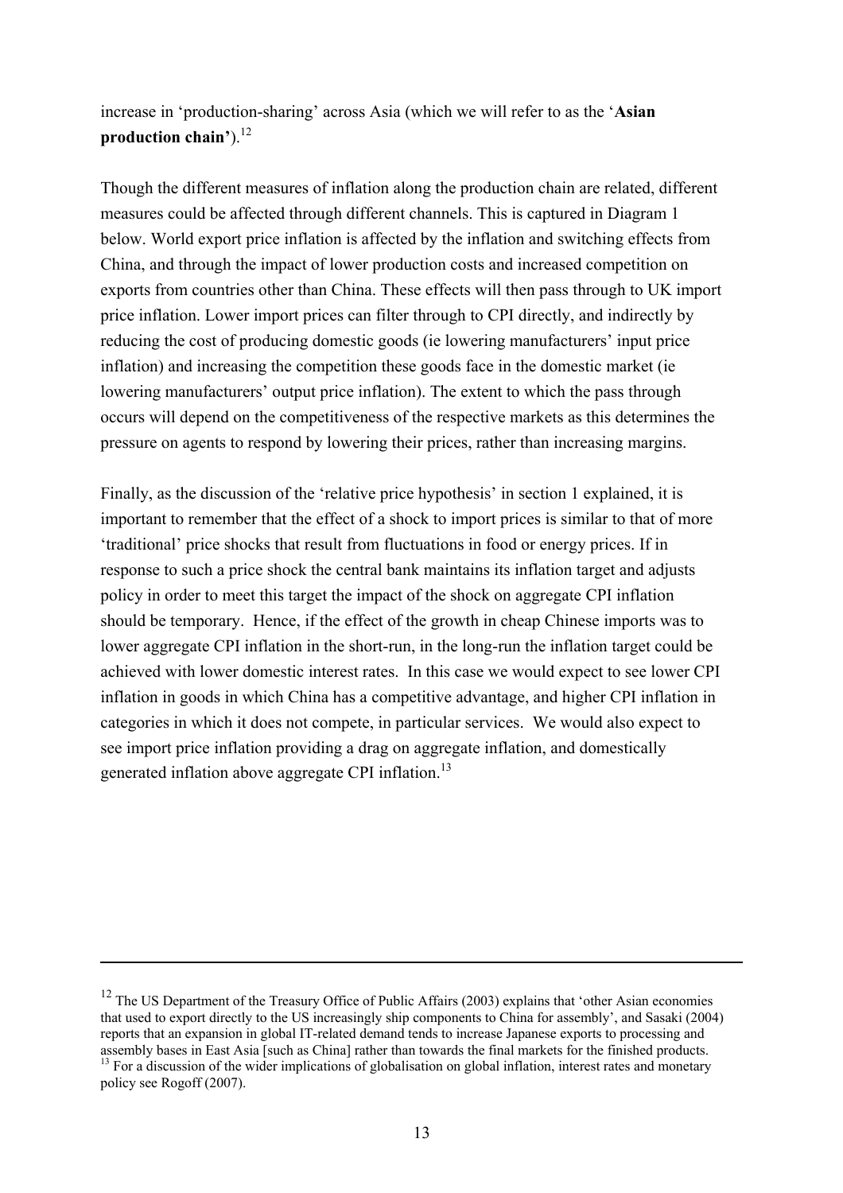increase in 'production-sharing' across Asia (which we will refer to as the '**Asian production chain'**).[12]

Though the different measures of inflation along the production chain are related, different measures could be affected through different channels. This is captured in Diagram 1 below. World export price inflation is affected by the inflation and switching effects from China, and through the impact of lower production costs and increased competition on exports from countries other than China. These effects will then pass through to UK import price inflation. Lower import prices can filter through to CPI directly, and indirectly by reducing the cost of producing domestic goods (ie lowering manufacturers' input price inflation) and increasing the competition these goods face in the domestic market (ie lowering manufacturers' output price inflation). The extent to which the pass through occurs will depend on the competitiveness of the respective markets as this determines the pressure on agents to respond by lowering their prices, rather than increasing margins.

Finally, as the discussion of the 'relative price hypothesis' in section 1 explained, it is important to remember that the effect of a shock to import prices is similar to that of more 'traditional' price shocks that result from fluctuations in food or energy prices. If in response to such a price shock the central bank maintains its inflation target and adjusts policy in order to meet this target the impact of the shock on aggregate CPI inflation should be temporary. Hence, if the effect of the growth in cheap Chinese imports was to lower aggregate CPI inflation in the short-run, in the long-run the inflation target could be achieved with lower domestic interest rates. In this case we would expect to see lower CPI inflation in goods in which China has a competitive advantage, and higher CPI inflation in categories in which it does not compete, in particular services. We would also expect to see import price inflation providing a drag on aggregate inflation, and domestically generated inflation above aggregate CPI inflation.[13]

---

[12] The US Department of the Treasury Office of Public Affairs (2003) explains that 'other Asian economies that used to export directly to the US increasingly ship components to China for assembly', and Sasaki (2004) reports that an expansion in global IT-related demand tends to increase Japanese exports to processing and assembly bases in East Asia [such as China] rather than towards the final markets for the finished products.

[13] For a discussion of the wider implications of globalisation on global inflation, interest rates and monetary policy see Rogoff (2007).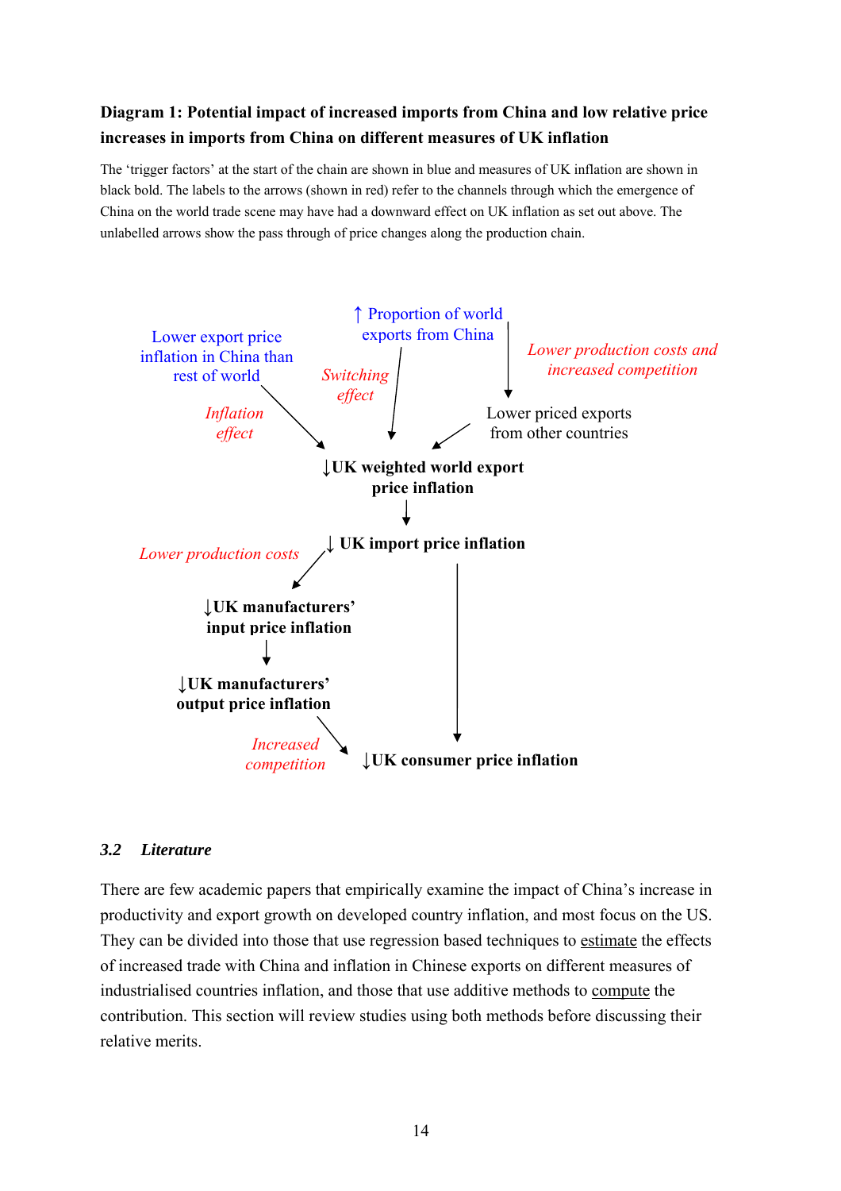**Diagram 1: Potential impact of increased imports from China and low relative price increases in imports from China on different measures of UK inflation**

The 'trigger factors' at the start of the chain are shown in blue and measures of UK inflation are shown in black bold. The labels to the arrows (shown in red) refer to the channels through which the emergence of China on the world trade scene may have had a downward effect on UK inflation as set out above. The unlabelled arrows show the pass through of price changes along the production chain.

Lower export price inflation in China than rest of world

↑ Proportion of world exports from China

*Lower production costs and increased competition*

*Switching effect*

Lower priced exports from other countries

*Inflation effect*

**↓UK weighted world export price inflation**

**↓ UK import price inflation**

*Lower production costs*

**↓UK manufacturers' input price inflation**

**↓UK manufacturers' output price inflation**

*Increased competition*

**↓UK consumer price inflation**

### *3.2 Literature*

There are few academic papers that empirically examine the impact of China's increase in productivity and export growth on developed country inflation, and most focus on the US. They can be divided into those that use regression based techniques to estimate the effects of increased trade with China and inflation in Chinese exports on different measures of industrialised countries inflation, and those that use additive methods to compute the contribution. This section will review studies using both methods before discussing their relative merits.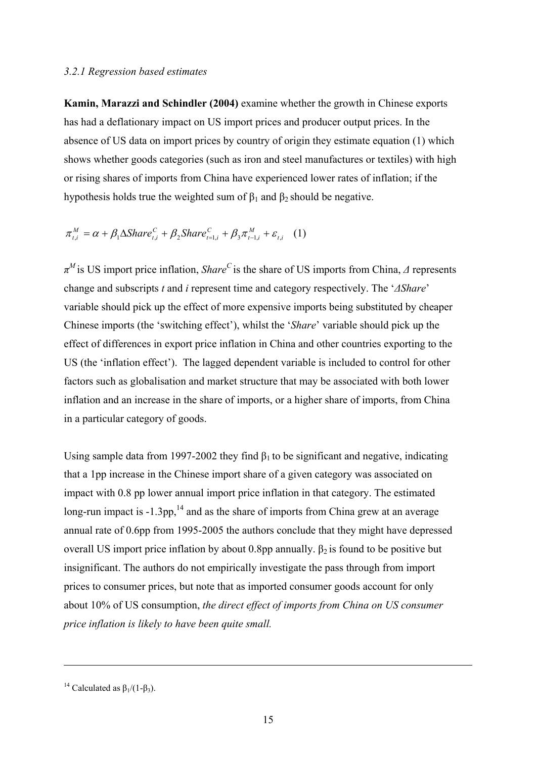### *3.2.1 Regression based estimates*

**Kamin, Marazzi and Schindler (2004)** examine whether the growth in Chinese exports has had a deflationary impact on US import prices and producer output prices. In the absence of US data on import prices by country of origin they estimate equation (1) which shows whether goods categories (such as iron and steel manufactures or textiles) with high or rising shares of imports from China have experienced lower rates of inflation; if the hypothesis holds true the weighted sum of $\beta_1$ and $\beta_2$ should be negative.

$$\pi^M_{t,i} = \alpha + \beta_1 \Delta Share^C_{t,i} + \beta_2 Share^C_{t=1,i} + \beta_3 \pi^M_{t-1,i} + \varepsilon_{t,i} \quad (1)$$

$\pi^M$ is US import price inflation, $Share^C$ is the share of US imports from China, $\Delta$ represents change and subscripts $t$ and $i$ represent time and category respectively. The '$\Delta Share$' variable should pick up the effect of more expensive imports being substituted by cheaper Chinese imports (the 'switching effect'), whilst the '*Share*' variable should pick up the effect of differences in export price inflation in China and other countries exporting to the US (the 'inflation effect'). The lagged dependent variable is included to control for other factors such as globalisation and market structure that may be associated with both lower inflation and an increase in the share of imports, or a higher share of imports, from China in a particular category of goods.

Using sample data from 1997-2002 they find $\beta_1$ to be significant and negative, indicating that a 1pp increase in the Chinese import share of a given category was associated on impact with 0.8 pp lower annual import price inflation in that category. The estimated long-run impact is -1.3pp,[14] and as the share of imports from China grew at an average annual rate of 0.6pp from 1995-2005 the authors conclude that they might have depressed overall US import price inflation by about 0.8pp annually. $\beta_2$ is found to be positive but insignificant. The authors do not empirically investigate the pass through from import prices to consumer prices, but note that as imported consumer goods account for only about 10% of US consumption, *the direct effect of imports from China on US consumer price inflation is likely to have been quite small.*

---

[14] Calculated as $\beta_1/(1-\beta_3)$.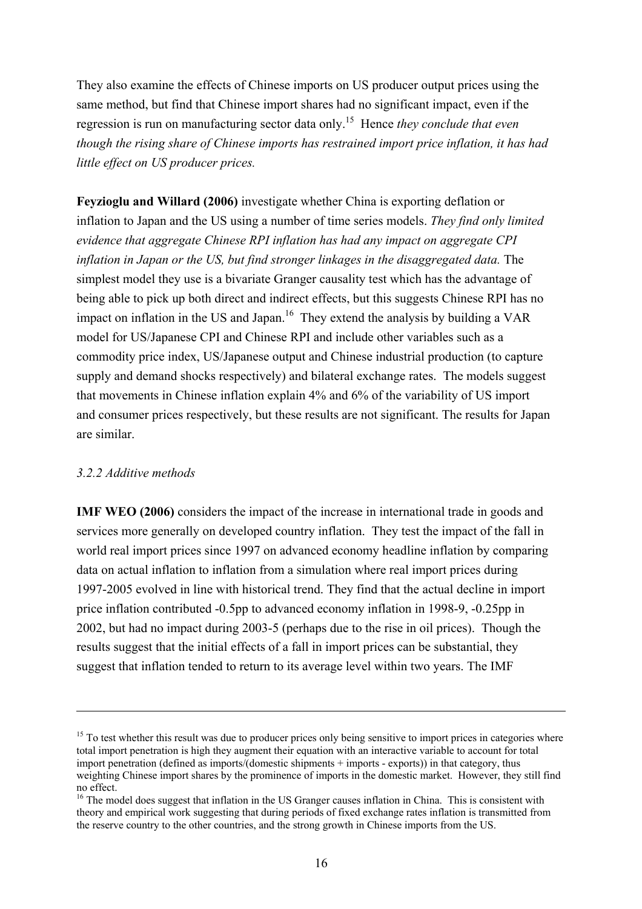They also examine the effects of Chinese imports on US producer output prices using the same method, but find that Chinese import shares had no significant impact, even if the regression is run on manufacturing sector data only.[15] Hence *they conclude that even though the rising share of Chinese imports has restrained import price inflation, it has had little effect on US producer prices.*

**Feyzioglu and Willard (2006)** investigate whether China is exporting deflation or inflation to Japan and the US using a number of time series models. *They find only limited evidence that aggregate Chinese RPI inflation has had any impact on aggregate CPI inflation in Japan or the US, but find stronger linkages in the disaggregated data.* The simplest model they use is a bivariate Granger causality test which has the advantage of being able to pick up both direct and indirect effects, but this suggests Chinese RPI has no impact on inflation in the US and Japan.[16] They extend the analysis by building a VAR model for US/Japanese CPI and Chinese RPI and include other variables such as a commodity price index, US/Japanese output and Chinese industrial production (to capture supply and demand shocks respectively) and bilateral exchange rates. The models suggest that movements in Chinese inflation explain 4% and 6% of the variability of US import and consumer prices respectively, but these results are not significant. The results for Japan are similar.

### *3.2.2 Additive methods*

**IMF WEO (2006)** considers the impact of the increase in international trade in goods and services more generally on developed country inflation. They test the impact of the fall in world real import prices since 1997 on advanced economy headline inflation by comparing data on actual inflation to inflation from a simulation where real import prices during 1997-2005 evolved in line with historical trend. They find that the actual decline in import price inflation contributed -0.5pp to advanced economy inflation in 1998-9, -0.25pp in 2002, but had no impact during 2003-5 (perhaps due to the rise in oil prices). Though the results suggest that the initial effects of a fall in import prices can be substantial, they suggest that inflation tended to return to its average level within two years. The IMF

---

[15] To test whether this result was due to producer prices only being sensitive to import prices in categories where total import penetration is high they augment their equation with an interactive variable to account for total import penetration (defined as imports/(domestic shipments + imports - exports)) in that category, thus weighting Chinese import shares by the prominence of imports in the domestic market. However, they still find no effect.

[16] The model does suggest that inflation in the US Granger causes inflation in China. This is consistent with theory and empirical work suggesting that during periods of fixed exchange rates inflation is transmitted from the reserve country to the other countries, and the strong growth in Chinese imports from the US.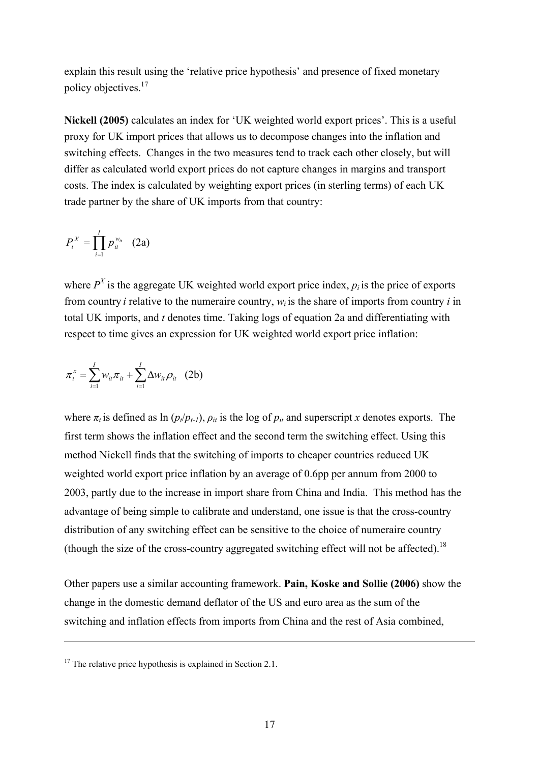explain this result using the 'relative price hypothesis' and presence of fixed monetary policy objectives.[17]

**Nickell (2005)** calculates an index for 'UK weighted world export prices'. This is a useful proxy for UK import prices that allows us to decompose changes into the inflation and switching effects. Changes in the two measures tend to track each other closely, but will differ as calculated world export prices do not capture changes in margins and transport costs. The index is calculated by weighting export prices (in sterling terms) of each UK trade partner by the share of UK imports from that country:

$$P_t^X = \prod_{i=1}^{I} p_{it}^{w_{it}} \quad \text{(2a)}$$

where $P^X$ is the aggregate UK weighted world export price index, $p_i$ is the price of exports from country $i$ relative to the numeraire country, $w_i$ is the share of imports from country $i$ in total UK imports, and $t$ denotes time. Taking logs of equation 2a and differentiating with respect to time gives an expression for UK weighted world export price inflation:

$$\pi_t^x = \sum_{i=1}^{I} w_{it}\pi_{it} + \sum_{i=1}^{I} \Delta w_{it}\rho_{it} \quad \text{(2b)}$$

where $\pi_t$ is defined as ln $(p_t/p_{t-1})$, $\rho_{it}$ is the log of $p_{it}$ and superscript $x$ denotes exports. The first term shows the inflation effect and the second term the switching effect. Using this method Nickell finds that the switching of imports to cheaper countries reduced UK weighted world export price inflation by an average of 0.6pp per annum from 2000 to 2003, partly due to the increase in import share from China and India. This method has the advantage of being simple to calibrate and understand, one issue is that the cross-country distribution of any switching effect can be sensitive to the choice of numeraire country (though the size of the cross-country aggregated switching effect will not be affected).[18]

Other papers use a similar accounting framework. **Pain, Koske and Sollie (2006)** show the change in the domestic demand deflator of the US and euro area as the sum of the switching and inflation effects from imports from China and the rest of Asia combined,

[17] The relative price hypothesis is explained in Section 2.1.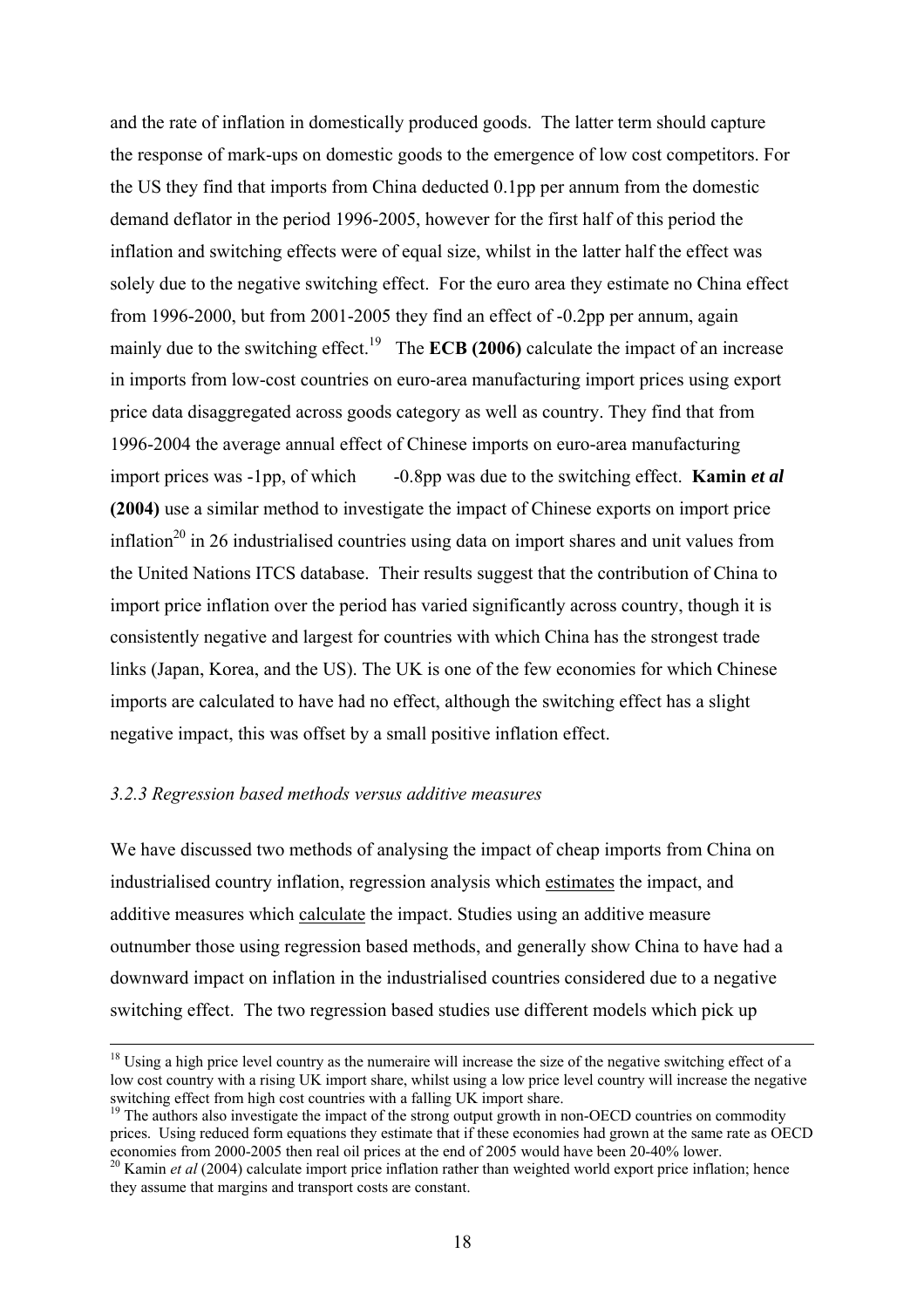and the rate of inflation in domestically produced goods. The latter term should capture the response of mark-ups on domestic goods to the emergence of low cost competitors. For the US they find that imports from China deducted 0.1pp per annum from the domestic demand deflator in the period 1996-2005, however for the first half of this period the inflation and switching effects were of equal size, whilst in the latter half the effect was solely due to the negative switching effect. For the euro area they estimate no China effect from 1996-2000, but from 2001-2005 they find an effect of -0.2pp per annum, again mainly due to the switching effect.[19] The **ECB (2006)** calculate the impact of an increase in imports from low-cost countries on euro-area manufacturing import prices using export price data disaggregated across goods category as well as country. They find that from 1996-2004 the average annual effect of Chinese imports on euro-area manufacturing import prices was -1pp, of which -0.8pp was due to the switching effect. **Kamin *et al* (2004)** use a similar method to investigate the impact of Chinese exports on import price inflation[20] in 26 industrialised countries using data on import shares and unit values from the United Nations ITCS database. Their results suggest that the contribution of China to import price inflation over the period has varied significantly across country, though it is consistently negative and largest for countries with which China has the strongest trade links (Japan, Korea, and the US). The UK is one of the few economies for which Chinese imports are calculated to have had no effect, although the switching effect has a slight negative impact, this was offset by a small positive inflation effect.

### *3.2.3 Regression based methods versus additive measures*

We have discussed two methods of analysing the impact of cheap imports from China on industrialised country inflation, regression analysis which estimates the impact, and additive measures which calculate the impact. Studies using an additive measure outnumber those using regression based methods, and generally show China to have had a downward impact on inflation in the industrialised countries considered due to a negative switching effect. The two regression based studies use different models which pick up

---

[18] Using a high price level country as the numeraire will increase the size of the negative switching effect of a low cost country with a rising UK import share, whilst using a low price level country will increase the negative switching effect from high cost countries with a falling UK import share.

[19] The authors also investigate the impact of the strong output growth in non-OECD countries on commodity prices. Using reduced form equations they estimate that if these economies had grown at the same rate as OECD economies from 2000-2005 then real oil prices at the end of 2005 would have been 20-40% lower.

[20] Kamin *et al* (2004) calculate import price inflation rather than weighted world export price inflation; hence they assume that margins and transport costs are constant.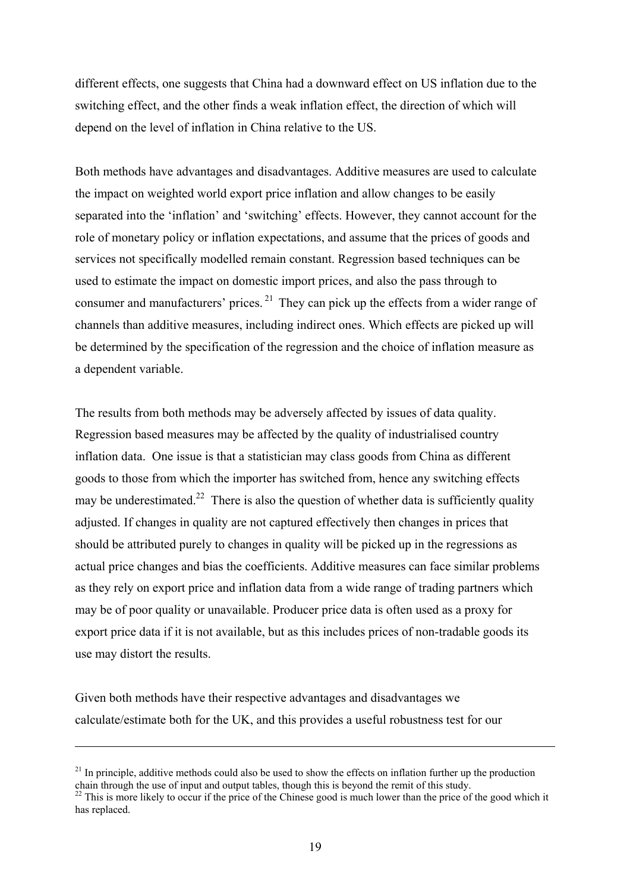different effects, one suggests that China had a downward effect on US inflation due to the switching effect, and the other finds a weak inflation effect, the direction of which will depend on the level of inflation in China relative to the US.

Both methods have advantages and disadvantages. Additive measures are used to calculate the impact on weighted world export price inflation and allow changes to be easily separated into the 'inflation' and 'switching' effects. However, they cannot account for the role of monetary policy or inflation expectations, and assume that the prices of goods and services not specifically modelled remain constant. Regression based techniques can be used to estimate the impact on domestic import prices, and also the pass through to consumer and manufacturers' prices.[21] They can pick up the effects from a wider range of channels than additive measures, including indirect ones. Which effects are picked up will be determined by the specification of the regression and the choice of inflation measure as a dependent variable.

The results from both methods may be adversely affected by issues of data quality. Regression based measures may be affected by the quality of industrialised country inflation data. One issue is that a statistician may class goods from China as different goods to those from which the importer has switched from, hence any switching effects may be underestimated.[22] There is also the question of whether data is sufficiently quality adjusted. If changes in quality are not captured effectively then changes in prices that should be attributed purely to changes in quality will be picked up in the regressions as actual price changes and bias the coefficients. Additive measures can face similar problems as they rely on export price and inflation data from a wide range of trading partners which may be of poor quality or unavailable. Producer price data is often used as a proxy for export price data if it is not available, but as this includes prices of non-tradable goods its use may distort the results.

Given both methods have their respective advantages and disadvantages we calculate/estimate both for the UK, and this provides a useful robustness test for our

---

[21] In principle, additive methods could also be used to show the effects on inflation further up the production chain through the use of input and output tables, though this is beyond the remit of this study.

[22] This is more likely to occur if the price of the Chinese good is much lower than the price of the good which it has replaced.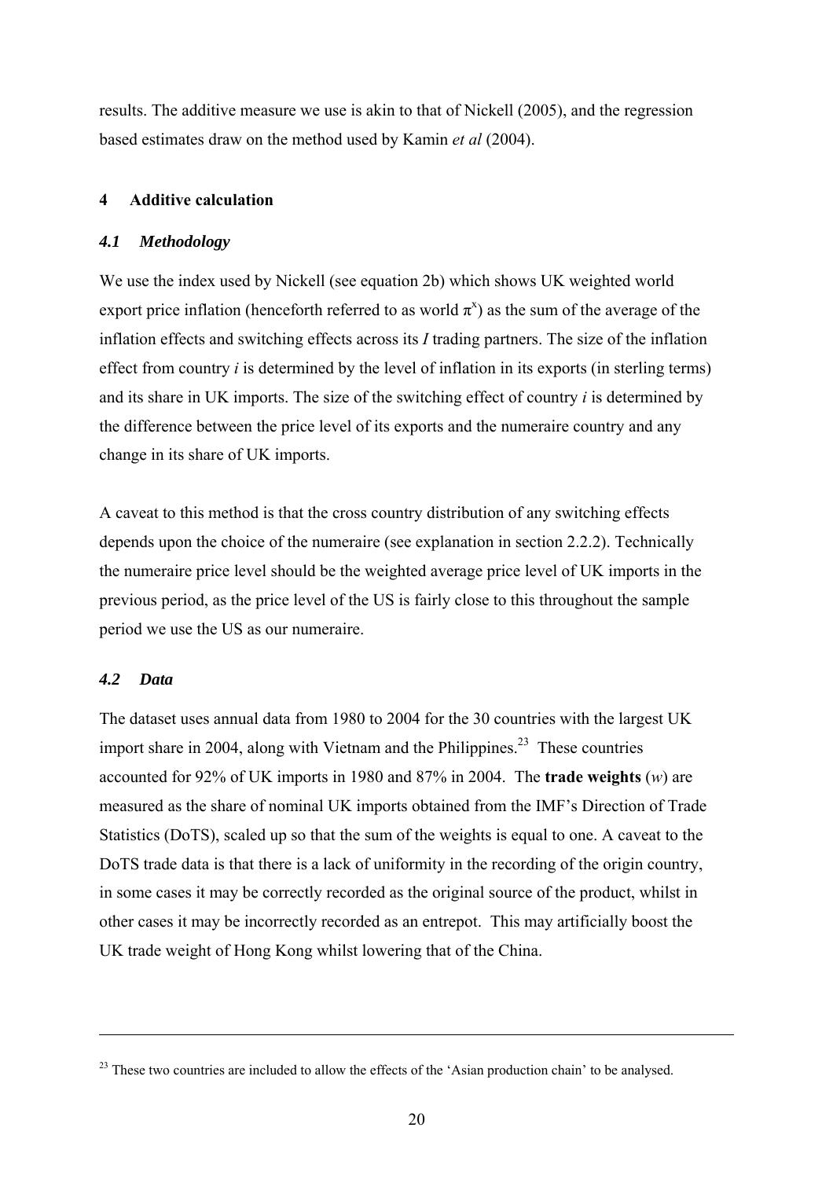results. The additive measure we use is akin to that of Nickell (2005), and the regression based estimates draw on the method used by Kamin *et al* (2004).

## 4 Additive calculation

### *4.1 Methodology*

We use the index used by Nickell (see equation 2b) which shows UK weighted world export price inflation (henceforth referred to as world $\pi^x$) as the sum of the average of the inflation effects and switching effects across its *I* trading partners. The size of the inflation effect from country *i* is determined by the level of inflation in its exports (in sterling terms) and its share in UK imports. The size of the switching effect of country *i* is determined by the difference between the price level of its exports and the numeraire country and any change in its share of UK imports.

A caveat to this method is that the cross country distribution of any switching effects depends upon the choice of the numeraire (see explanation in section 2.2.2). Technically the numeraire price level should be the weighted average price level of UK imports in the previous period, as the price level of the US is fairly close to this throughout the sample period we use the US as our numeraire.

### *4.2 Data*

The dataset uses annual data from 1980 to 2004 for the 30 countries with the largest UK import share in 2004, along with Vietnam and the Philippines.[23] These countries accounted for 92% of UK imports in 1980 and 87% in 2004. The **trade weights** (*w*) are measured as the share of nominal UK imports obtained from the IMF's Direction of Trade Statistics (DoTS), scaled up so that the sum of the weights is equal to one. A caveat to the DoTS trade data is that there is a lack of uniformity in the recording of the origin country, in some cases it may be correctly recorded as the original source of the product, whilst in other cases it may be incorrectly recorded as an entrepot. This may artificially boost the UK trade weight of Hong Kong whilst lowering that of the China.

---

[23] These two countries are included to allow the effects of the 'Asian production chain' to be analysed.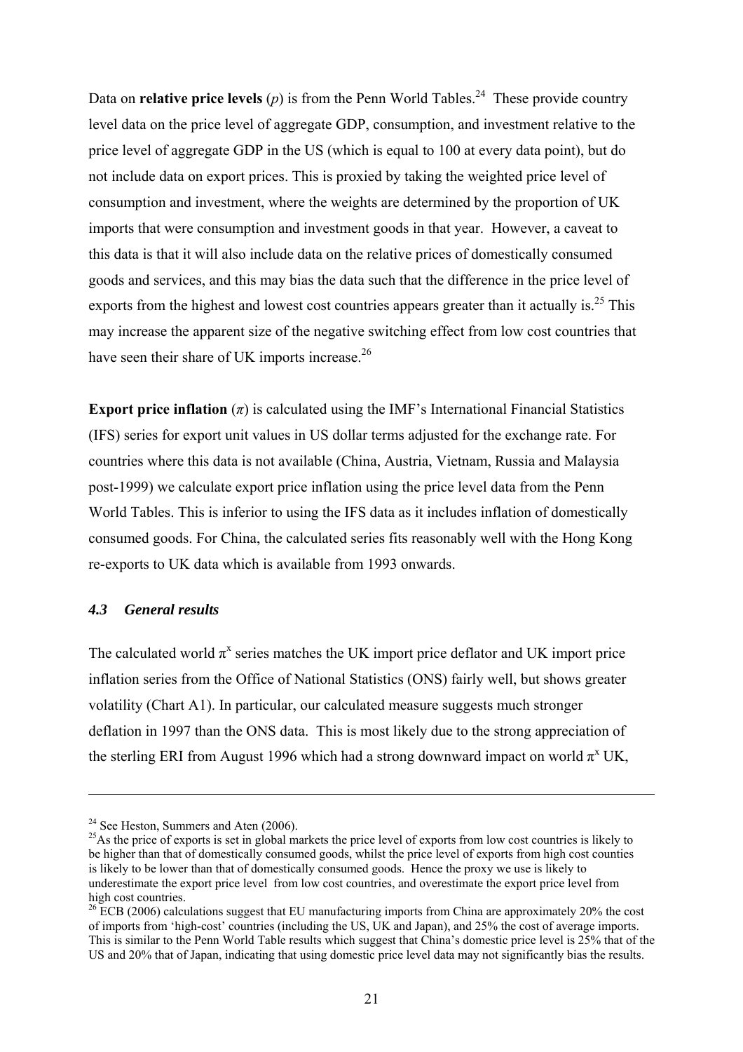Data on **relative price levels** ($p$) is from the Penn World Tables.[24] These provide country level data on the price level of aggregate GDP, consumption, and investment relative to the price level of aggregate GDP in the US (which is equal to 100 at every data point), but do not include data on export prices. This is proxied by taking the weighted price level of consumption and investment, where the weights are determined by the proportion of UK imports that were consumption and investment goods in that year. However, a caveat to this data is that it will also include data on the relative prices of domestically consumed goods and services, and this may bias the data such that the difference in the price level of exports from the highest and lowest cost countries appears greater than it actually is.[25] This may increase the apparent size of the negative switching effect from low cost countries that have seen their share of UK imports increase.[26]

**Export price inflation** ($\pi$) is calculated using the IMF's International Financial Statistics (IFS) series for export unit values in US dollar terms adjusted for the exchange rate. For countries where this data is not available (China, Austria, Vietnam, Russia and Malaysia post-1999) we calculate export price inflation using the price level data from the Penn World Tables. This is inferior to using the IFS data as it includes inflation of domestically consumed goods. For China, the calculated series fits reasonably well with the Hong Kong re-exports to UK data which is available from 1993 onwards.

### *4.3 General results*

The calculated world $\pi^x$ series matches the UK import price deflator and UK import price inflation series from the Office of National Statistics (ONS) fairly well, but shows greater volatility (Chart A1). In particular, our calculated measure suggests much stronger deflation in 1997 than the ONS data. This is most likely due to the strong appreciation of the sterling ERI from August 1996 which had a strong downward impact on world $\pi^x$ UK,

---

[24] See Heston, Summers and Aten (2006).

[25] As the price of exports is set in global markets the price level of exports from low cost countries is likely to be higher than that of domestically consumed goods, whilst the price level of exports from high cost counties is likely to be lower than that of domestically consumed goods. Hence the proxy we use is likely to underestimate the export price level from low cost countries, and overestimate the export price level from high cost countries.

[26] ECB (2006) calculations suggest that EU manufacturing imports from China are approximately 20% the cost of imports from 'high-cost' countries (including the US, UK and Japan), and 25% the cost of average imports. This is similar to the Penn World Table results which suggest that China's domestic price level is 25% that of the US and 20% that of Japan, indicating that using domestic price level data may not significantly bias the results.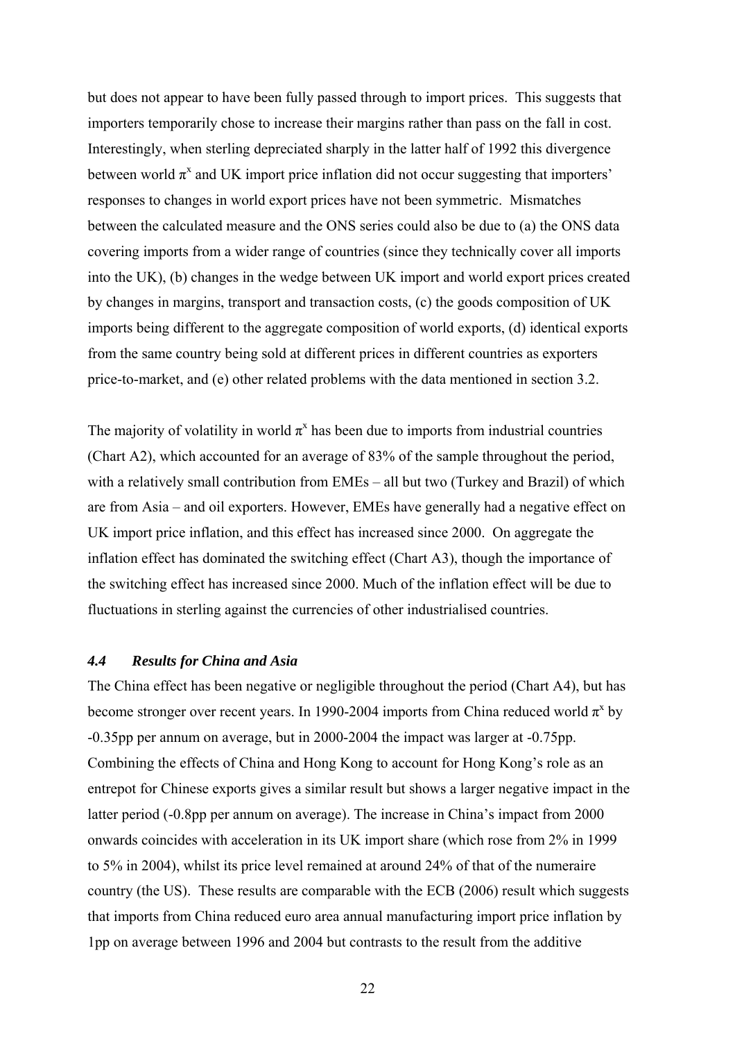but does not appear to have been fully passed through to import prices. This suggests that importers temporarily chose to increase their margins rather than pass on the fall in cost. Interestingly, when sterling depreciated sharply in the latter half of 1992 this divergence between world $\pi^x$ and UK import price inflation did not occur suggesting that importers' responses to changes in world export prices have not been symmetric. Mismatches between the calculated measure and the ONS series could also be due to (a) the ONS data covering imports from a wider range of countries (since they technically cover all imports into the UK), (b) changes in the wedge between UK import and world export prices created by changes in margins, transport and transaction costs, (c) the goods composition of UK imports being different to the aggregate composition of world exports, (d) identical exports from the same country being sold at different prices in different countries as exporters price-to-market, and (e) other related problems with the data mentioned in section 3.2.

The majority of volatility in world $\pi^x$ has been due to imports from industrial countries (Chart A2), which accounted for an average of 83% of the sample throughout the period, with a relatively small contribution from EMEs – all but two (Turkey and Brazil) of which are from Asia – and oil exporters. However, EMEs have generally had a negative effect on UK import price inflation, and this effect has increased since 2000. On aggregate the inflation effect has dominated the switching effect (Chart A3), though the importance of the switching effect has increased since 2000. Much of the inflation effect will be due to fluctuations in sterling against the currencies of other industrialised countries.

### *4.4 Results for China and Asia*

The China effect has been negative or negligible throughout the period (Chart A4), but has become stronger over recent years. In 1990-2004 imports from China reduced world $\pi^x$ by -0.35pp per annum on average, but in 2000-2004 the impact was larger at -0.75pp. Combining the effects of China and Hong Kong to account for Hong Kong's role as an entrepot for Chinese exports gives a similar result but shows a larger negative impact in the latter period (-0.8pp per annum on average). The increase in China's impact from 2000 onwards coincides with acceleration in its UK import share (which rose from 2% in 1999 to 5% in 2004), whilst its price level remained at around 24% of that of the numeraire country (the US). These results are comparable with the ECB (2006) result which suggests that imports from China reduced euro area annual manufacturing import price inflation by 1pp on average between 1996 and 2004 but contrasts to the result from the additive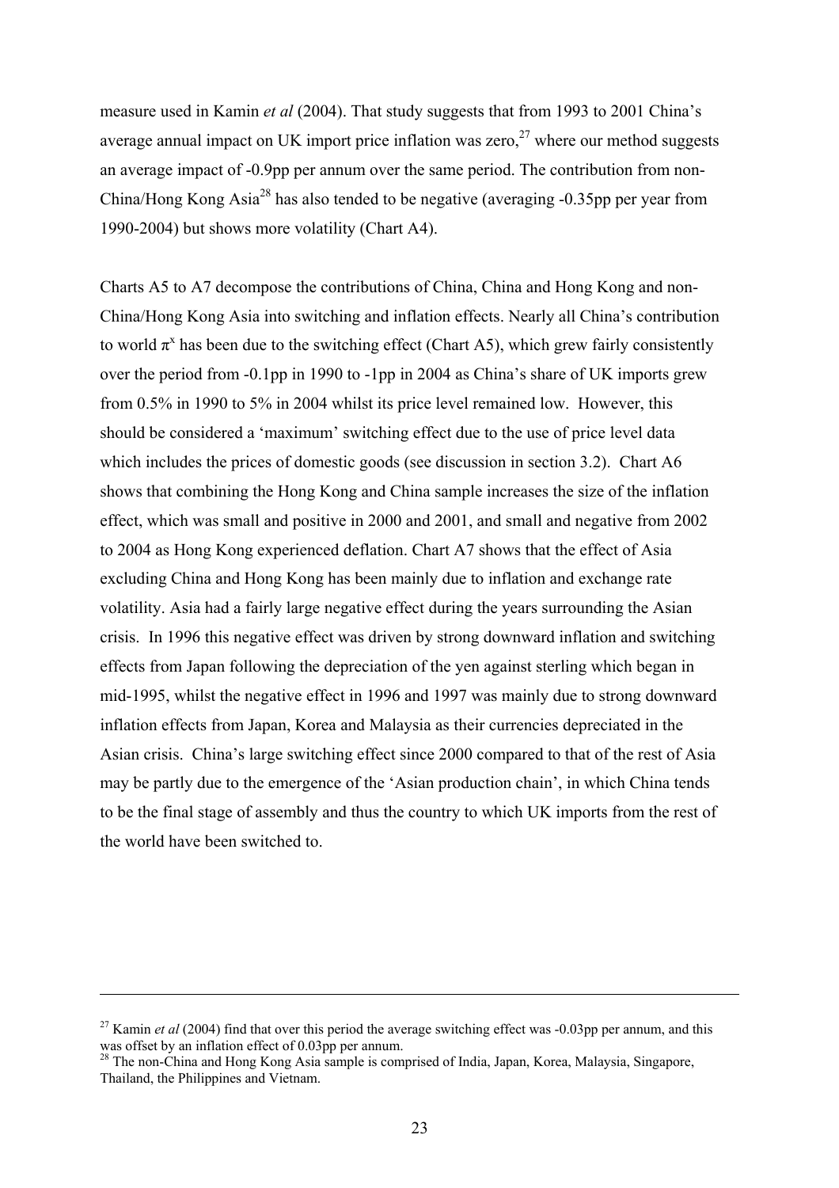measure used in Kamin *et al* (2004). That study suggests that from 1993 to 2001 China's average annual impact on UK import price inflation was zero,[27] where our method suggests an average impact of -0.9pp per annum over the same period. The contribution from non-China/Hong Kong Asia[28] has also tended to be negative (averaging -0.35pp per year from 1990-2004) but shows more volatility (Chart A4).

Charts A5 to A7 decompose the contributions of China, China and Hong Kong and non-China/Hong Kong Asia into switching and inflation effects. Nearly all China's contribution to world $\pi^x$ has been due to the switching effect (Chart A5), which grew fairly consistently over the period from -0.1pp in 1990 to -1pp in 2004 as China's share of UK imports grew from 0.5% in 1990 to 5% in 2004 whilst its price level remained low. However, this should be considered a 'maximum' switching effect due to the use of price level data which includes the prices of domestic goods (see discussion in section 3.2). Chart A6 shows that combining the Hong Kong and China sample increases the size of the inflation effect, which was small and positive in 2000 and 2001, and small and negative from 2002 to 2004 as Hong Kong experienced deflation. Chart A7 shows that the effect of Asia excluding China and Hong Kong has been mainly due to inflation and exchange rate volatility. Asia had a fairly large negative effect during the years surrounding the Asian crisis. In 1996 this negative effect was driven by strong downward inflation and switching effects from Japan following the depreciation of the yen against sterling which began in mid-1995, whilst the negative effect in 1996 and 1997 was mainly due to strong downward inflation effects from Japan, Korea and Malaysia as their currencies depreciated in the Asian crisis. China's large switching effect since 2000 compared to that of the rest of Asia may be partly due to the emergence of the 'Asian production chain', in which China tends to be the final stage of assembly and thus the country to which UK imports from the rest of the world have been switched to.

---

[27] Kamin *et al* (2004) find that over this period the average switching effect was -0.03pp per annum, and this was offset by an inflation effect of 0.03pp per annum.

[28] The non-China and Hong Kong Asia sample is comprised of India, Japan, Korea, Malaysia, Singapore, Thailand, the Philippines and Vietnam.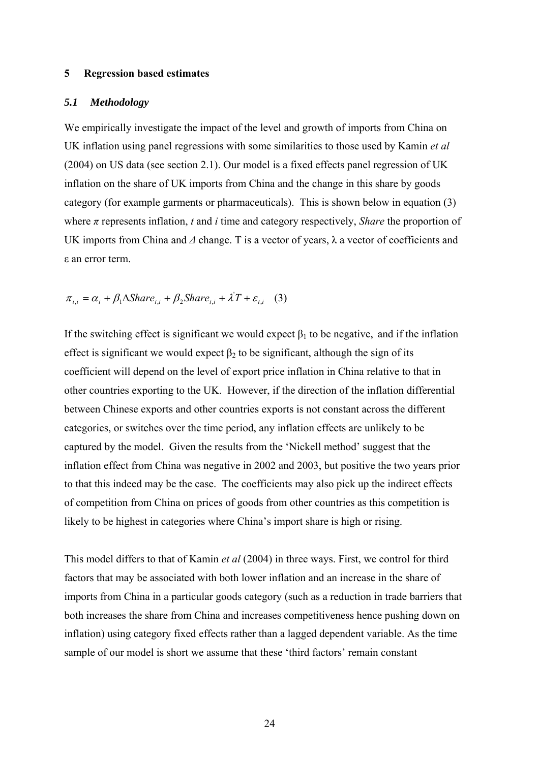## 5 Regression based estimates

### *5.1 Methodology*

We empirically investigate the impact of the level and growth of imports from China on UK inflation using panel regressions with some similarities to those used by Kamin *et al* (2004) on US data (see section 2.1). Our model is a fixed effects panel regression of UK inflation on the share of UK imports from China and the change in this share by goods category (for example garments or pharmaceuticals). This is shown below in equation (3) where $\pi$ represents inflation, $t$ and $i$ time and category respectively, *Share* the proportion of UK imports from China and $\Delta$ change. T is a vector of years, $\lambda$ a vector of coefficients and $\varepsilon$ an error term.

$$\pi_{t,i} = \alpha_i + \beta_1 \Delta Share_{t,i} + \beta_2 Share_{t,i} + \lambda' T + \varepsilon_{t,i} \quad (3)$$

If the switching effect is significant we would expect $\beta_1$ to be negative, and if the inflation effect is significant we would expect $\beta_2$ to be significant, although the sign of its coefficient will depend on the level of export price inflation in China relative to that in other countries exporting to the UK. However, if the direction of the inflation differential between Chinese exports and other countries exports is not constant across the different categories, or switches over the time period, any inflation effects are unlikely to be captured by the model. Given the results from the 'Nickell method' suggest that the inflation effect from China was negative in 2002 and 2003, but positive the two years prior to that this indeed may be the case. The coefficients may also pick up the indirect effects of competition from China on prices of goods from other countries as this competition is likely to be highest in categories where China's import share is high or rising.

This model differs to that of Kamin *et al* (2004) in three ways. First, we control for third factors that may be associated with both lower inflation and an increase in the share of imports from China in a particular goods category (such as a reduction in trade barriers that both increases the share from China and increases competitiveness hence pushing down on inflation) using category fixed effects rather than a lagged dependent variable. As the time sample of our model is short we assume that these 'third factors' remain constant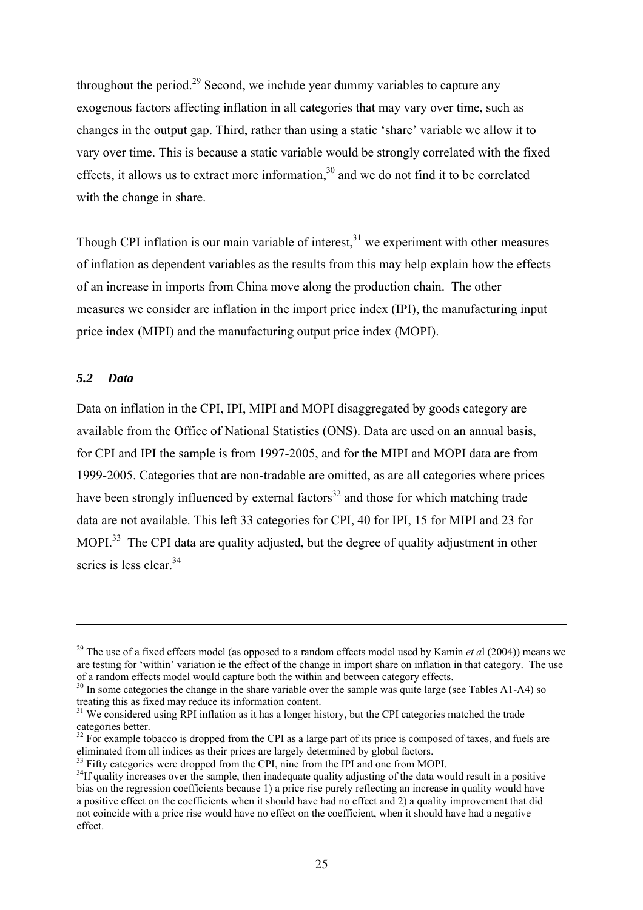throughout the period.[29] Second, we include year dummy variables to capture any exogenous factors affecting inflation in all categories that may vary over time, such as changes in the output gap. Third, rather than using a static 'share' variable we allow it to vary over time. This is because a static variable would be strongly correlated with the fixed effects, it allows us to extract more information,[30] and we do not find it to be correlated with the change in share.

Though CPI inflation is our main variable of interest,[31] we experiment with other measures of inflation as dependent variables as the results from this may help explain how the effects of an increase in imports from China move along the production chain. The other measures we consider are inflation in the import price index (IPI), the manufacturing input price index (MIPI) and the manufacturing output price index (MOPI).

### *5.2 Data*

Data on inflation in the CPI, IPI, MIPI and MOPI disaggregated by goods category are available from the Office of National Statistics (ONS). Data are used on an annual basis, for CPI and IPI the sample is from 1997-2005, and for the MIPI and MOPI data are from 1999-2005. Categories that are non-tradable are omitted, as are all categories where prices have been strongly influenced by external factors[32] and those for which matching trade data are not available. This left 33 categories for CPI, 40 for IPI, 15 for MIPI and 23 for MOPI.[33] The CPI data are quality adjusted, but the degree of quality adjustment in other series is less clear.[34]

---

[29] The use of a fixed effects model (as opposed to a random effects model used by Kamin *et a*l (2004)) means we are testing for 'within' variation ie the effect of the change in import share on inflation in that category. The use of a random effects model would capture both the within and between category effects.

[30] In some categories the change in the share variable over the sample was quite large (see Tables A1-A4) so treating this as fixed may reduce its information content.

[31] We considered using RPI inflation as it has a longer history, but the CPI categories matched the trade categories better.

[32] For example tobacco is dropped from the CPI as a large part of its price is composed of taxes, and fuels are eliminated from all indices as their prices are largely determined by global factors.

[33] Fifty categories were dropped from the CPI, nine from the IPI and one from MOPI.

[34] If quality increases over the sample, then inadequate quality adjusting of the data would result in a positive bias on the regression coefficients because 1) a price rise purely reflecting an increase in quality would have a positive effect on the coefficients when it should have had no effect and 2) a quality improvement that did not coincide with a price rise would have no effect on the coefficient, when it should have had a negative effect.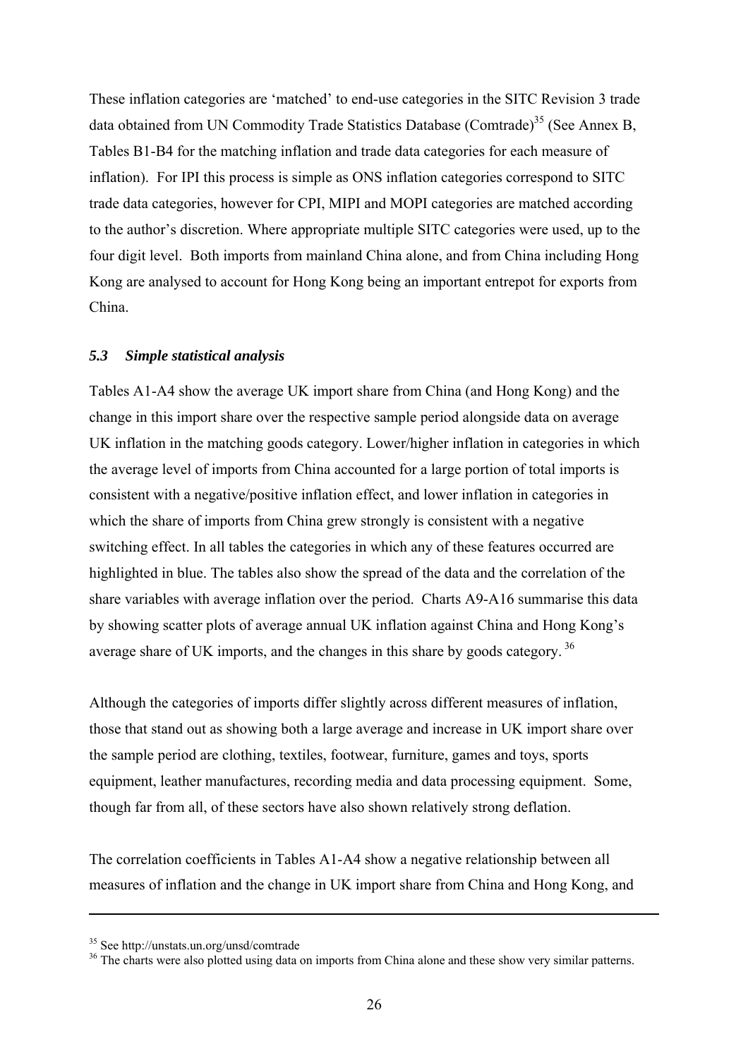These inflation categories are 'matched' to end-use categories in the SITC Revision 3 trade data obtained from UN Commodity Trade Statistics Database (Comtrade)[35] (See Annex B, Tables B1-B4 for the matching inflation and trade data categories for each measure of inflation). For IPI this process is simple as ONS inflation categories correspond to SITC trade data categories, however for CPI, MIPI and MOPI categories are matched according to the author's discretion. Where appropriate multiple SITC categories were used, up to the four digit level. Both imports from mainland China alone, and from China including Hong Kong are analysed to account for Hong Kong being an important entrepot for exports from China.

### *5.3 Simple statistical analysis*

Tables A1-A4 show the average UK import share from China (and Hong Kong) and the change in this import share over the respective sample period alongside data on average UK inflation in the matching goods category. Lower/higher inflation in categories in which the average level of imports from China accounted for a large portion of total imports is consistent with a negative/positive inflation effect, and lower inflation in categories in which the share of imports from China grew strongly is consistent with a negative switching effect. In all tables the categories in which any of these features occurred are highlighted in blue. The tables also show the spread of the data and the correlation of the share variables with average inflation over the period. Charts A9-A16 summarise this data by showing scatter plots of average annual UK inflation against China and Hong Kong's average share of UK imports, and the changes in this share by goods category.[36]

Although the categories of imports differ slightly across different measures of inflation, those that stand out as showing both a large average and increase in UK import share over the sample period are clothing, textiles, footwear, furniture, games and toys, sports equipment, leather manufactures, recording media and data processing equipment. Some, though far from all, of these sectors have also shown relatively strong deflation.

The correlation coefficients in Tables A1-A4 show a negative relationship between all measures of inflation and the change in UK import share from China and Hong Kong, and

---

[35] See http://unstats.un.org/unsd/comtrade

[36] The charts were also plotted using data on imports from China alone and these show very similar patterns.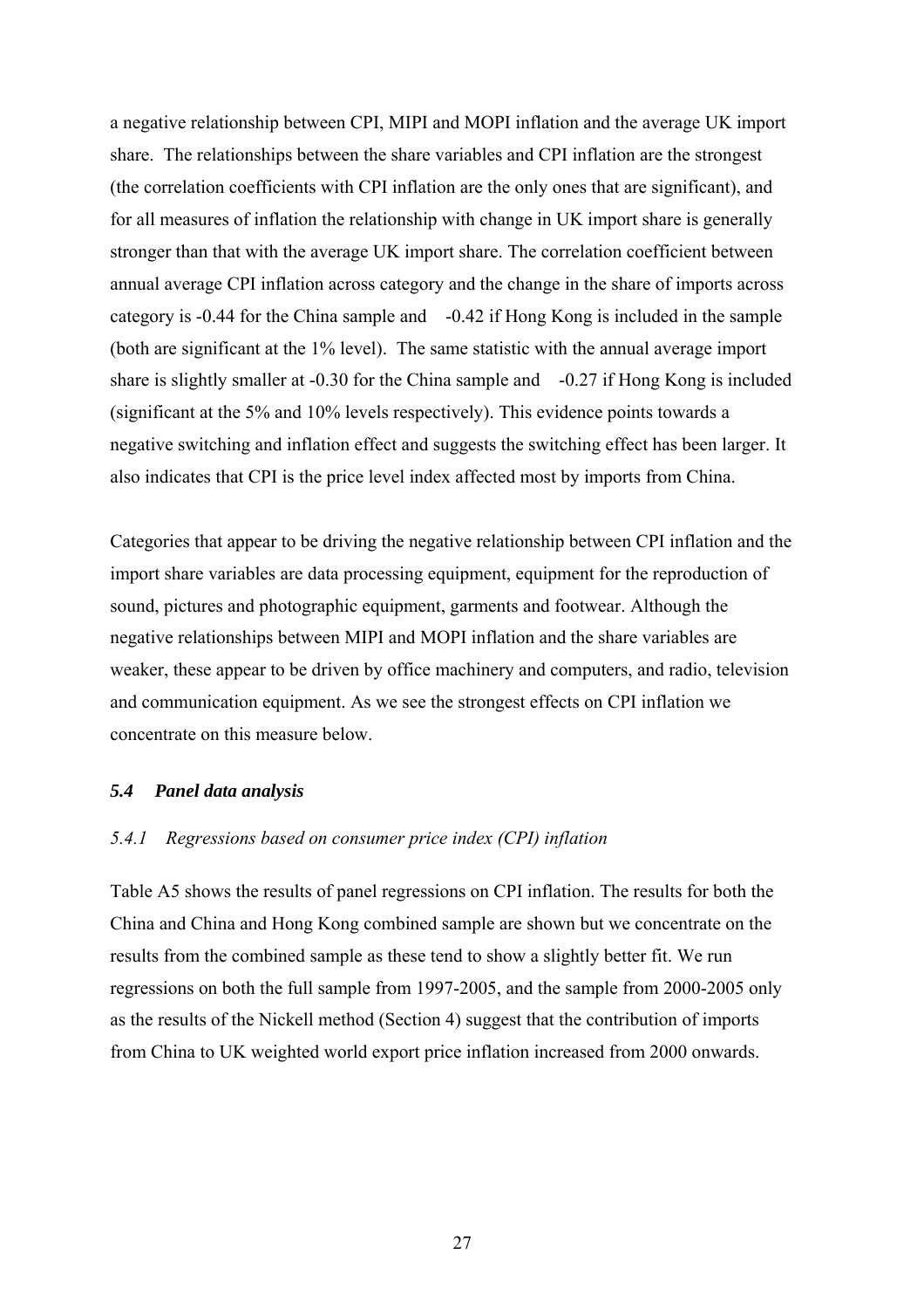a negative relationship between CPI, MIPI and MOPI inflation and the average UK import share. The relationships between the share variables and CPI inflation are the strongest (the correlation coefficients with CPI inflation are the only ones that are significant), and for all measures of inflation the relationship with change in UK import share is generally stronger than that with the average UK import share. The correlation coefficient between annual average CPI inflation across category and the change in the share of imports across category is -0.44 for the China sample and -0.42 if Hong Kong is included in the sample (both are significant at the 1% level). The same statistic with the annual average import share is slightly smaller at -0.30 for the China sample and -0.27 if Hong Kong is included (significant at the 5% and 10% levels respectively). This evidence points towards a negative switching and inflation effect and suggests the switching effect has been larger. It also indicates that CPI is the price level index affected most by imports from China.

Categories that appear to be driving the negative relationship between CPI inflation and the import share variables are data processing equipment, equipment for the reproduction of sound, pictures and photographic equipment, garments and footwear. Although the negative relationships between MIPI and MOPI inflation and the share variables are weaker, these appear to be driven by office machinery and computers, and radio, television and communication equipment. As we see the strongest effects on CPI inflation we concentrate on this measure below.

### *5.4 Panel data analysis*

#### *5.4.1 Regressions based on consumer price index (CPI) inflation*

Table A5 shows the results of panel regressions on CPI inflation. The results for both the China and China and Hong Kong combined sample are shown but we concentrate on the results from the combined sample as these tend to show a slightly better fit. We run regressions on both the full sample from 1997-2005, and the sample from 2000-2005 only as the results of the Nickell method (Section 4) suggest that the contribution of imports from China to UK weighted world export price inflation increased from 2000 onwards.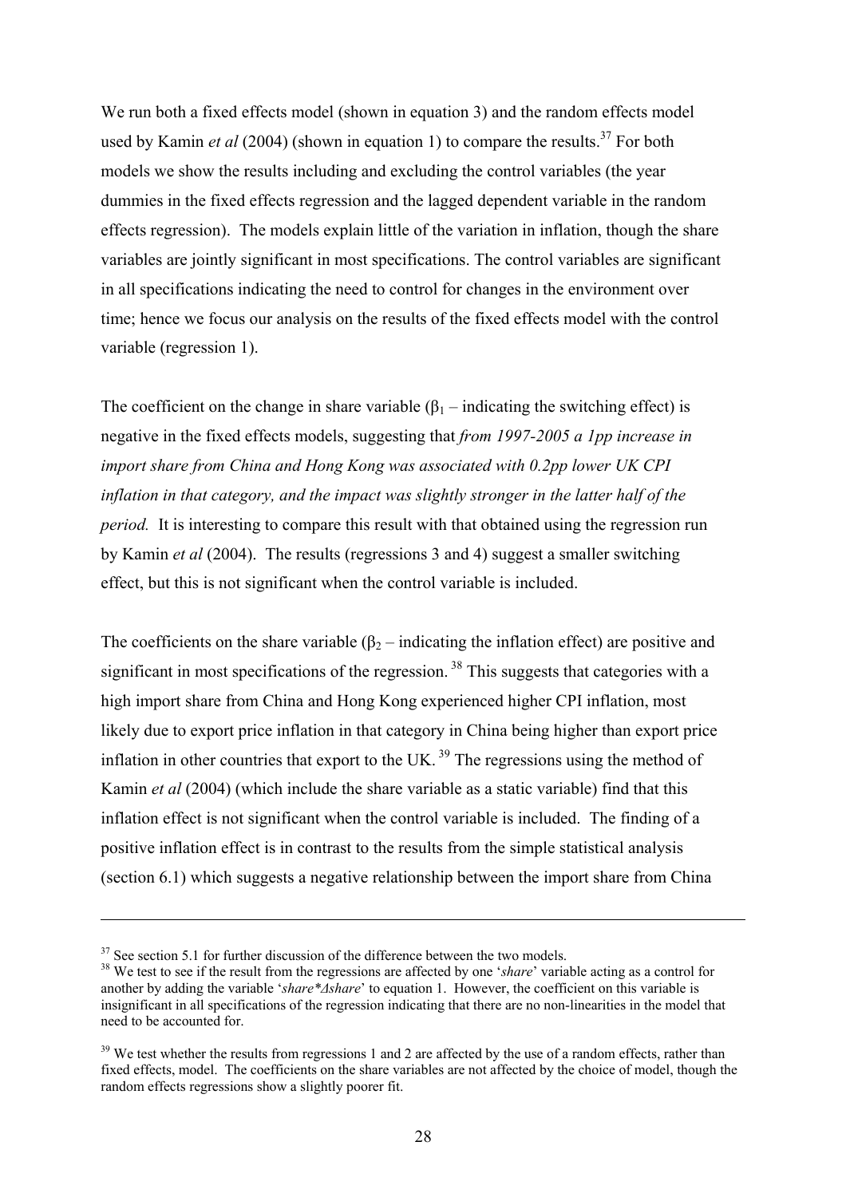We run both a fixed effects model (shown in equation 3) and the random effects model used by Kamin *et al* (2004) (shown in equation 1) to compare the results.[37] For both models we show the results including and excluding the control variables (the year dummies in the fixed effects regression and the lagged dependent variable in the random effects regression). The models explain little of the variation in inflation, though the share variables are jointly significant in most specifications. The control variables are significant in all specifications indicating the need to control for changes in the environment over time; hence we focus our analysis on the results of the fixed effects model with the control variable (regression 1).

The coefficient on the change in share variable ($\beta_1$ – indicating the switching effect) is negative in the fixed effects models, suggesting that *from 1997-2005 a 1pp increase in import share from China and Hong Kong was associated with 0.2pp lower UK CPI inflation in that category, and the impact was slightly stronger in the latter half of the period.* It is interesting to compare this result with that obtained using the regression run by Kamin *et al* (2004). The results (regressions 3 and 4) suggest a smaller switching effect, but this is not significant when the control variable is included.

The coefficients on the share variable ($\beta_2$ – indicating the inflation effect) are positive and significant in most specifications of the regression.[38] This suggests that categories with a high import share from China and Hong Kong experienced higher CPI inflation, most likely due to export price inflation in that category in China being higher than export price inflation in other countries that export to the UK.[39] The regressions using the method of Kamin *et al* (2004) (which include the share variable as a static variable) find that this inflation effect is not significant when the control variable is included. The finding of a positive inflation effect is in contrast to the results from the simple statistical analysis (section 6.1) which suggests a negative relationship between the import share from China

---

[37] See section 5.1 for further discussion of the difference between the two models.

[38] We test to see if the result from the regressions are affected by one '*share*' variable acting as a control for another by adding the variable '*share\*Δshare*' to equation 1. However, the coefficient on this variable is insignificant in all specifications of the regression indicating that there are no non-linearities in the model that need to be accounted for.

[39] We test whether the results from regressions 1 and 2 are affected by the use of a random effects, rather than fixed effects, model. The coefficients on the share variables are not affected by the choice of model, though the random effects regressions show a slightly poorer fit.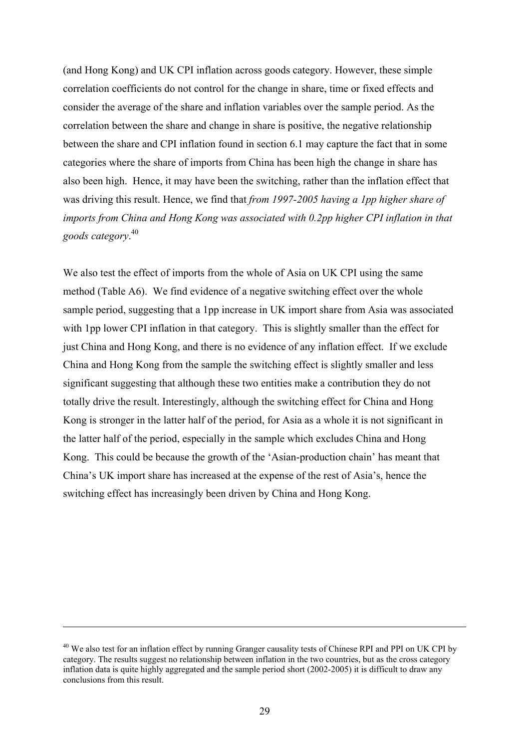(and Hong Kong) and UK CPI inflation across goods category. However, these simple correlation coefficients do not control for the change in share, time or fixed effects and consider the average of the share and inflation variables over the sample period. As the correlation between the share and change in share is positive, the negative relationship between the share and CPI inflation found in section 6.1 may capture the fact that in some categories where the share of imports from China has been high the change in share has also been high. Hence, it may have been the switching, rather than the inflation effect that was driving this result. Hence, we find that *from 1997-2005 having a 1pp higher share of imports from China and Hong Kong was associated with 0.2pp higher CPI inflation in that goods category*.[40]

We also test the effect of imports from the whole of Asia on UK CPI using the same method (Table A6). We find evidence of a negative switching effect over the whole sample period, suggesting that a 1pp increase in UK import share from Asia was associated with 1pp lower CPI inflation in that category. This is slightly smaller than the effect for just China and Hong Kong, and there is no evidence of any inflation effect. If we exclude China and Hong Kong from the sample the switching effect is slightly smaller and less significant suggesting that although these two entities make a contribution they do not totally drive the result. Interestingly, although the switching effect for China and Hong Kong is stronger in the latter half of the period, for Asia as a whole it is not significant in the latter half of the period, especially in the sample which excludes China and Hong Kong. This could be because the growth of the 'Asian-production chain' has meant that China's UK import share has increased at the expense of the rest of Asia's, hence the switching effect has increasingly been driven by China and Hong Kong.

---

[40] We also test for an inflation effect by running Granger causality tests of Chinese RPI and PPI on UK CPI by category. The results suggest no relationship between inflation in the two countries, but as the cross category inflation data is quite highly aggregated and the sample period short (2002-2005) it is difficult to draw any conclusions from this result.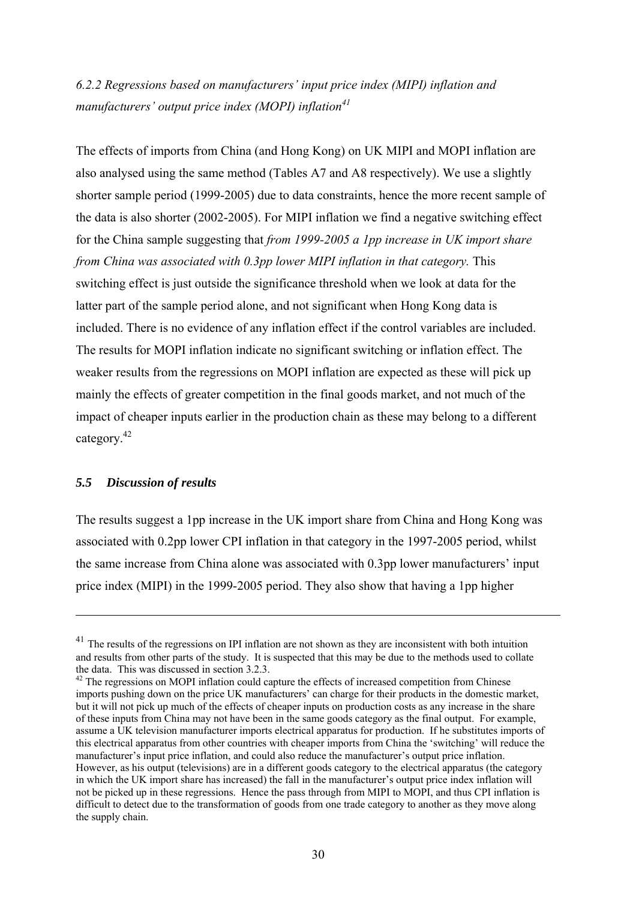*6.2.2 Regressions based on manufacturers' input price index (MIPI) inflation and manufacturers' output price index (MOPI) inflation*[41]

The effects of imports from China (and Hong Kong) on UK MIPI and MOPI inflation are also analysed using the same method (Tables A7 and A8 respectively). We use a slightly shorter sample period (1999-2005) due to data constraints, hence the more recent sample of the data is also shorter (2002-2005). For MIPI inflation we find a negative switching effect for the China sample suggesting that *from 1999-2005 a 1pp increase in UK import share from China was associated with 0.3pp lower MIPI inflation in that category.* This switching effect is just outside the significance threshold when we look at data for the latter part of the sample period alone, and not significant when Hong Kong data is included. There is no evidence of any inflation effect if the control variables are included. The results for MOPI inflation indicate no significant switching or inflation effect. The weaker results from the regressions on MOPI inflation are expected as these will pick up mainly the effects of greater competition in the final goods market, and not much of the impact of cheaper inputs earlier in the production chain as these may belong to a different category.[42]

### *5.5 Discussion of results*

The results suggest a 1pp increase in the UK import share from China and Hong Kong was associated with 0.2pp lower CPI inflation in that category in the 1997-2005 period, whilst the same increase from China alone was associated with 0.3pp lower manufacturers' input price index (MIPI) in the 1999-2005 period. They also show that having a 1pp higher

---

[41] The results of the regressions on IPI inflation are not shown as they are inconsistent with both intuition and results from other parts of the study. It is suspected that this may be due to the methods used to collate the data. This was discussed in section 3.2.3.

[42] The regressions on MOPI inflation could capture the effects of increased competition from Chinese imports pushing down on the price UK manufacturers' can charge for their products in the domestic market, but it will not pick up much of the effects of cheaper inputs on production costs as any increase in the share of these inputs from China may not have been in the same goods category as the final output. For example, assume a UK television manufacturer imports electrical apparatus for production. If he substitutes imports of this electrical apparatus from other countries with cheaper imports from China the 'switching' will reduce the manufacturer's input price inflation, and could also reduce the manufacturer's output price inflation. However, as his output (televisions) are in a different goods category to the electrical apparatus (the category in which the UK import share has increased) the fall in the manufacturer's output price index inflation will not be picked up in these regressions. Hence the pass through from MIPI to MOPI, and thus CPI inflation is difficult to detect due to the transformation of goods from one trade category to another as they move along the supply chain.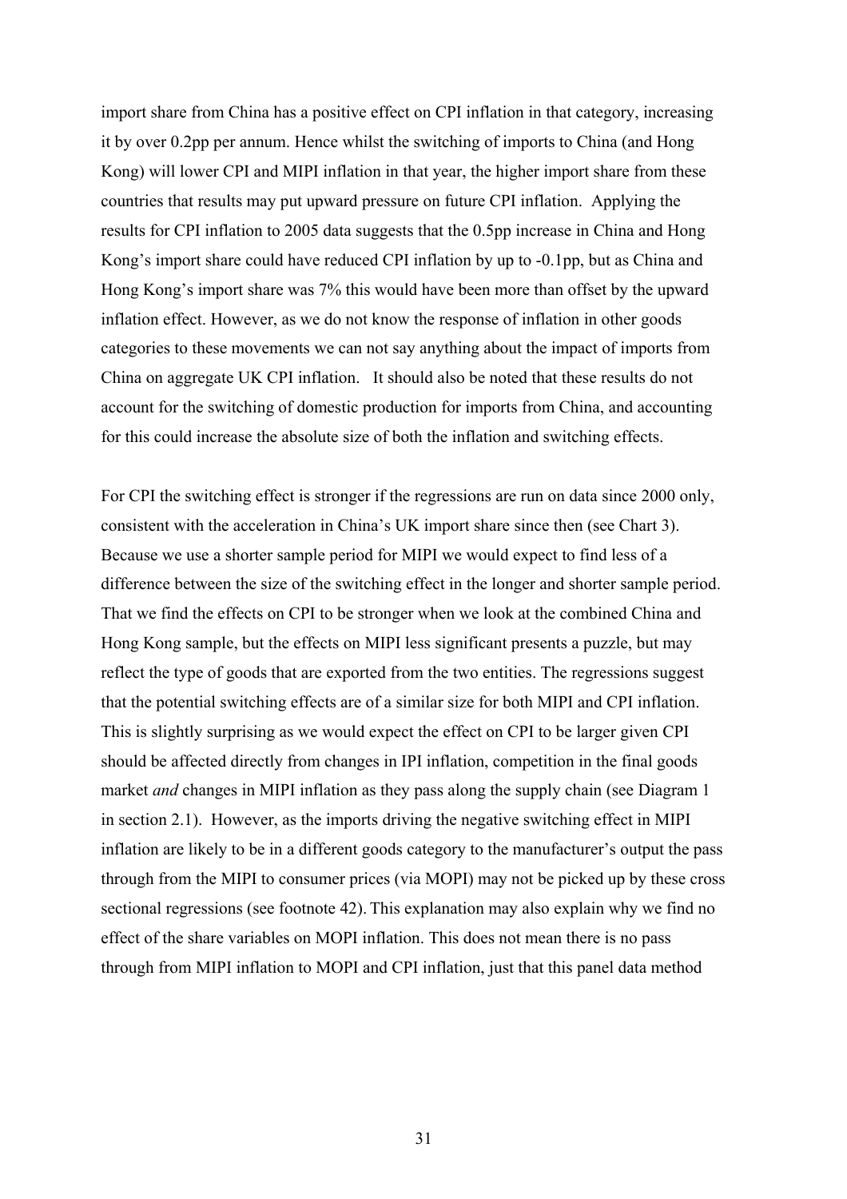import share from China has a positive effect on CPI inflation in that category, increasing it by over 0.2pp per annum. Hence whilst the switching of imports to China (and Hong Kong) will lower CPI and MIPI inflation in that year, the higher import share from these countries that results may put upward pressure on future CPI inflation. Applying the results for CPI inflation to 2005 data suggests that the 0.5pp increase in China and Hong Kong's import share could have reduced CPI inflation by up to -0.1pp, but as China and Hong Kong's import share was 7% this would have been more than offset by the upward inflation effect. However, as we do not know the response of inflation in other goods categories to these movements we can not say anything about the impact of imports from China on aggregate UK CPI inflation. It should also be noted that these results do not account for the switching of domestic production for imports from China, and accounting for this could increase the absolute size of both the inflation and switching effects.

For CPI the switching effect is stronger if the regressions are run on data since 2000 only, consistent with the acceleration in China's UK import share since then (see Chart 3). Because we use a shorter sample period for MIPI we would expect to find less of a difference between the size of the switching effect in the longer and shorter sample period. That we find the effects on CPI to be stronger when we look at the combined China and Hong Kong sample, but the effects on MIPI less significant presents a puzzle, but may reflect the type of goods that are exported from the two entities. The regressions suggest that the potential switching effects are of a similar size for both MIPI and CPI inflation. This is slightly surprising as we would expect the effect on CPI to be larger given CPI should be affected directly from changes in IPI inflation, competition in the final goods market *and* changes in MIPI inflation as they pass along the supply chain (see Diagram 1 in section 2.1). However, as the imports driving the negative switching effect in MIPI inflation are likely to be in a different goods category to the manufacturer's output the pass through from the MIPI to consumer prices (via MOPI) may not be picked up by these cross sectional regressions (see footnote 42). This explanation may also explain why we find no effect of the share variables on MOPI inflation. This does not mean there is no pass through from MIPI inflation to MOPI and CPI inflation, just that this panel data method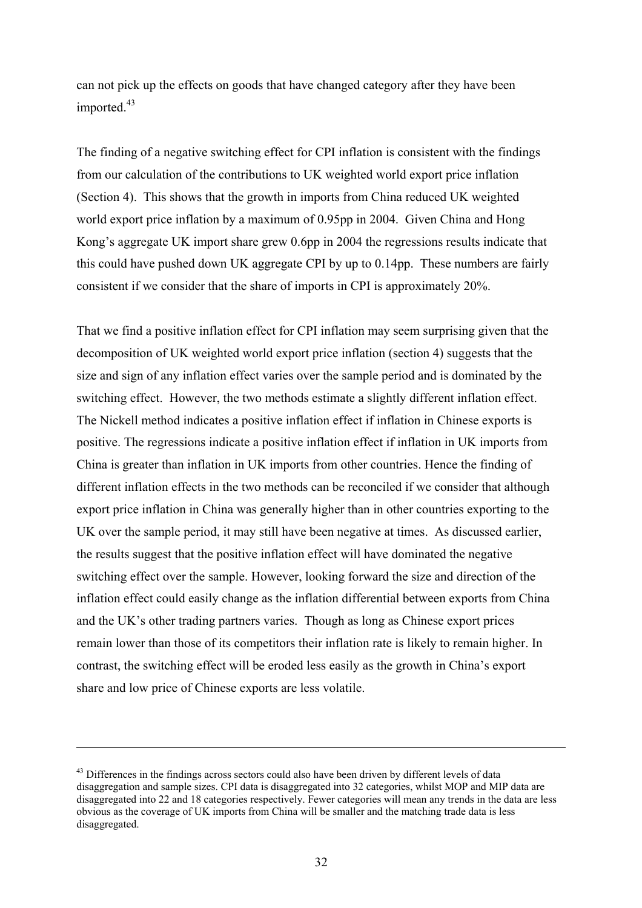can not pick up the effects on goods that have changed category after they have been imported.[43]

The finding of a negative switching effect for CPI inflation is consistent with the findings from our calculation of the contributions to UK weighted world export price inflation (Section 4). This shows that the growth in imports from China reduced UK weighted world export price inflation by a maximum of 0.95pp in 2004. Given China and Hong Kong's aggregate UK import share grew 0.6pp in 2004 the regressions results indicate that this could have pushed down UK aggregate CPI by up to 0.14pp. These numbers are fairly consistent if we consider that the share of imports in CPI is approximately 20%.

That we find a positive inflation effect for CPI inflation may seem surprising given that the decomposition of UK weighted world export price inflation (section 4) suggests that the size and sign of any inflation effect varies over the sample period and is dominated by the switching effect. However, the two methods estimate a slightly different inflation effect. The Nickell method indicates a positive inflation effect if inflation in Chinese exports is positive. The regressions indicate a positive inflation effect if inflation in UK imports from China is greater than inflation in UK imports from other countries. Hence the finding of different inflation effects in the two methods can be reconciled if we consider that although export price inflation in China was generally higher than in other countries exporting to the UK over the sample period, it may still have been negative at times. As discussed earlier, the results suggest that the positive inflation effect will have dominated the negative switching effect over the sample. However, looking forward the size and direction of the inflation effect could easily change as the inflation differential between exports from China and the UK's other trading partners varies. Though as long as Chinese export prices remain lower than those of its competitors their inflation rate is likely to remain higher. In contrast, the switching effect will be eroded less easily as the growth in China's export share and low price of Chinese exports are less volatile.

---

[43] Differences in the findings across sectors could also have been driven by different levels of data disaggregation and sample sizes. CPI data is disaggregated into 32 categories, whilst MOP and MIP data are disaggregated into 22 and 18 categories respectively. Fewer categories will mean any trends in the data are less obvious as the coverage of UK imports from China will be smaller and the matching trade data is less disaggregated.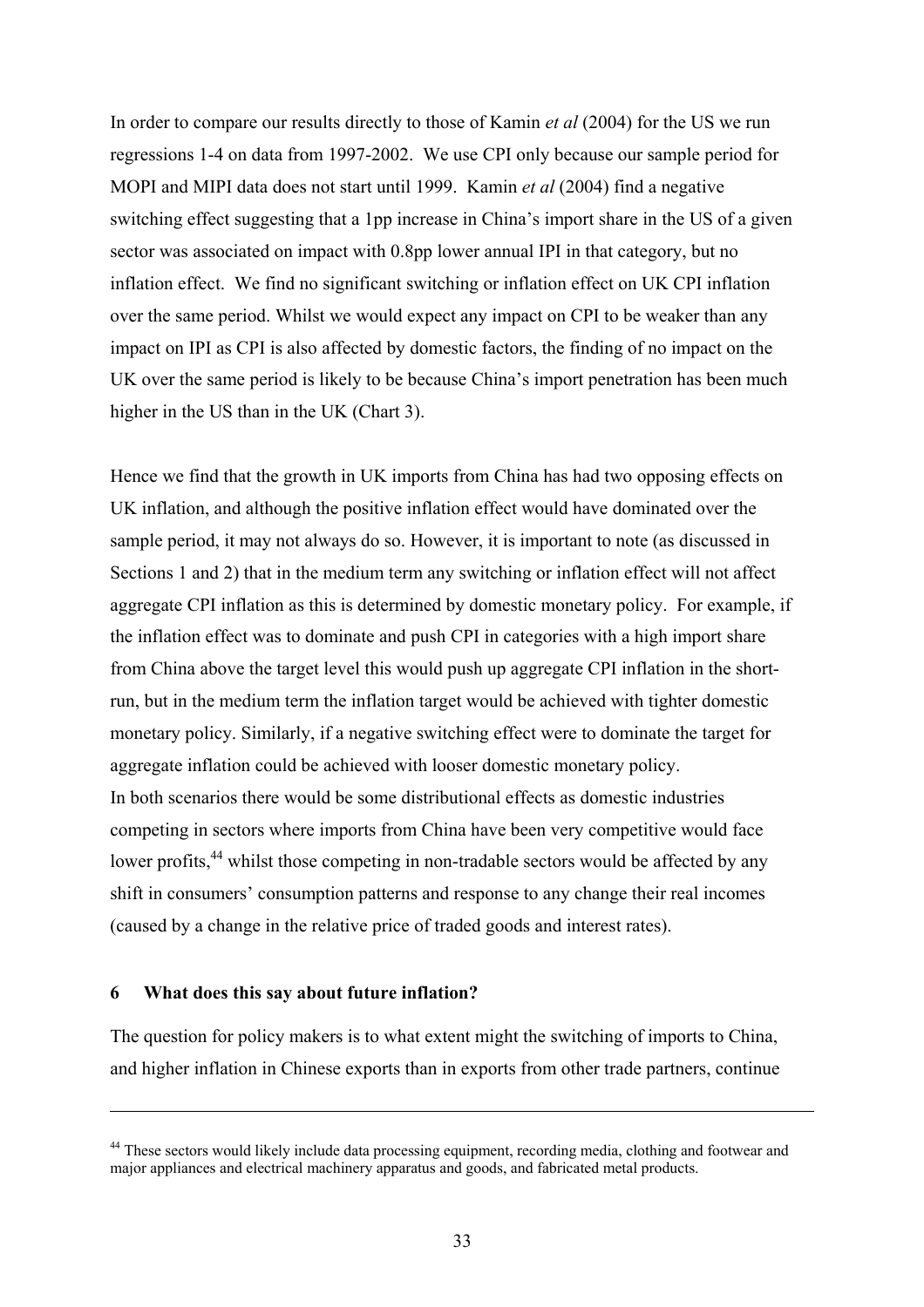In order to compare our results directly to those of Kamin *et al* (2004) for the US we run regressions 1-4 on data from 1997-2002. We use CPI only because our sample period for MOPI and MIPI data does not start until 1999. Kamin *et al* (2004) find a negative switching effect suggesting that a 1pp increase in China's import share in the US of a given sector was associated on impact with 0.8pp lower annual IPI in that category, but no inflation effect. We find no significant switching or inflation effect on UK CPI inflation over the same period. Whilst we would expect any impact on CPI to be weaker than any impact on IPI as CPI is also affected by domestic factors, the finding of no impact on the UK over the same period is likely to be because China's import penetration has been much higher in the US than in the UK (Chart 3).

Hence we find that the growth in UK imports from China has had two opposing effects on UK inflation, and although the positive inflation effect would have dominated over the sample period, it may not always do so. However, it is important to note (as discussed in Sections 1 and 2) that in the medium term any switching or inflation effect will not affect aggregate CPI inflation as this is determined by domestic monetary policy. For example, if the inflation effect was to dominate and push CPI in categories with a high import share from China above the target level this would push up aggregate CPI inflation in the short-run, but in the medium term the inflation target would be achieved with tighter domestic monetary policy. Similarly, if a negative switching effect were to dominate the target for aggregate inflation could be achieved with looser domestic monetary policy.
In both scenarios there would be some distributional effects as domestic industries competing in sectors where imports from China have been very competitive would face lower profits,[44] whilst those competing in non-tradable sectors would be affected by any shift in consumers' consumption patterns and response to any change their real incomes (caused by a change in the relative price of traded goods and interest rates).

## 6 What does this say about future inflation?

The question for policy makers is to what extent might the switching of imports to China, and higher inflation in Chinese exports than in exports from other trade partners, continue

[44] These sectors would likely include data processing equipment, recording media, clothing and footwear and major appliances and electrical machinery apparatus and goods, and fabricated metal products.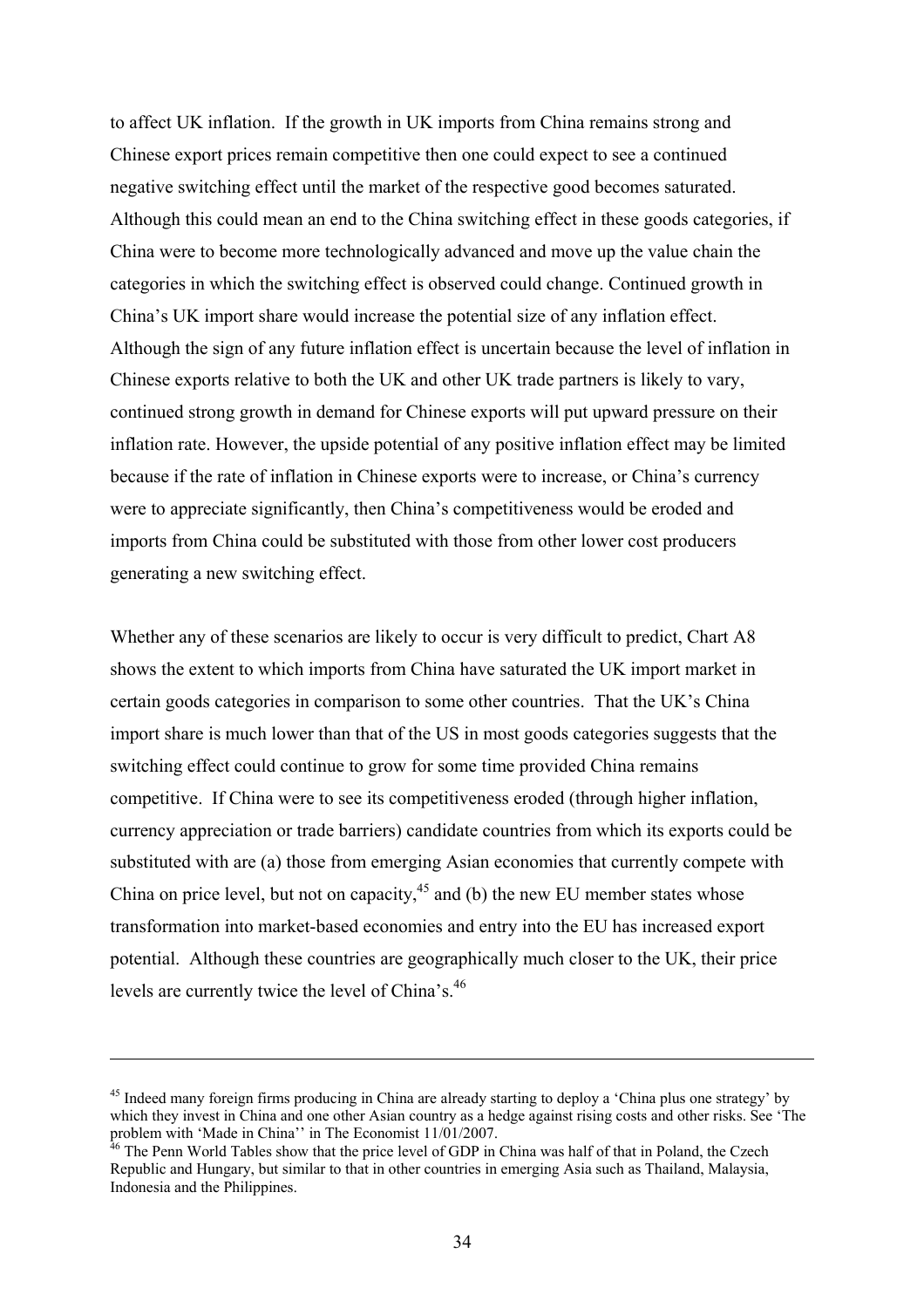to affect UK inflation. If the growth in UK imports from China remains strong and Chinese export prices remain competitive then one could expect to see a continued negative switching effect until the market of the respective good becomes saturated. Although this could mean an end to the China switching effect in these goods categories, if China were to become more technologically advanced and move up the value chain the categories in which the switching effect is observed could change. Continued growth in China's UK import share would increase the potential size of any inflation effect. Although the sign of any future inflation effect is uncertain because the level of inflation in Chinese exports relative to both the UK and other UK trade partners is likely to vary, continued strong growth in demand for Chinese exports will put upward pressure on their inflation rate. However, the upside potential of any positive inflation effect may be limited because if the rate of inflation in Chinese exports were to increase, or China's currency were to appreciate significantly, then China's competitiveness would be eroded and imports from China could be substituted with those from other lower cost producers generating a new switching effect.

Whether any of these scenarios are likely to occur is very difficult to predict, Chart A8 shows the extent to which imports from China have saturated the UK import market in certain goods categories in comparison to some other countries. That the UK's China import share is much lower than that of the US in most goods categories suggests that the switching effect could continue to grow for some time provided China remains competitive. If China were to see its competitiveness eroded (through higher inflation, currency appreciation or trade barriers) candidate countries from which its exports could be substituted with are (a) those from emerging Asian economies that currently compete with China on price level, but not on capacity,[45] and (b) the new EU member states whose transformation into market-based economies and entry into the EU has increased export potential. Although these countries are geographically much closer to the UK, their price levels are currently twice the level of China's.[46]

---

[45] Indeed many foreign firms producing in China are already starting to deploy a 'China plus one strategy' by which they invest in China and one other Asian country as a hedge against rising costs and other risks. See 'The problem with 'Made in China'' in The Economist 11/01/2007.

[46] The Penn World Tables show that the price level of GDP in China was half of that in Poland, the Czech Republic and Hungary, but similar to that in other countries in emerging Asia such as Thailand, Malaysia, Indonesia and the Philippines.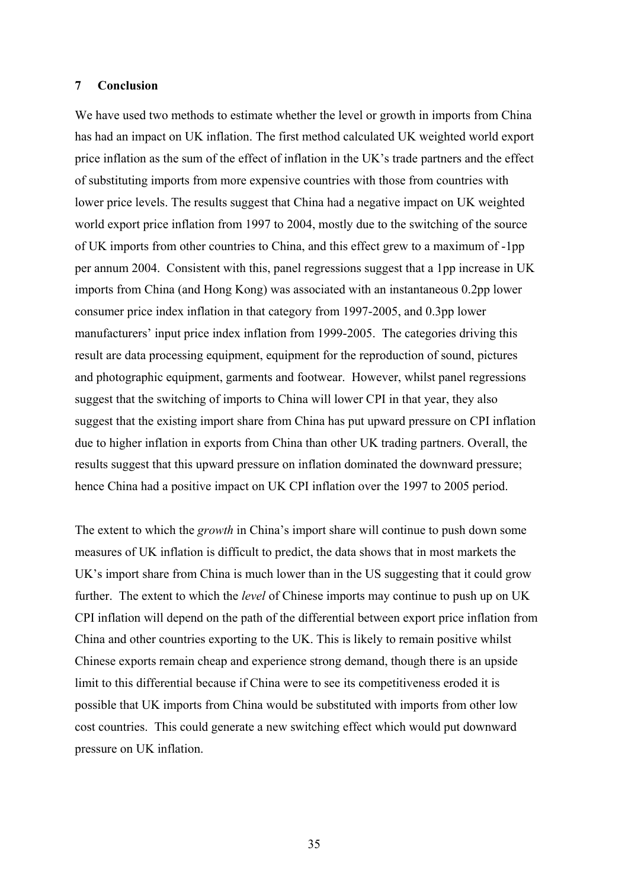## 7 Conclusion

We have used two methods to estimate whether the level or growth in imports from China has had an impact on UK inflation. The first method calculated UK weighted world export price inflation as the sum of the effect of inflation in the UK's trade partners and the effect of substituting imports from more expensive countries with those from countries with lower price levels. The results suggest that China had a negative impact on UK weighted world export price inflation from 1997 to 2004, mostly due to the switching of the source of UK imports from other countries to China, and this effect grew to a maximum of -1pp per annum 2004. Consistent with this, panel regressions suggest that a 1pp increase in UK imports from China (and Hong Kong) was associated with an instantaneous 0.2pp lower consumer price index inflation in that category from 1997-2005, and 0.3pp lower manufacturers' input price index inflation from 1999-2005. The categories driving this result are data processing equipment, equipment for the reproduction of sound, pictures and photographic equipment, garments and footwear. However, whilst panel regressions suggest that the switching of imports to China will lower CPI in that year, they also suggest that the existing import share from China has put upward pressure on CPI inflation due to higher inflation in exports from China than other UK trading partners. Overall, the results suggest that this upward pressure on inflation dominated the downward pressure; hence China had a positive impact on UK CPI inflation over the 1997 to 2005 period.

The extent to which the *growth* in China's import share will continue to push down some measures of UK inflation is difficult to predict, the data shows that in most markets the UK's import share from China is much lower than in the US suggesting that it could grow further. The extent to which the *level* of Chinese imports may continue to push up on UK CPI inflation will depend on the path of the differential between export price inflation from China and other countries exporting to the UK. This is likely to remain positive whilst Chinese exports remain cheap and experience strong demand, though there is an upside limit to this differential because if China were to see its competitiveness eroded it is possible that UK imports from China would be substituted with imports from other low cost countries. This could generate a new switching effect which would put downward pressure on UK inflation.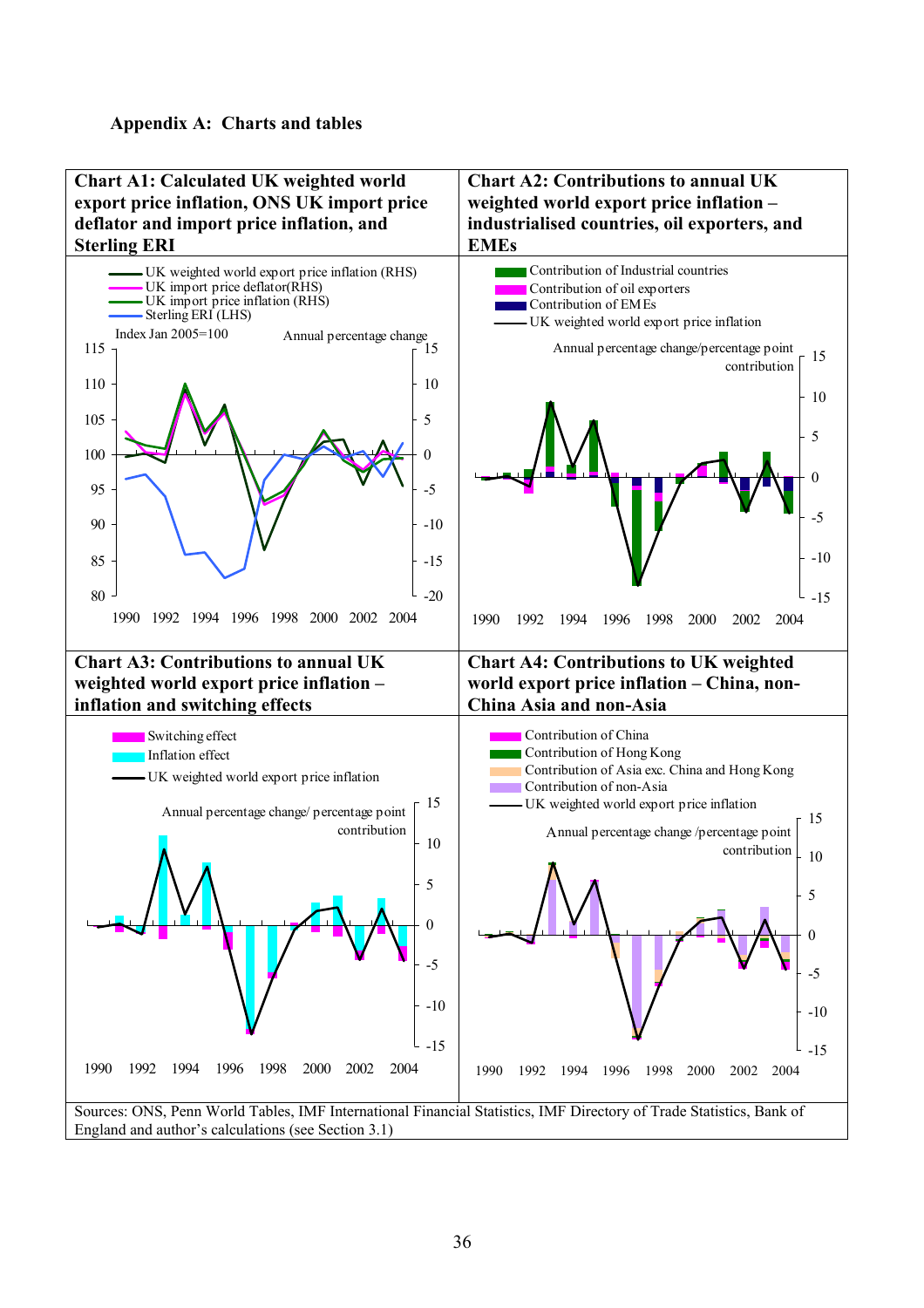**Appendix A: Charts and tables**

**Chart A1: Calculated UK weighted world export price inflation, ONS UK import price deflator and import price inflation, and Sterling ERI**

**Chart A2: Contributions to annual UK weighted world export price inflation – industrialised countries, oil exporters, and EMEs**

**Chart A3: Contributions to annual UK weighted world export price inflation – inflation and switching effects**

**Chart A4: Contributions to UK weighted world export price inflation – China, non-China Asia and non-Asia**

Sources: ONS, Penn World Tables, IMF International Financial Statistics, IMF Directory of Trade Statistics, Bank of England and author's calculations (see Section 3.1)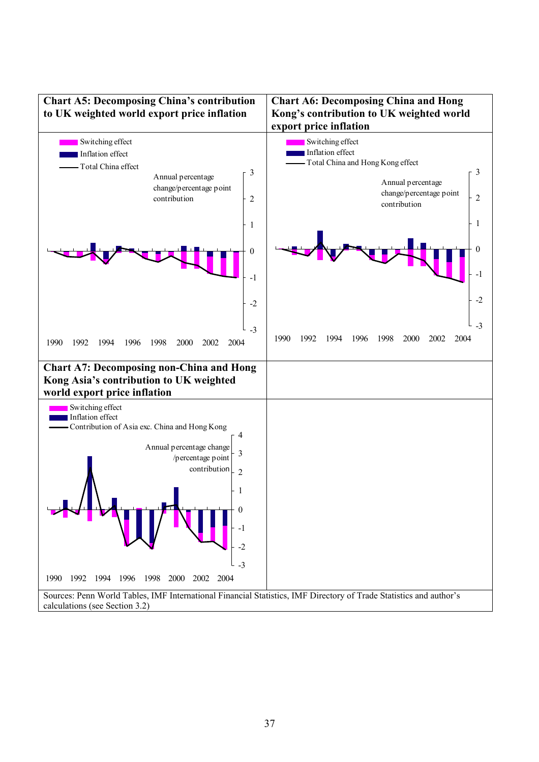**Chart A5: Decomposing China's contribution to UK weighted world export price inflation**

Switching effect
Inflation effect
Total China effect

Annual percentage change/percentage point contribution

3
2
1
0
-1
-2
-3

1990 1992 1994 1996 1998 2000 2002 2004

**Chart A6: Decomposing China and Hong Kong's contribution to UK weighted world export price inflation**

Switching effect
Inflation effect
Total China and Hong Kong effect

Annual percentage change/percentage point contribution

3
2
1
0
-1
-2
-3

1990 1992 1994 1996 1998 2000 2002 2004

**Chart A7: Decomposing non-China and Hong Kong Asia's contribution to UK weighted world export price inflation**

Switching effect
Inflation effect
Contribution of Asia exc. China and Hong Kong

Annual percentage change /percentage point contribution

4
3
2
1
0
-1
-2
-3

1990 1992 1994 1996 1998 2000 2002 2004

Sources: Penn World Tables, IMF International Financial Statistics, IMF Directory of Trade Statistics and author's calculations (see Section 3.2)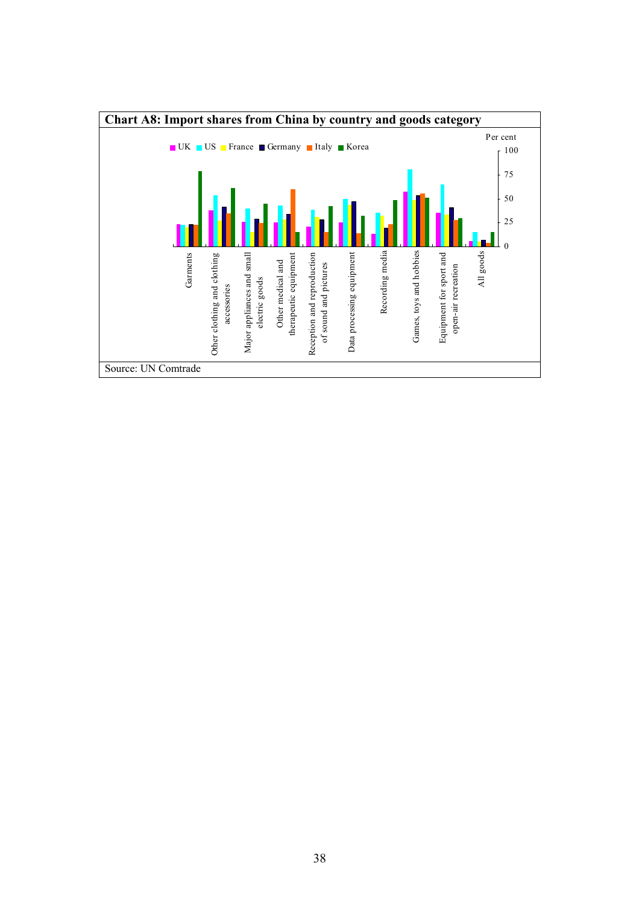**Chart A8: Import shares from China by country and goods category**

Per cent

UK, US, France, Germany, Italy, Korea

Garments; Other clothing and clothing accessories; Major appliances and small electric goods; Other medical and therapeutic equipment; Reception and reproduction of sound and pictures; Data processing equipment; Recording media; Games, toys and hobbies; Equipment for sport and open-air recreation; All goods

Source: UN Comtrade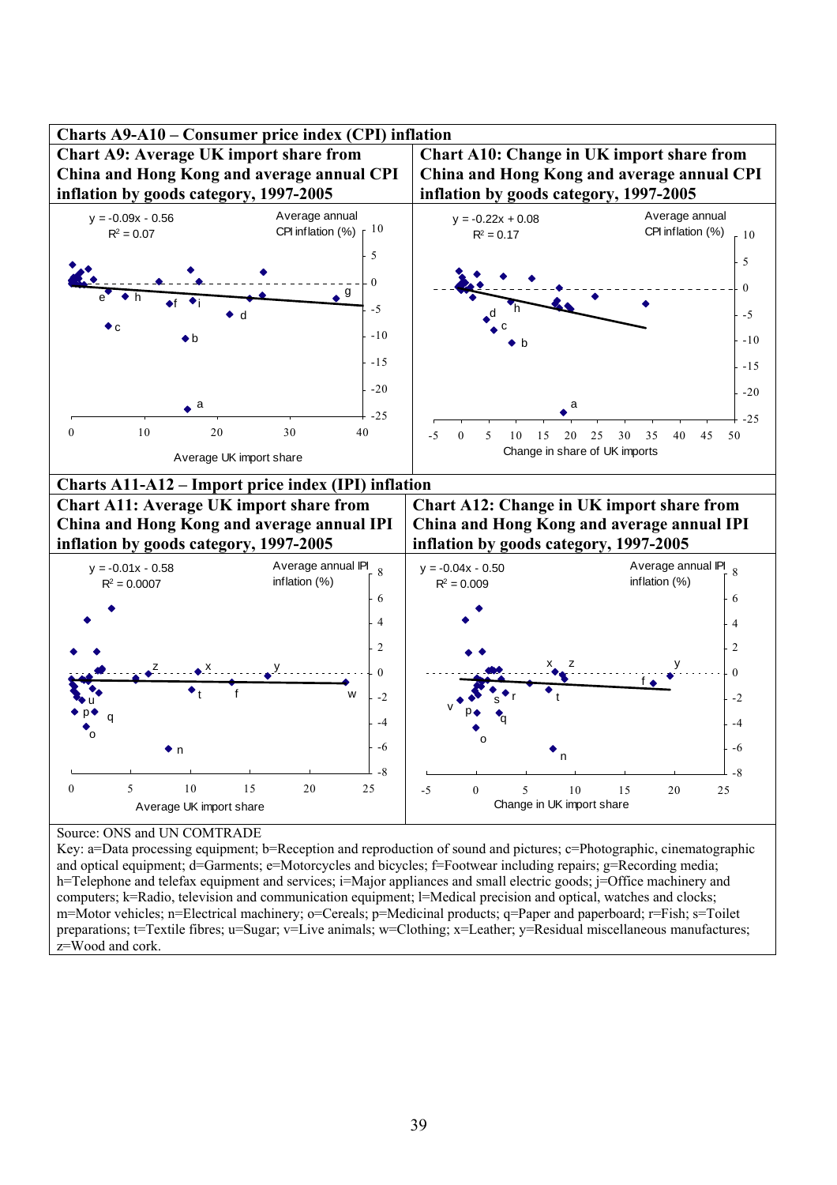## Charts A9-A10 – Consumer price index (CPI) inflation

### Chart A9: Average UK import share from China and Hong Kong and average annual CPI inflation by goods category, 1997-2005

$y = -0.09x - 0.56$

$R^2 = 0.07$

Average annual CPI inflation (%)

Average UK import share

### Chart A10: Change in UK import share from China and Hong Kong and average annual CPI inflation by goods category, 1997-2005

$y = -0.22x + 0.08$

$R^2 = 0.17$

Average annual CPI inflation (%)

Change in share of UK imports

## Charts A11-A12 – Import price index (IPI) inflation

### Chart A11: Average UK import share from China and Hong Kong and average annual IPI inflation by goods category, 1997-2005

$y = -0.01x - 0.58$

$R^2 = 0.0007$

Average annual IPI inflation (%)

Average UK import share

### Chart A12: Change in UK import share from China and Hong Kong and average annual IPI inflation by goods category, 1997-2005

$y = -0.04x - 0.50$

$R^2 = 0.009$

Average annual IPI inflation (%)

Change in UK import share

Source: ONS and UN COMTRADE

Key: a=Data processing equipment; b=Reception and reproduction of sound and pictures; c=Photographic, cinematographic and optical equipment; d=Garments; e=Motorcycles and bicycles; f=Footwear including repairs; g=Recording media; h=Telephone and telefax equipment and services; i=Major appliances and small electric goods; j=Office machinery and computers; k=Radio, television and communication equipment; l=Medical precision and optical, watches and clocks; m=Motor vehicles; n=Electrical machinery; o=Cereals; p=Medicinal products; q=Paper and paperboard; r=Fish; s=Toilet preparations; t=Textile fibres; u=Sugar; v=Live animals; w=Clothing; x=Leather; y=Residual miscellaneous manufactures; z=Wood and cork.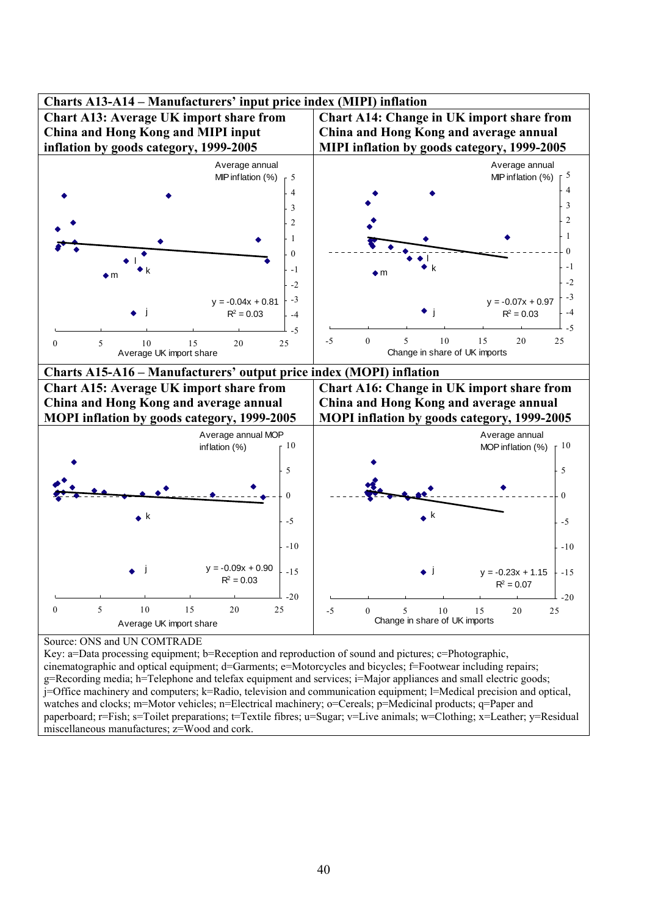**Charts A13-A14 – Manufacturers' input price index (MIPI) inflation**

**Chart A13: Average UK import share from China and Hong Kong and MIPI input inflation by goods category, 1999-2005**

Average annual MIP inflation (%)

$y = -0.04x + 0.81$
$R^2 = 0.03$

Average UK import share

**Chart A14: Change in UK import share from China and Hong Kong and average annual MIPI inflation by goods category, 1999-2005**

Average annual MIP inflation (%)

$y = -0.07x + 0.97$
$R^2 = 0.03$

Change in share of UK imports

**Charts A15-A16 – Manufacturers' output price index (MOPI) inflation**

**Chart A15: Average UK import share from China and Hong Kong and average annual MOPI inflation by goods category, 1999-2005**

Average annual MOP inflation (%)

$y = -0.09x + 0.90$
$R^2 = 0.03$

Average UK import share

**Chart A16: Change in UK import share from China and Hong Kong and average annual MOPI inflation by goods category, 1999-2005**

Average annual MOP inflation (%)

$y = -0.23x + 1.15$
$R^2 = 0.07$

Change in share of UK imports

Source: ONS and UN COMTRADE

Key: a=Data processing equipment; b=Reception and reproduction of sound and pictures; c=Photographic, cinematographic and optical equipment; d=Garments; e=Motorcycles and bicycles; f=Footwear including repairs; g=Recording media; h=Telephone and telefax equipment and services; i=Major appliances and small electric goods; j=Office machinery and computers; k=Radio, television and communication equipment; l=Medical precision and optical, watches and clocks; m=Motor vehicles; n=Electrical machinery; o=Cereals; p=Medicinal products; q=Paper and paperboard; r=Fish; s=Toilet preparations; t=Textile fibres; u=Sugar; v=Live animals; w=Clothing; x=Leather; y=Residual miscellaneous manufactures; z=Wood and cork.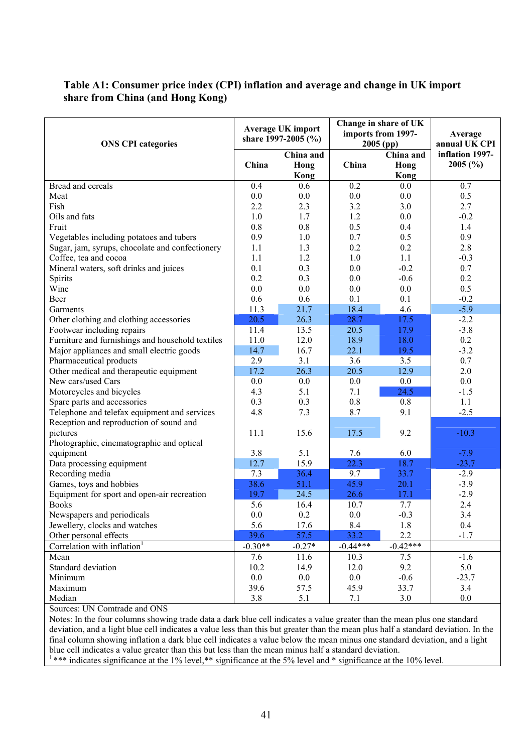### Table A1: Consumer price index (CPI) inflation and average and change in UK import share from China (and Hong Kong)

| ONS CPI categories | Average UK import share 1997-2005 (%) | | Change in share of UK imports from 1997-2005 (pp) | | Average annual UK CPI inflation 1997-2005 (%) |
|---|---|---|---|---|---|
| | China | China and Hong Kong | China | China and Hong Kong | |
| Bread and cereals | 0.4 | 0.6 | 0.2 | 0.0 | 0.7 |
| Meat | 0.0 | 0.0 | 0.0 | 0.0 | 0.5 |
| Fish | 2.2 | 2.3 | 3.2 | 3.0 | 2.7 |
| Oils and fats | 1.0 | 1.7 | 1.2 | 0.0 | -0.2 |
| Fruit | 0.8 | 0.8 | 0.5 | 0.4 | 1.4 |
| Vegetables including potatoes and tubers | 0.9 | 1.0 | 0.7 | 0.5 | 0.9 |
| Sugar, jam, syrups, chocolate and confectionery | 1.1 | 1.3 | 0.2 | 0.2 | 2.8 |
| Coffee, tea and cocoa | 1.1 | 1.2 | 1.0 | 1.1 | -0.3 |
| Mineral waters, soft drinks and juices | 0.1 | 0.3 | 0.0 | -0.2 | 0.7 |
| Spirits | 0.2 | 0.3 | 0.0 | -0.6 | 0.2 |
| Wine | 0.0 | 0.0 | 0.0 | 0.0 | 0.5 |
| Beer | 0.6 | 0.6 | 0.1 | 0.1 | -0.2 |
| Garments | 11.3 | 21.7 | 18.4 | 4.6 | -5.9 |
| Other clothing and clothing accessories | 20.5 | 26.3 | 28.7 | 17.5 | -2.2 |
| Footwear including repairs | 11.4 | 13.5 | 20.5 | 17.9 | -3.8 |
| Furniture and furnishings and household textiles | 11.0 | 12.0 | 18.9 | 18.0 | 0.2 |
| Major appliances and small electric goods | 14.7 | 16.7 | 22.1 | 19.5 | -3.2 |
| Pharmaceutical products | 2.9 | 3.1 | 3.6 | 3.5 | 0.7 |
| Other medical and therapeutic equipment | 17.2 | 26.3 | 20.5 | 12.9 | 2.0 |
| New cars/used Cars | 0.0 | 0.0 | 0.0 | 0.0 | 0.0 |
| Motorcycles and bicycles | 4.3 | 5.1 | 7.1 | 24.5 | -1.5 |
| Spare parts and accessories | 0.3 | 0.3 | 0.8 | 0.8 | 1.1 |
| Telephone and telefax equipment and services | 4.8 | 7.3 | 8.7 | 9.1 | -2.5 |
| Reception and reproduction of sound and pictures | 11.1 | 15.6 | 17.5 | 9.2 | -10.3 |
| Photographic, cinematographic and optical equipment | 3.8 | 5.1 | 7.6 | 6.0 | -7.9 |
| Data processing equipment | 12.7 | 15.9 | 22.3 | 18.7 | -23.7 |
| Recording media | 7.3 | 36.4 | 9.7 | 33.7 | -2.9 |
| Games, toys and hobbies | 38.6 | 51.1 | 45.9 | 20.1 | -3.9 |
| Equipment for sport and open-air recreation | 19.7 | 24.5 | 26.6 | 17.1 | -2.9 |
| Books | 5.6 | 16.4 | 10.7 | 7.7 | 2.4 |
| Newspapers and periodicals | 0.0 | 0.2 | 0.0 | -0.3 | 3.4 |
| Jewellery, clocks and watches | 5.6 | 17.6 | 8.4 | 1.8 | 0.4 |
| Other personal effects | 39.6 | 57.5 | 33.2 | 2.2 | -1.7 |
| Correlation with inflation[1] | -0.30** | -0.27* | -0.44*** | -0.42*** | |
| Mean | 7.6 | 11.6 | 10.3 | 7.5 | -1.6 |
| Standard deviation | 10.2 | 14.9 | 12.0 | 9.2 | 5.0 |
| Minimum | 0.0 | 0.0 | 0.0 | -0.6 | -23.7 |
| Maximum | 39.6 | 57.5 | 45.9 | 33.7 | 3.4 |
| Median | 3.8 | 5.1 | 7.1 | 3.0 | 0.0 |

Sources: UN Comtrade and ONS

Notes: In the four columns showing trade data a dark blue cell indicates a value greater than the mean plus one standard deviation, and a light blue cell indicates a value less than this but greater than the mean plus half a standard deviation. In the final column showing inflation a dark blue cell indicates a value below the mean minus one standard deviation, and a light blue cell indicates a value greater than this but less than the mean minus half a standard deviation.

[1] *** indicates significance at the 1% level,** significance at the 5% level and * significance at the 10% level.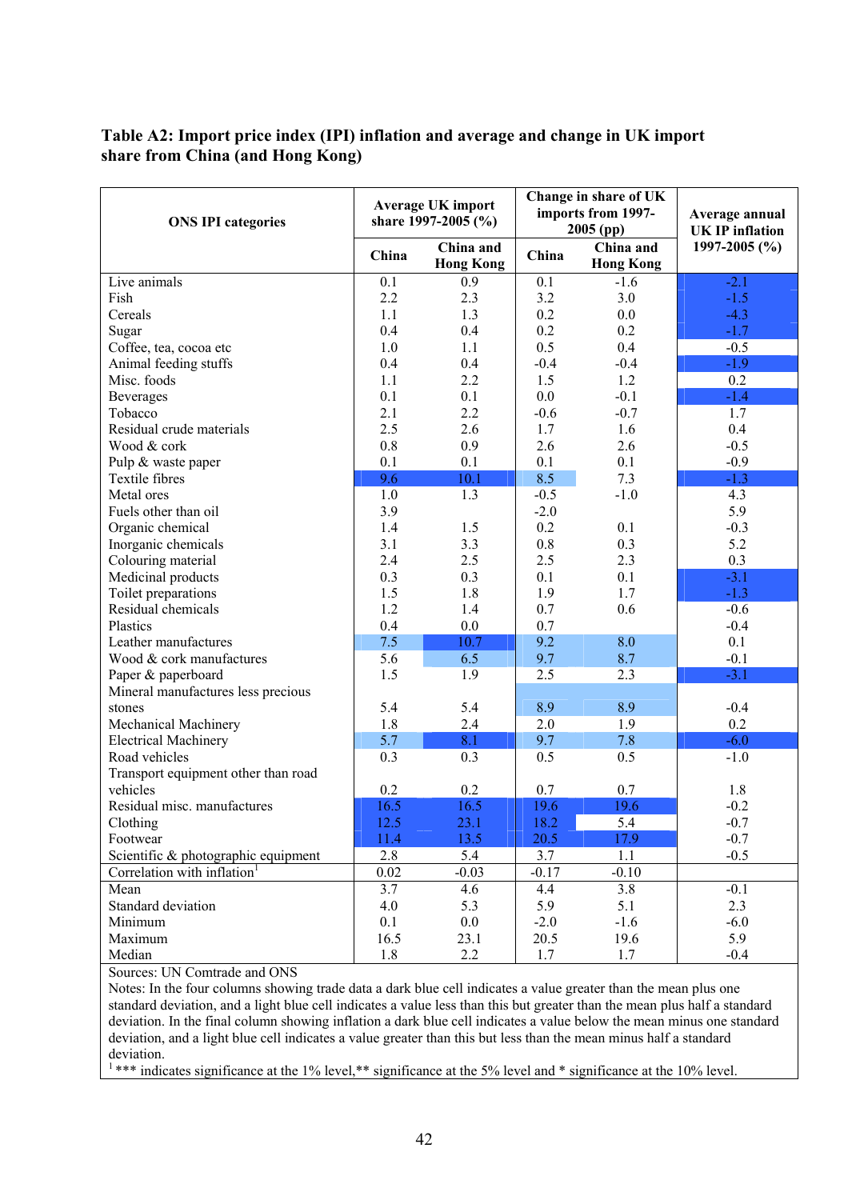**Table A2: Import price index (IPI) inflation and average and change in UK import share from China (and Hong Kong)**

| ONS IPI categories | Average UK import share 1997-2005 (%) | | Change in share of UK imports from 1997-2005 (pp) | | Average annual UK IP inflation 1997-2005 (%) |
|---|---|---|---|---|---|
| | China | China and Hong Kong | China | China and Hong Kong | |
| Live animals | 0.1 | 0.9 | 0.1 | -1.6 | -2.1 |
| Fish | 2.2 | 2.3 | 3.2 | 3.0 | -1.5 |
| Cereals | 1.1 | 1.3 | 0.2 | 0.0 | -4.3 |
| Sugar | 0.4 | 0.4 | 0.2 | 0.2 | -1.7 |
| Coffee, tea, cocoa etc | 1.0 | 1.1 | 0.5 | 0.4 | -0.5 |
| Animal feeding stuffs | 0.4 | 0.4 | -0.4 | -0.4 | -1.9 |
| Misc. foods | 1.1 | 2.2 | 1.5 | 1.2 | 0.2 |
| Beverages | 0.1 | 0.1 | 0.0 | -0.1 | -1.4 |
| Tobacco | 2.1 | 2.2 | -0.6 | -0.7 | 1.7 |
| Residual crude materials | 2.5 | 2.6 | 1.7 | 1.6 | 0.4 |
| Wood & cork | 0.8 | 0.9 | 2.6 | 2.6 | -0.5 |
| Pulp & waste paper | 0.1 | 0.1 | 0.1 | 0.1 | -0.9 |
| Textile fibres | 9.6 | 10.1 | 8.5 | 7.3 | -1.3 |
| Metal ores | 1.0 | 1.3 | -0.5 | -1.0 | 4.3 |
| Fuels other than oil | 3.9 | | -2.0 | | 5.9 |
| Organic chemical | 1.4 | 1.5 | 0.2 | 0.1 | -0.3 |
| Inorganic chemicals | 3.1 | 3.3 | 0.8 | 0.3 | 5.2 |
| Colouring material | 2.4 | 2.5 | 2.5 | 2.3 | 0.3 |
| Medicinal products | 0.3 | 0.3 | 0.1 | 0.1 | -3.1 |
| Toilet preparations | 1.5 | 1.8 | 1.9 | 1.7 | -1.3 |
| Residual chemicals | 1.2 | 1.4 | 0.7 | 0.6 | -0.6 |
| Plastics | 0.4 | 0.0 | 0.7 | | -0.4 |
| Leather manufactures | 7.5 | 10.7 | 9.2 | 8.0 | 0.1 |
| Wood & cork manufactures | 5.6 | 6.5 | 9.7 | 8.7 | -0.1 |
| Paper & paperboard | 1.5 | 1.9 | 2.5 | 2.3 | -3.1 |
| Mineral manufactures less precious stones | 5.4 | 5.4 | 8.9 | 8.9 | -0.4 |
| Mechanical Machinery | 1.8 | 2.4 | 2.0 | 1.9 | 0.2 |
| Electrical Machinery | 5.7 | 8.1 | 9.7 | 7.8 | -6.0 |
| Road vehicles | 0.3 | 0.3 | 0.5 | 0.5 | -1.0 |
| Transport equipment other than road vehicles | 0.2 | 0.2 | 0.7 | 0.7 | 1.8 |
| Residual misc. manufactures | 16.5 | 16.5 | 19.6 | 19.6 | -0.2 |
| Clothing | 12.5 | 23.1 | 18.2 | 5.4 | -0.7 |
| Footwear | 11.4 | 13.5 | 20.5 | 17.9 | -0.7 |
| Scientific & photographic equipment | 2.8 | 5.4 | 3.7 | 1.1 | -0.5 |
| Correlation with inflation[1] | 0.02 | -0.03 | -0.17 | -0.10 | |
| Mean | 3.7 | 4.6 | 4.4 | 3.8 | -0.1 |
| Standard deviation | 4.0 | 5.3 | 5.9 | 5.1 | 2.3 |
| Minimum | 0.1 | 0.0 | -2.0 | -1.6 | -6.0 |
| Maximum | 16.5 | 23.1 | 20.5 | 19.6 | 5.9 |
| Median | 1.8 | 2.2 | 1.7 | 1.7 | -0.4 |

Sources: UN Comtrade and ONS

Notes: In the four columns showing trade data a dark blue cell indicates a value greater than the mean plus one standard deviation, and a light blue cell indicates a value less than this but greater than the mean plus half a standard deviation. In the final column showing inflation a dark blue cell indicates a value below the mean minus one standard deviation, and a light blue cell indicates a value greater than this but less than the mean minus half a standard deviation.

[1] *** indicates significance at the 1% level,** significance at the 5% level and * significance at the 10% level.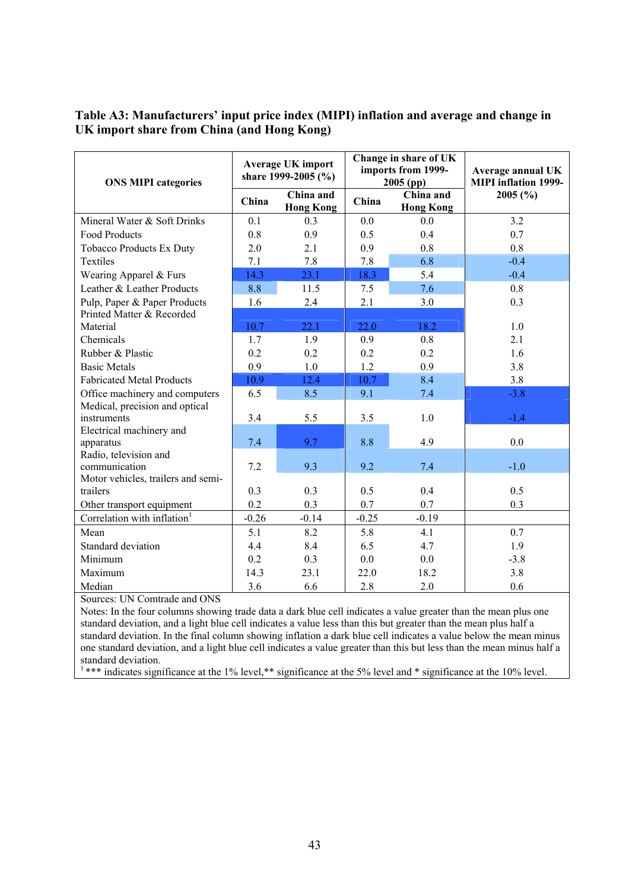**Table A3: Manufacturers' input price index (MIPI) inflation and average and change in UK import share from China (and Hong Kong)**

| ONS MIPI categories | Average UK import share 1999-2005 (%) | | Change in share of UK imports from 1999-2005 (pp) | | Average annual UK MIPI inflation 1999-2005 (%) |
|---|---|---|---|---|---|
| | China | China and Hong Kong | China | China and Hong Kong | |
| Mineral Water & Soft Drinks | 0.1 | 0.3 | 0.0 | 0.0 | 3.2 |
| Food Products | 0.8 | 0.9 | 0.5 | 0.4 | 0.7 |
| Tobacco Products Ex Duty | 2.0 | 2.1 | 0.9 | 0.8 | 0.8 |
| Textiles | 7.1 | 7.8 | 7.8 | 6.8 | -0.4 |
| Wearing Apparel & Furs | 14.3 | 23.1 | 18.3 | 5.4 | -0.4 |
| Leather & Leather Products | 8.8 | 11.5 | 7.5 | 7.6 | 0.8 |
| Pulp, Paper & Paper Products | 1.6 | 2.4 | 2.1 | 3.0 | 0.3 |
| Printed Matter & Recorded Material | 10.7 | 22.1 | 22.0 | 18.2 | 1.0 |
| Chemicals | 1.7 | 1.9 | 0.9 | 0.8 | 2.1 |
| Rubber & Plastic | 0.2 | 0.2 | 0.2 | 0.2 | 1.6 |
| Basic Metals | 0.9 | 1.0 | 1.2 | 0.9 | 3.8 |
| Fabricated Metal Products | 10.9 | 12.4 | 10.7 | 8.4 | 3.8 |
| Office machinery and computers | 6.5 | 8.5 | 9.1 | 7.4 | -3.8 |
| Medical, precision and optical instruments | 3.4 | 5.5 | 3.5 | 1.0 | -1.4 |
| Electrical machinery and apparatus | 7.4 | 9.7 | 8.8 | 4.9 | 0.0 |
| Radio, television and communication | 7.2 | 9.3 | 9.2 | 7.4 | -1.0 |
| Motor vehicles, trailers and semi-trailers | 0.3 | 0.3 | 0.5 | 0.4 | 0.5 |
| Other transport equipment | 0.2 | 0.3 | 0.7 | 0.7 | 0.3 |
| Correlation with inflation[1] | -0.26 | -0.14 | -0.25 | -0.19 | |
| Mean | 5.1 | 8.2 | 5.8 | 4.1 | 0.7 |
| Standard deviation | 4.4 | 8.4 | 6.5 | 4.7 | 1.9 |
| Minimum | 0.2 | 0.3 | 0.0 | 0.0 | -3.8 |
| Maximum | 14.3 | 23.1 | 22.0 | 18.2 | 3.8 |
| Median | 3.6 | 6.6 | 2.8 | 2.0 | 0.6 |

Sources: UN Comtrade and ONS

Notes: In the four columns showing trade data a dark blue cell indicates a value greater than the mean plus one standard deviation, and a light blue cell indicates a value less than this but greater than the mean plus half a standard deviation. In the final column showing inflation a dark blue cell indicates a value below the mean minus one standard deviation, and a light blue cell indicates a value greater than this but less than the mean minus half a standard deviation.

[1] *** indicates significance at the 1% level,** significance at the 5% level and * significance at the 10% level.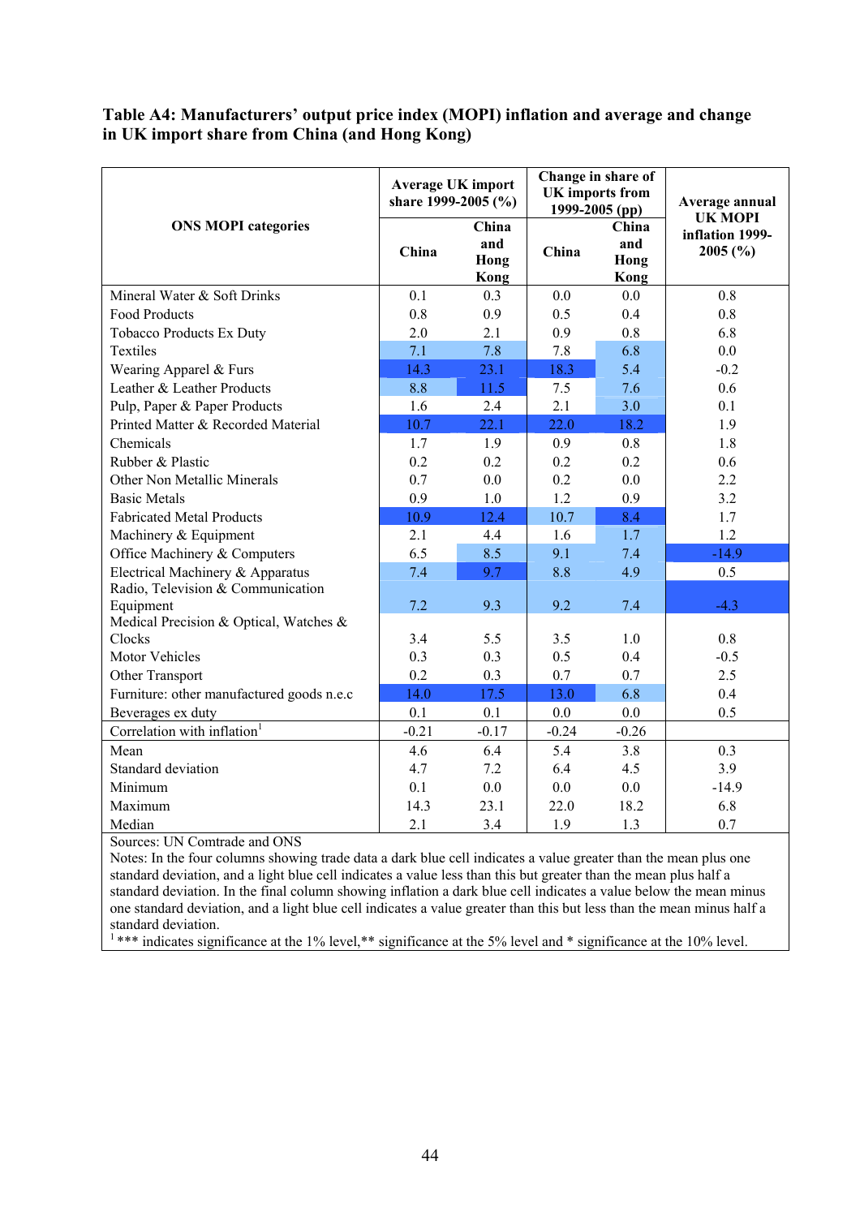**Table A4: Manufacturers' output price index (MOPI) inflation and average and change in UK import share from China (and Hong Kong)**

| ONS MOPI categories | Average UK import share 1999-2005 (%) | | Change in share of UK imports from 1999-2005 (pp) | | Average annual UK MOPI inflation 1999-2005 (%) |
|---|---|---|---|---|---|
| | China | China and Hong Kong | China | China and Hong Kong | |
| Mineral Water & Soft Drinks | 0.1 | 0.3 | 0.0 | 0.0 | 0.8 |
| Food Products | 0.8 | 0.9 | 0.5 | 0.4 | 0.8 |
| Tobacco Products Ex Duty | 2.0 | 2.1 | 0.9 | 0.8 | 6.8 |
| Textiles | 7.1 | 7.8 | 7.8 | 6.8 | 0.0 |
| Wearing Apparel & Furs | 14.3 | 23.1 | 18.3 | 5.4 | -0.2 |
| Leather & Leather Products | 8.8 | 11.5 | 7.5 | 7.6 | 0.6 |
| Pulp, Paper & Paper Products | 1.6 | 2.4 | 2.1 | 3.0 | 0.1 |
| Printed Matter & Recorded Material | 10.7 | 22.1 | 22.0 | 18.2 | 1.9 |
| Chemicals | 1.7 | 1.9 | 0.9 | 0.8 | 1.8 |
| Rubber & Plastic | 0.2 | 0.2 | 0.2 | 0.2 | 0.6 |
| Other Non Metallic Minerals | 0.7 | 0.0 | 0.2 | 0.0 | 2.2 |
| Basic Metals | 0.9 | 1.0 | 1.2 | 0.9 | 3.2 |
| Fabricated Metal Products | 10.9 | 12.4 | 10.7 | 8.4 | 1.7 |
| Machinery & Equipment | 2.1 | 4.4 | 1.6 | 1.7 | 1.2 |
| Office Machinery & Computers | 6.5 | 8.5 | 9.1 | 7.4 | -14.9 |
| Electrical Machinery & Apparatus | 7.4 | 9.7 | 8.8 | 4.9 | 0.5 |
| Radio, Television & Communication Equipment | 7.2 | 9.3 | 9.2 | 7.4 | -4.3 |
| Medical Precision & Optical, Watches & Clocks | 3.4 | 5.5 | 3.5 | 1.0 | 0.8 |
| Motor Vehicles | 0.3 | 0.3 | 0.5 | 0.4 | -0.5 |
| Other Transport | 0.2 | 0.3 | 0.7 | 0.7 | 2.5 |
| Furniture: other manufactured goods n.e.c | 14.0 | 17.5 | 13.0 | 6.8 | 0.4 |
| Beverages ex duty | 0.1 | 0.1 | 0.0 | 0.0 | 0.5 |
| Correlation with inflation[1] | -0.21 | -0.17 | -0.24 | -0.26 | |
| Mean | 4.6 | 6.4 | 5.4 | 3.8 | 0.3 |
| Standard deviation | 4.7 | 7.2 | 6.4 | 4.5 | 3.9 |
| Minimum | 0.1 | 0.0 | 0.0 | 0.0 | -14.9 |
| Maximum | 14.3 | 23.1 | 22.0 | 18.2 | 6.8 |
| Median | 2.1 | 3.4 | 1.9 | 1.3 | 0.7 |

Sources: UN Comtrade and ONS

Notes: In the four columns showing trade data a dark blue cell indicates a value greater than the mean plus one standard deviation, and a light blue cell indicates a value less than this but greater than the mean plus half a standard deviation. In the final column showing inflation a dark blue cell indicates a value below the mean minus one standard deviation, and a light blue cell indicates a value greater than this but less than the mean minus half a standard deviation.

[1] *** indicates significance at the 1% level,** significance at the 5% level and * significance at the 10% level.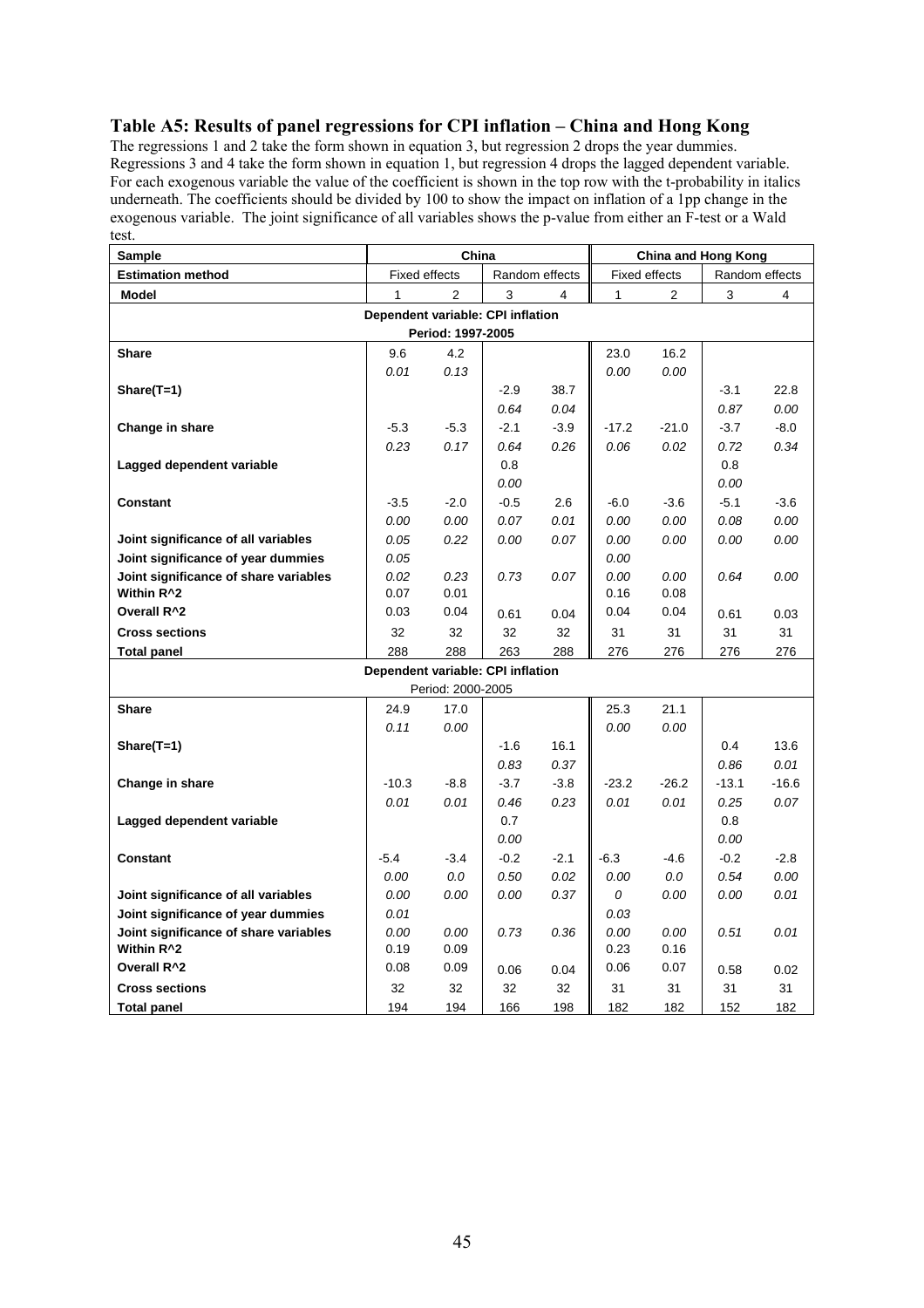## Table A5: Results of panel regressions for CPI inflation – China and Hong Kong

The regressions 1 and 2 take the form shown in equation 3, but regression 2 drops the year dummies. Regressions 3 and 4 take the form shown in equation 1, but regression 4 drops the lagged dependent variable. For each exogenous variable the value of the coefficient is shown in the top row with the t-probability in italics underneath. The coefficients should be divided by 100 to show the impact on inflation of a 1pp change in the exogenous variable. The joint significance of all variables shows the p-value from either an F-test or a Wald test.

| **Sample** | **China** | | | | **China and Hong Kong** | | | |
|---|---|---|---|---|---|---|---|---|
| **Estimation method** | Fixed effects | | Random effects | | Fixed effects | | Random effects | |
| **Model** | 1 | 2 | 3 | 4 | 1 | 2 | 3 | 4 |
| **Dependent variable: CPI inflation** | | | | | | | | |
| **Period: 1997-2005** | | | | | | | | |
| **Share** | 9.6 | 4.2 | | | 23.0 | 16.2 | | |
| | *0.01* | *0.13* | | | *0.00* | *0.00* | | |
| **Share(T=1)** | | | -2.9 | 38.7 | | | -3.1 | 22.8 |
| | | | *0.64* | *0.04* | | | *0.87* | *0.00* |
| **Change in share** | -5.3 | -5.3 | -2.1 | -3.9 | -17.2 | -21.0 | -3.7 | -8.0 |
| | *0.23* | *0.17* | *0.64* | *0.26* | *0.06* | *0.02* | *0.72* | *0.34* |
| **Lagged dependent variable** | | | 0.8 | | | | 0.8 | |
| | | | *0.00* | | | | *0.00* | |
| **Constant** | -3.5 | -2.0 | -0.5 | 2.6 | -6.0 | -3.6 | -5.1 | -3.6 |
| | *0.00* | *0.00* | *0.07* | *0.01* | *0.00* | *0.00* | *0.08* | *0.00* |
| **Joint significance of all variables** | *0.05* | *0.22* | *0.00* | *0.07* | *0.00* | *0.00* | *0.00* | *0.00* |
| **Joint significance of year dummies** | *0.05* | | | | *0.00* | | | |
| **Joint significance of share variables** | *0.02* | *0.23* | *0.73* | *0.07* | *0.00* | *0.00* | *0.64* | *0.00* |
| **Within R^2** | 0.07 | 0.01 | | | 0.16 | 0.08 | | |
| **Overall R^2** | 0.03 | 0.04 | 0.61 | 0.04 | 0.04 | 0.04 | 0.61 | 0.03 |
| **Cross sections** | 32 | 32 | 32 | 32 | 31 | 31 | 31 | 31 |
| **Total panel** | 288 | 288 | 263 | 288 | 276 | 276 | 276 | 276 |
| **Dependent variable: CPI inflation** | | | | | | | | |
| **Period: 2000-2005** | | | | | | | | |
| **Share** | 24.9 | 17.0 | | | 25.3 | 21.1 | | |
| | *0.11* | *0.00* | | | *0.00* | *0.00* | | |
| **Share(T=1)** | | | -1.6 | 16.1 | | | 0.4 | 13.6 |
| | | | *0.83* | *0.37* | | | *0.86* | *0.01* |
| **Change in share** | -10.3 | -8.8 | -3.7 | -3.8 | -23.2 | -26.2 | -13.1 | -16.6 |
| | *0.01* | *0.01* | *0.46* | *0.23* | *0.01* | *0.01* | *0.25* | *0.07* |
| **Lagged dependent variable** | | | 0.7 | | | | 0.8 | |
| | | | *0.00* | | | | *0.00* | |
| **Constant** | -5.4 | -3.4 | -0.2 | -2.1 | -6.3 | -4.6 | -0.2 | -2.8 |
| | *0.00* | *0.0* | *0.50* | *0.02* | *0.00* | *0.0* | *0.54* | *0.00* |
| **Joint significance of all variables** | *0.00* | *0.00* | *0.00* | *0.37* | *0* | *0.00* | *0.00* | *0.01* |
| **Joint significance of year dummies** | *0.01* | | | | *0.03* | | | |
| **Joint significance of share variables** | *0.00* | *0.00* | *0.73* | *0.36* | *0.00* | *0.00* | *0.51* | *0.01* |
| **Within R^2** | 0.19 | 0.09 | | | 0.23 | 0.16 | | |
| **Overall R^2** | 0.08 | 0.09 | 0.06 | 0.04 | 0.06 | 0.07 | 0.58 | 0.02 |
| **Cross sections** | 32 | 32 | 32 | 32 | 31 | 31 | 31 | 31 |
| **Total panel** | 194 | 194 | 166 | 198 | 182 | 182 | 152 | 182 |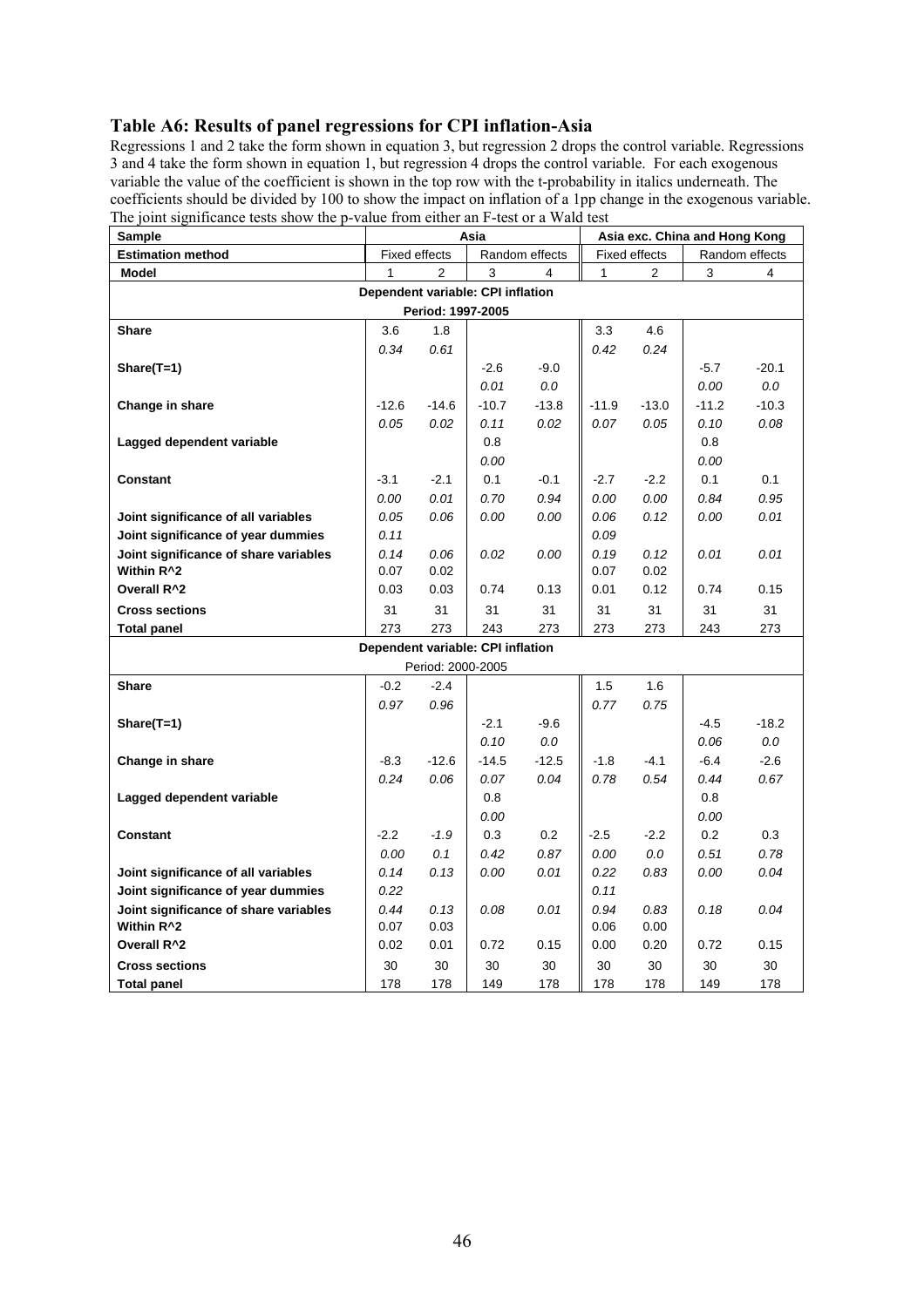### Table A6: Results of panel regressions for CPI inflation-Asia

Regressions 1 and 2 take the form shown in equation 3, but regression 2 drops the control variable. Regressions 3 and 4 take the form shown in equation 1, but regression 4 drops the control variable. For each exogenous variable the value of the coefficient is shown in the top row with the t-probability in italics underneath. The coefficients should be divided by 100 to show the impact on inflation of a 1pp change in the exogenous variable. The joint significance tests show the p-value from either an F-test or a Wald test

| Sample | Asia | | | | Asia exc. China and Hong Kong | | | |
|---|---|---|---|---|---|---|---|---|
| **Estimation method** | Fixed effects | | Random effects | | Fixed effects | | Random effects | |
| **Model** | 1 | 2 | 3 | 4 | 1 | 2 | 3 | 4 |
| **Dependent variable: CPI inflation** | | | | | | | | |
| **Period: 1997-2005** | | | | | | | | |
| **Share** | 3.6 | 1.8 | | | 3.3 | 4.6 | | |
| | *0.34* | *0.61* | | | *0.42* | *0.24* | | |
| **Share(T=1)** | | | -2.6 | -9.0 | | | -5.7 | -20.1 |
| | | | *0.01* | *0.0* | | | *0.00* | *0.0* |
| **Change in share** | -12.6 | -14.6 | -10.7 | -13.8 | -11.9 | -13.0 | -11.2 | -10.3 |
| | *0.05* | *0.02* | *0.11* | *0.02* | *0.07* | *0.05* | *0.10* | *0.08* |
| **Lagged dependent variable** | | | 0.8 | | | | 0.8 | |
| | | | *0.00* | | | | *0.00* | |
| **Constant** | -3.1 | -2.1 | 0.1 | -0.1 | -2.7 | -2.2 | 0.1 | 0.1 |
| | *0.00* | *0.01* | *0.70* | *0.94* | *0.00* | *0.00* | *0.84* | *0.95* |
| **Joint significance of all variables** | *0.05* | *0.06* | *0.00* | *0.00* | *0.06* | *0.12* | *0.00* | *0.01* |
| **Joint significance of year dummies** | *0.11* | | | | *0.09* | | | |
| **Joint significance of share variables** | *0.14* | *0.06* | *0.02* | *0.00* | *0.19* | *0.12* | *0.01* | *0.01* |
| **Within R^2** | 0.07 | 0.02 | | | 0.07 | 0.02 | | |
| **Overall R^2** | 0.03 | 0.03 | 0.74 | 0.13 | 0.01 | 0.12 | 0.74 | 0.15 |
| **Cross sections** | 31 | 31 | 31 | 31 | 31 | 31 | 31 | 31 |
| **Total panel** | 273 | 273 | 243 | 273 | 273 | 273 | 243 | 273 |
| **Dependent variable: CPI inflation** | | | | | | | | |
| Period: 2000-2005 | | | | | | | | |
| **Share** | -0.2 | -2.4 | | | 1.5 | 1.6 | | |
| | *0.97* | *0.96* | | | *0.77* | *0.75* | | |
| **Share(T=1)** | | | -2.1 | -9.6 | | | -4.5 | -18.2 |
| | | | *0.10* | *0.0* | | | *0.06* | *0.0* |
| **Change in share** | -8.3 | -12.6 | -14.5 | -12.5 | -1.8 | -4.1 | -6.4 | -2.6 |
| | *0.24* | *0.06* | *0.07* | *0.04* | *0.78* | *0.54* | *0.44* | *0.67* |
| **Lagged dependent variable** | | | 0.8 | | | | 0.8 | |
| | | | *0.00* | | | | *0.00* | |
| **Constant** | -2.2 | *-1.9* | 0.3 | 0.2 | -2.5 | -2.2 | 0.2 | 0.3 |
| | *0.00* | *0.1* | *0.42* | *0.87* | *0.00* | *0.0* | *0.51* | *0.78* |
| **Joint significance of all variables** | *0.14* | *0.13* | *0.00* | *0.01* | *0.22* | *0.83* | *0.00* | *0.04* |
| **Joint significance of year dummies** | *0.22* | | | | *0.11* | | | |
| **Joint significance of share variables** | *0.44* | *0.13* | *0.08* | *0.01* | *0.94* | *0.83* | *0.18* | *0.04* |
| **Within R^2** | 0.07 | 0.03 | | | 0.06 | 0.00 | | |
| **Overall R^2** | 0.02 | 0.01 | 0.72 | 0.15 | 0.00 | 0.20 | 0.72 | 0.15 |
| **Cross sections** | 30 | 30 | 30 | 30 | 30 | 30 | 30 | 30 |
| **Total panel** | 178 | 178 | 149 | 178 | 178 | 178 | 149 | 178 |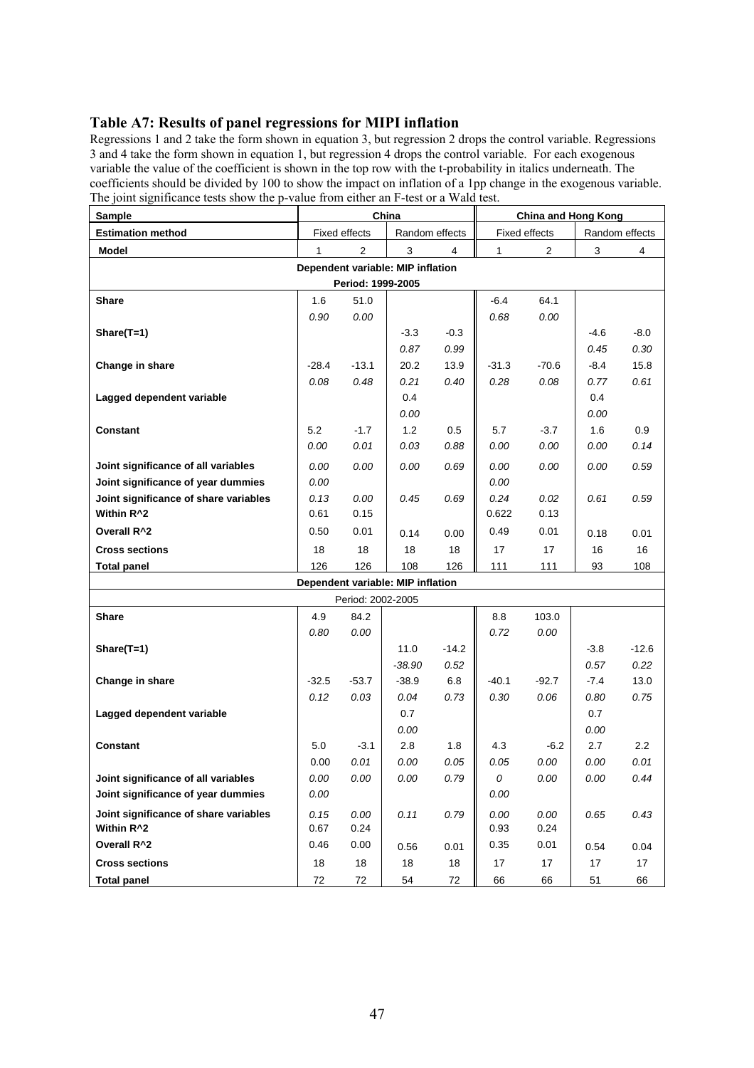## Table A7: Results of panel regressions for MIPI inflation

Regressions 1 and 2 take the form shown in equation 3, but regression 2 drops the control variable. Regressions 3 and 4 take the form shown in equation 1, but regression 4 drops the control variable. For each exogenous variable the value of the coefficient is shown in the top row with the t-probability in italics underneath. The coefficients should be divided by 100 to show the impact on inflation of a 1pp change in the exogenous variable. The joint significance tests show the p-value from either an F-test or a Wald test.

| Sample | China | | | | China and Hong Kong | | | |
|---|---|---|---|---|---|---|---|---|
| Estimation method | Fixed effects | | Random effects | | Fixed effects | | Random effects | |
| Model | 1 | 2 | 3 | 4 | 1 | 2 | 3 | 4 |
| **Dependent variable: MIP inflation** | | | | | | | | |
| **Period: 1999-2005** | | | | | | | | |
| **Share** | 1.6 | 51.0 | | | -6.4 | 64.1 | | |
| | *0.90* | *0.00* | | | *0.68* | *0.00* | | |
| **Share(T=1)** | | | -3.3 | -0.3 | | | -4.6 | -8.0 |
| | | | *0.87* | *0.99* | | | *0.45* | *0.30* |
| **Change in share** | -28.4 | -13.1 | 20.2 | 13.9 | -31.3 | -70.6 | -8.4 | 15.8 |
| | *0.08* | *0.48* | *0.21* | *0.40* | *0.28* | *0.08* | *0.77* | *0.61* |
| **Lagged dependent variable** | | | 0.4 | | | | 0.4 | |
| | | | *0.00* | | | | *0.00* | |
| **Constant** | 5.2 | -1.7 | 1.2 | 0.5 | 5.7 | -3.7 | 1.6 | 0.9 |
| | *0.00* | *0.01* | *0.03* | *0.88* | *0.00* | *0.00* | *0.00* | *0.14* |
| **Joint significance of all variables** | *0.00* | *0.00* | *0.00* | *0.69* | *0.00* | *0.00* | *0.00* | *0.59* |
| **Joint significance of year dummies** | *0.00* | | | | *0.00* | | | |
| **Joint significance of share variables** | *0.13* | *0.00* | *0.45* | *0.69* | *0.24* | *0.02* | *0.61* | *0.59* |
| **Within R^2** | 0.61 | 0.15 | | | 0.622 | 0.13 | | |
| **Overall R^2** | 0.50 | 0.01 | 0.14 | 0.00 | 0.49 | 0.01 | 0.18 | 0.01 |
| **Cross sections** | 18 | 18 | 18 | 18 | 17 | 17 | 16 | 16 |
| **Total panel** | 126 | 126 | 108 | 126 | 111 | 111 | 93 | 108 |
| **Dependent variable: MIP inflation** | | | | | | | | |
| Period: 2002-2005 | | | | | | | | |
| **Share** | 4.9 | 84.2 | | | 8.8 | 103.0 | | |
| | *0.80* | *0.00* | | | *0.72* | *0.00* | | |
| **Share(T=1)** | | | 11.0 | -14.2 | | | -3.8 | -12.6 |
| | | | *-38.90* | *0.52* | | | *0.57* | *0.22* |
| **Change in share** | -32.5 | -53.7 | -38.9 | 6.8 | -40.1 | -92.7 | -7.4 | 13.0 |
| | *0.12* | *0.03* | *0.04* | *0.73* | *0.30* | *0.06* | *0.80* | *0.75* |
| **Lagged dependent variable** | | | 0.7 | | | | 0.7 | |
| | | | *0.00* | | | | *0.00* | |
| **Constant** | 5.0 | -3.1 | 2.8 | 1.8 | 4.3 | -6.2 | 2.7 | 2.2 |
| | 0.00 | *0.01* | *0.00* | *0.05* | *0.05* | *0.00* | *0.00* | *0.01* |
| **Joint significance of all variables** | *0.00* | *0.00* | *0.00* | *0.79* | *0* | *0.00* | *0.00* | *0.44* |
| **Joint significance of year dummies** | *0.00* | | | | *0.00* | | | |
| **Joint significance of share variables** | *0.15* | *0.00* | *0.11* | *0.79* | *0.00* | *0.00* | *0.65* | *0.43* |
| **Within R^2** | 0.67 | 0.24 | | | 0.93 | 0.24 | | |
| **Overall R^2** | 0.46 | 0.00 | 0.56 | 0.01 | 0.35 | 0.01 | 0.54 | 0.04 |
| **Cross sections** | 18 | 18 | 18 | 18 | 17 | 17 | 17 | 17 |
| **Total panel** | 72 | 72 | 54 | 72 | 66 | 66 | 51 | 66 |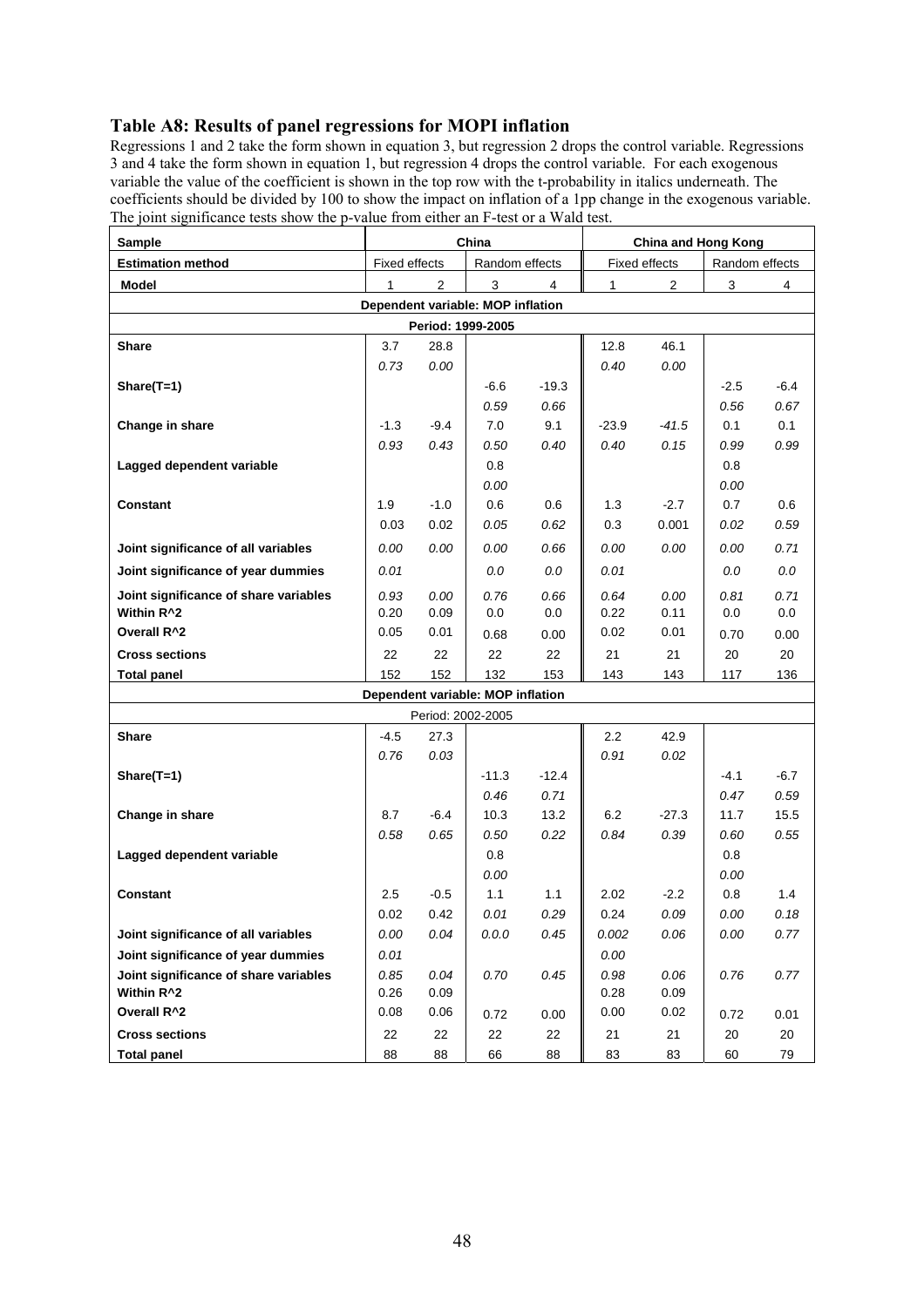### Table A8: Results of panel regressions for MOPI inflation

Regressions 1 and 2 take the form shown in equation 3, but regression 2 drops the control variable. Regressions 3 and 4 take the form shown in equation 1, but regression 4 drops the control variable. For each exogenous variable the value of the coefficient is shown in the top row with the t-probability in italics underneath. The coefficients should be divided by 100 to show the impact on inflation of a 1pp change in the exogenous variable. The joint significance tests show the p-value from either an F-test or a Wald test.

| **Sample** | **China** | | | | **China and Hong Kong** | | | |
|---|---|---|---|---|---|---|---|---|
| **Estimation method** | Fixed effects | | Random effects | | Fixed effects | | Random effects | |
| **Model** | 1 | 2 | 3 | 4 | 1 | 2 | 3 | 4 |
| **Dependent variable: MOP inflation** | | | | | | | | |
| **Period: 1999-2005** | | | | | | | | |
| **Share** | 3.7 | 28.8 | | | 12.8 | 46.1 | | |
| | *0.73* | *0.00* | | | *0.40* | *0.00* | | |
| **Share(T=1)** | | | -6.6 | -19.3 | | | -2.5 | -6.4 |
| | | | *0.59* | *0.66* | | | *0.56* | *0.67* |
| **Change in share** | -1.3 | -9.4 | 7.0 | 9.1 | -23.9 | *-41.5* | 0.1 | 0.1 |
| | *0.93* | *0.43* | *0.50* | *0.40* | *0.40* | *0.15* | *0.99* | *0.99* |
| **Lagged dependent variable** | | | 0.8 | | | | 0.8 | |
| | | | *0.00* | | | | *0.00* | |
| **Constant** | 1.9 | -1.0 | 0.6 | 0.6 | 1.3 | -2.7 | 0.7 | 0.6 |
| | 0.03 | 0.02 | *0.05* | *0.62* | 0.3 | 0.001 | *0.02* | *0.59* |
| **Joint significance of all variables** | *0.00* | *0.00* | *0.00* | *0.66* | *0.00* | *0.00* | *0.00* | *0.71* |
| **Joint significance of year dummies** | *0.01* | | *0.0* | *0.0* | *0.01* | | *0.0* | *0.0* |
| **Joint significance of share variables** | *0.93* | *0.00* | *0.76* | *0.66* | *0.64* | *0.00* | *0.81* | *0.71* |
| **Within R^2** | 0.20 | 0.09 | 0.0 | 0.0 | 0.22 | 0.11 | 0.0 | 0.0 |
| **Overall R^2** | 0.05 | 0.01 | 0.68 | 0.00 | 0.02 | 0.01 | 0.70 | 0.00 |
| **Cross sections** | 22 | 22 | 22 | 22 | 21 | 21 | 20 | 20 |
| **Total panel** | 152 | 152 | 132 | 153 | 143 | 143 | 117 | 136 |
| **Dependent variable: MOP inflation** | | | | | | | | |
| Period: 2002-2005 | | | | | | | | |
| **Share** | -4.5 | 27.3 | | | 2.2 | 42.9 | | |
| | *0.76* | *0.03* | | | *0.91* | *0.02* | | |
| **Share(T=1)** | | | -11.3 | -12.4 | | | -4.1 | -6.7 |
| | | | *0.46* | *0.71* | | | *0.47* | *0.59* |
| **Change in share** | 8.7 | -6.4 | 10.3 | 13.2 | 6.2 | -27.3 | 11.7 | 15.5 |
| | *0.58* | *0.65* | *0.50* | *0.22* | *0.84* | *0.39* | *0.60* | *0.55* |
| **Lagged dependent variable** | | | 0.8 | | | | 0.8 | |
| | | | *0.00* | | | | *0.00* | |
| **Constant** | 2.5 | -0.5 | 1.1 | 1.1 | 2.02 | -2.2 | 0.8 | 1.4 |
| | 0.02 | 0.42 | *0.01* | *0.29* | 0.24 | 0.09 | *0.00* | *0.18* |
| **Joint significance of all variables** | *0.00* | *0.04* | *0.0.0* | *0.45* | *0.002* | *0.06* | *0.00* | *0.77* |
| **Joint significance of year dummies** | *0.01* | | | | *0.00* | | | |
| **Joint significance of share variables** | *0.85* | *0.04* | *0.70* | *0.45* | *0.98* | *0.06* | *0.76* | *0.77* |
| **Within R^2** | 0.26 | 0.09 | | | 0.28 | 0.09 | | |
| **Overall R^2** | 0.08 | 0.06 | 0.72 | 0.00 | 0.00 | 0.02 | 0.72 | 0.01 |
| **Cross sections** | 22 | 22 | 22 | 22 | 21 | 21 | 20 | 20 |
| **Total panel** | 88 | 88 | 66 | 88 | 83 | 83 | 60 | 79 |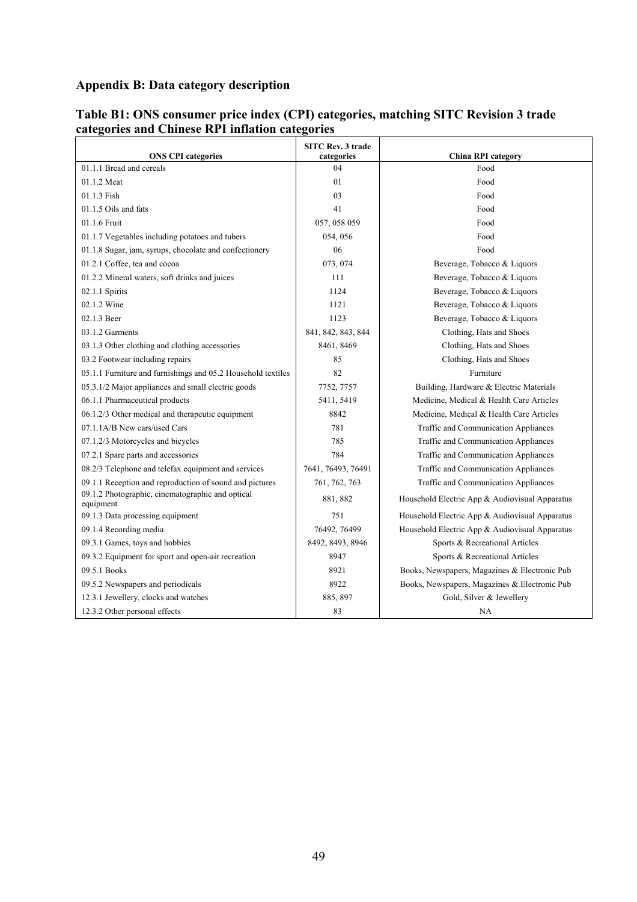## Appendix B: Data category description

### Table B1: ONS consumer price index (CPI) categories, matching SITC Revision 3 trade categories and Chinese RPI inflation categories

| ONS CPI categories | SITC Rev. 3 trade categories | China RPI category |
|---|---|---|
| 01.1.1 Bread and cereals | 04 | Food |
| 01.1.2 Meat | 01 | Food |
| 01.1.3 Fish | 03 | Food |
| 01.1.5 Oils and fats | 41 | Food |
| 01.1.6 Fruit | 057, 058 059 | Food |
| 01.1.7 Vegetables including potatoes and tubers | 054, 056 | Food |
| 01.1.8 Sugar, jam, syrups, chocolate and confectionery | 06 | Food |
| 01.2.1 Coffee, tea and cocoa | 073, 074 | Beverage, Tobacco & Liquors |
| 01.2.2 Mineral waters, soft drinks and juices | 111 | Beverage, Tobacco & Liquors |
| 02.1.1 Spirits | 1124 | Beverage, Tobacco & Liquors |
| 02.1.2 Wine | 1121 | Beverage, Tobacco & Liquors |
| 02.1.3 Beer | 1123 | Beverage, Tobacco & Liquors |
| 03.1.2 Garments | 841, 842, 843, 844 | Clothing, Hats and Shoes |
| 03.1.3 Other clothing and clothing accessories | 8461, 8469 | Clothing, Hats and Shoes |
| 03.2 Footwear including repairs | 85 | Clothing, Hats and Shoes |
| 05.1.1 Furniture and furnishings and 05.2 Household textiles | 82 | Furniture |
| 05.3.1/2 Major appliances and small electric goods | 7752, 7757 | Building, Hardware & Electric Materials |
| 06.1.1 Pharmaceutical products | 5411, 5419 | Medicine, Medical & Health Care Articles |
| 06.1.2/3 Other medical and therapeutic equipment | 8842 | Medicine, Medical & Health Care Articles |
| 07.1.1A/B New cars/used Cars | 781 | Traffic and Communication Appliances |
| 07.1.2/3 Motorcycles and bicycles | 785 | Traffic and Communication Appliances |
| 07.2.1 Spare parts and accessories | 784 | Traffic and Communication Appliances |
| 08.2/3 Telephone and telefax equipment and services | 7641, 76493, 76491 | Traffic and Communication Appliances |
| 09.1.1 Reception and reproduction of sound and pictures | 761, 762, 763 | Traffic and Communication Appliances |
| 09.1.2 Photographic, cinematographic and optical equipment | 881, 882 | Household Electric App & Audiovisual Apparatus |
| 09.1.3 Data processing equipment | 751 | Household Electric App & Audiovisual Apparatus |
| 09.1.4 Recording media | 76492, 76499 | Household Electric App & Audiovisual Apparatus |
| 09.3.1 Games, toys and hobbies | 8492, 8493, 8946 | Sports & Recreational Articles |
| 09.3.2 Equipment for sport and open-air recreation | 8947 | Sports & Recreational Articles |
| 09.5.1 Books | 8921 | Books, Newspapers, Magazines & Electronic Pub |
| 09.5.2 Newspapers and periodicals | 8922 | Books, Newspapers, Magazines & Electronic Pub |
| 12.3.1 Jewellery, clocks and watches | 885, 897 | Gold, Silver & Jewellery |
| 12.3.2 Other personal effects | 83 | NA |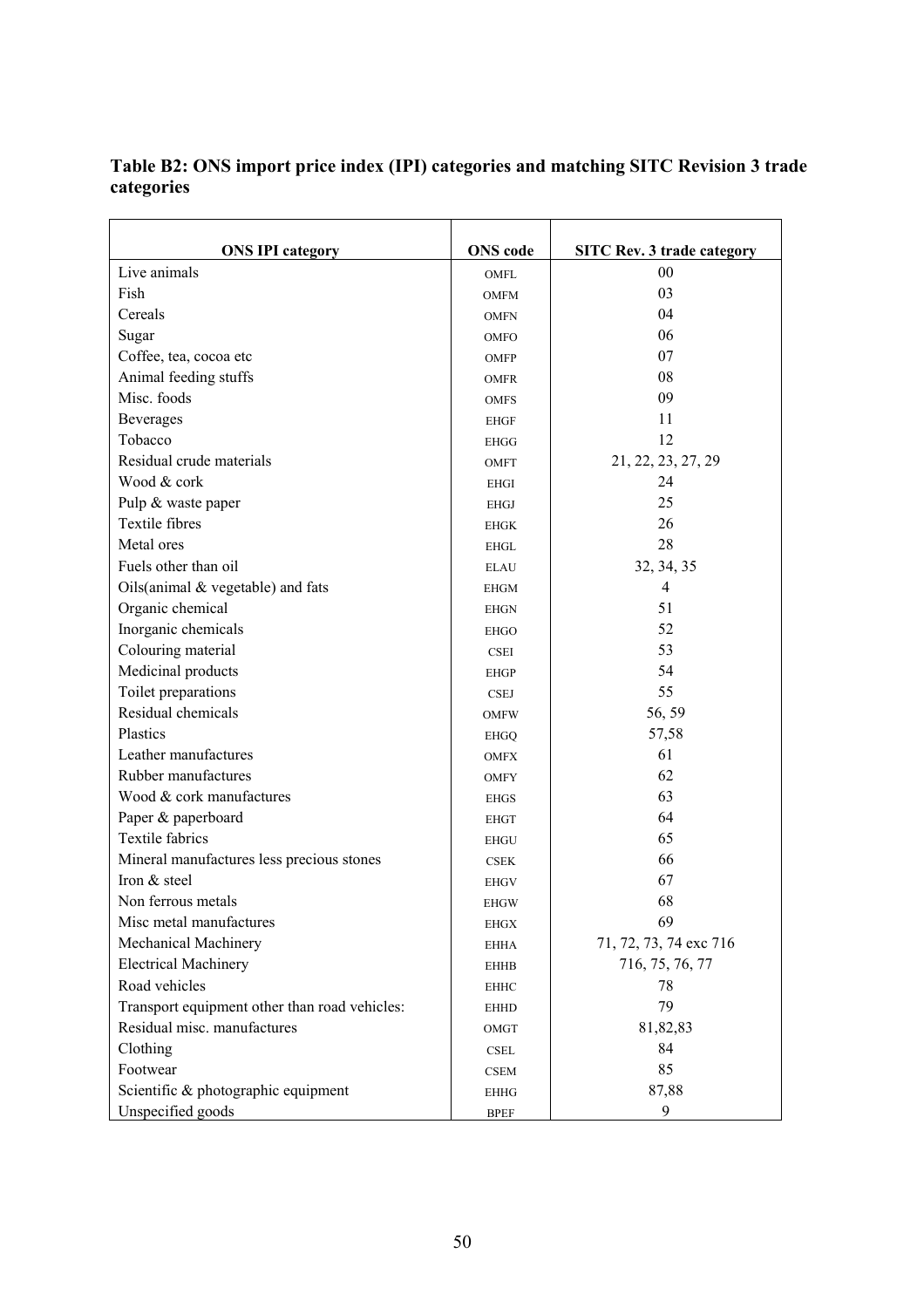**Table B2: ONS import price index (IPI) categories and matching SITC Revision 3 trade categories**

| ONS IPI category | ONS code | SITC Rev. 3 trade category |
|---|---|---|
| Live animals | OMFL | 00 |
| Fish | OMFM | 03 |
| Cereals | OMFN | 04 |
| Sugar | OMFO | 06 |
| Coffee, tea, cocoa etc | OMFP | 07 |
| Animal feeding stuffs | OMFR | 08 |
| Misc. foods | OMFS | 09 |
| Beverages | EHGF | 11 |
| Tobacco | EHGG | 12 |
| Residual crude materials | OMFT | 21, 22, 23, 27, 29 |
| Wood & cork | EHGI | 24 |
| Pulp & waste paper | EHGJ | 25 |
| Textile fibres | EHGK | 26 |
| Metal ores | EHGL | 28 |
| Fuels other than oil | ELAU | 32, 34, 35 |
| Oils(animal & vegetable) and fats | EHGM | 4 |
| Organic chemical | EHGN | 51 |
| Inorganic chemicals | EHGO | 52 |
| Colouring material | CSEI | 53 |
| Medicinal products | EHGP | 54 |
| Toilet preparations | CSEJ | 55 |
| Residual chemicals | OMFW | 56, 59 |
| Plastics | EHGQ | 57,58 |
| Leather manufactures | OMFX | 61 |
| Rubber manufactures | OMFY | 62 |
| Wood & cork manufactures | EHGS | 63 |
| Paper & paperboard | EHGT | 64 |
| Textile fabrics | EHGU | 65 |
| Mineral manufactures less precious stones | CSEK | 66 |
| Iron & steel | EHGV | 67 |
| Non ferrous metals | EHGW | 68 |
| Misc metal manufactures | EHGX | 69 |
| Mechanical Machinery | EHHA | 71, 72, 73, 74 exc 716 |
| Electrical Machinery | EHHB | 716, 75, 76, 77 |
| Road vehicles | EHHC | 78 |
| Transport equipment other than road vehicles: | EHHD | 79 |
| Residual misc. manufactures | OMGT | 81,82,83 |
| Clothing | CSEL | 84 |
| Footwear | CSEM | 85 |
| Scientific & photographic equipment | EHHG | 87,88 |
| Unspecified goods | BPEF | 9 |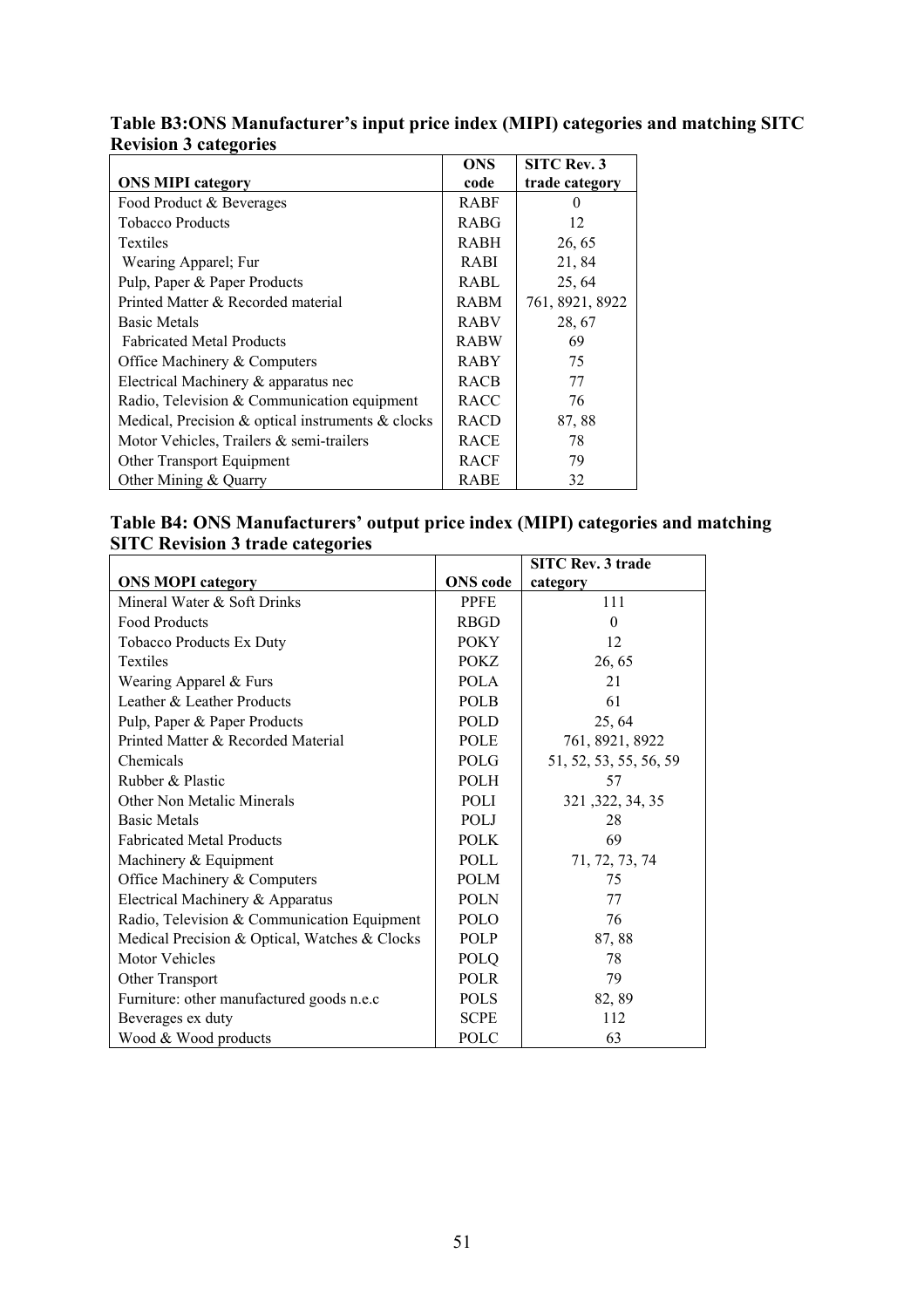**Table B3:ONS Manufacturer's input price index (MIPI) categories and matching SITC Revision 3 categories**

| ONS MIPI category | ONS code | SITC Rev. 3 trade category |
|---|---|---|
| Food Product & Beverages | RABF | 0 |
| Tobacco Products | RABG | 12 |
| Textiles | RABH | 26, 65 |
| Wearing Apparel; Fur | RABI | 21, 84 |
| Pulp, Paper & Paper Products | RABL | 25, 64 |
| Printed Matter & Recorded material | RABM | 761, 8921, 8922 |
| Basic Metals | RABV | 28, 67 |
| Fabricated Metal Products | RABW | 69 |
| Office Machinery & Computers | RABY | 75 |
| Electrical Machinery & apparatus nec | RACB | 77 |
| Radio, Television & Communication equipment | RACC | 76 |
| Medical, Precision & optical instruments & clocks | RACD | 87, 88 |
| Motor Vehicles, Trailers & semi-trailers | RACE | 78 |
| Other Transport Equipment | RACF | 79 |
| Other Mining & Quarry | RABE | 32 |

**Table B4: ONS Manufacturers' output price index (MIPI) categories and matching SITC Revision 3 trade categories**

| ONS MOPI category | ONS code | SITC Rev. 3 trade category |
|---|---|---|
| Mineral Water & Soft Drinks | PPFE | 111 |
| Food Products | RBGD | 0 |
| Tobacco Products Ex Duty | POKY | 12 |
| Textiles | POKZ | 26, 65 |
| Wearing Apparel & Furs | POLA | 21 |
| Leather & Leather Products | POLB | 61 |
| Pulp, Paper & Paper Products | POLD | 25, 64 |
| Printed Matter & Recorded Material | POLE | 761, 8921, 8922 |
| Chemicals | POLG | 51, 52, 53, 55, 56, 59 |
| Rubber & Plastic | POLH | 57 |
| Other Non Metalic Minerals | POLI | 321 ,322, 34, 35 |
| Basic Metals | POLJ | 28 |
| Fabricated Metal Products | POLK | 69 |
| Machinery & Equipment | POLL | 71, 72, 73, 74 |
| Office Machinery & Computers | POLM | 75 |
| Electrical Machinery & Apparatus | POLN | 77 |
| Radio, Television & Communication Equipment | POLO | 76 |
| Medical Precision & Optical, Watches & Clocks | POLP | 87, 88 |
| Motor Vehicles | POLQ | 78 |
| Other Transport | POLR | 79 |
| Furniture: other manufactured goods n.e.c | POLS | 82, 89 |
| Beverages ex duty | SCPE | 112 |
| Wood & Wood products | POLC | 63 |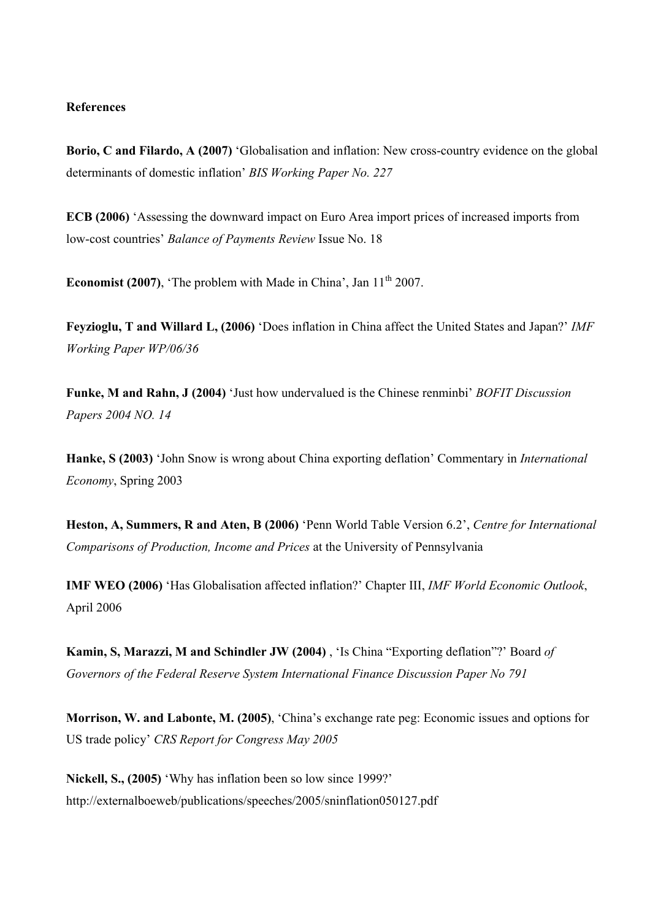**References**

**Borio, C and Filardo, A (2007)** 'Globalisation and inflation: New cross-country evidence on the global determinants of domestic inflation' *BIS Working Paper No. 227*

**ECB (2006)** 'Assessing the downward impact on Euro Area import prices of increased imports from low-cost countries' *Balance of Payments Review* Issue No. 18

**Economist (2007)**, 'The problem with Made in China', Jan 11th 2007.

**Feyzioglu, T and Willard L, (2006)** 'Does inflation in China affect the United States and Japan?' *IMF Working Paper WP/06/36*

**Funke, M and Rahn, J (2004)** 'Just how undervalued is the Chinese renminbi' *BOFIT Discussion Papers 2004 NO. 14*

**Hanke, S (2003)** 'John Snow is wrong about China exporting deflation' Commentary in *International Economy*, Spring 2003

**Heston, A, Summers, R and Aten, B (2006)** 'Penn World Table Version 6.2', *Centre for International Comparisons of Production, Income and Prices* at the University of Pennsylvania

**IMF WEO (2006)** 'Has Globalisation affected inflation?' Chapter III, *IMF World Economic Outlook*, April 2006

**Kamin, S, Marazzi, M and Schindler JW (2004)** , 'Is China "Exporting deflation"?' Board *of Governors of the Federal Reserve System International Finance Discussion Paper No 791*

**Morrison, W. and Labonte, M. (2005)**, 'China's exchange rate peg: Economic issues and options for US trade policy' *CRS Report for Congress May 2005*

**Nickell, S., (2005)** 'Why has inflation been so low since 1999?' http://externalboeweb/publications/speeches/2005/sninflation050127.pdf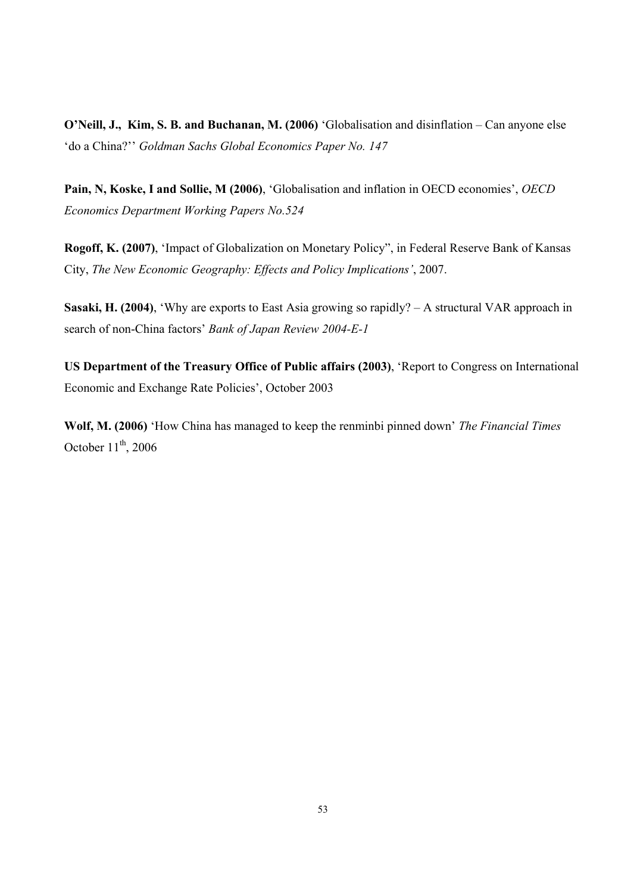**O'Neill, J., Kim, S. B. and Buchanan, M. (2006)** 'Globalisation and disinflation – Can anyone else 'do a China?'' *Goldman Sachs Global Economics Paper No. 147*

**Pain, N, Koske, I and Sollie, M (2006)**, 'Globalisation and inflation in OECD economies', *OECD Economics Department Working Papers No.524*

**Rogoff, K. (2007)**, 'Impact of Globalization on Monetary Policy", in Federal Reserve Bank of Kansas City, *The New Economic Geography: Effects and Policy Implications'*, 2007.

**Sasaki, H. (2004)**, 'Why are exports to East Asia growing so rapidly? – A structural VAR approach in search of non-China factors' *Bank of Japan Review 2004-E-1*

**US Department of the Treasury Office of Public affairs (2003)**, 'Report to Congress on International Economic and Exchange Rate Policies', October 2003

**Wolf, M. (2006)** 'How China has managed to keep the renminbi pinned down' *The Financial Times* October 11th, 2006